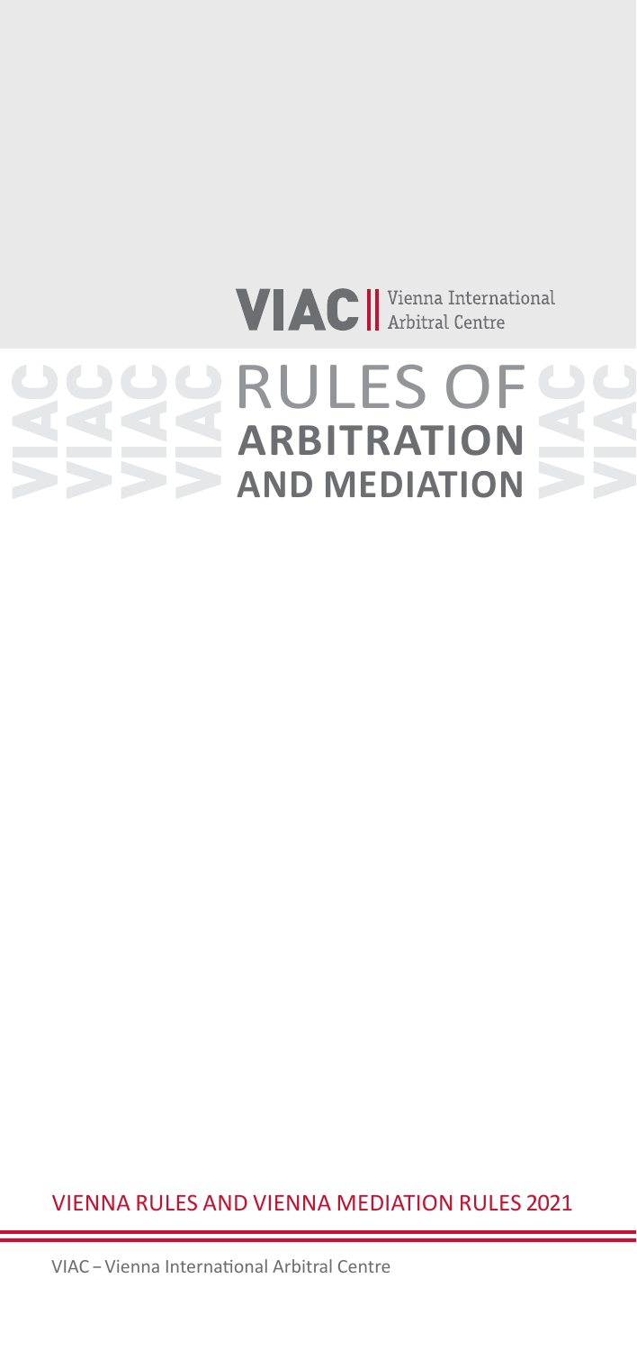VIAC | Vienna International Arbitral Centre

# RULES OF ARBITRATION AND MEDIATION

VIENNA RULES AND VIENNA MEDIATION RULES 2021

VIAC – Vienna International Arbitral Centre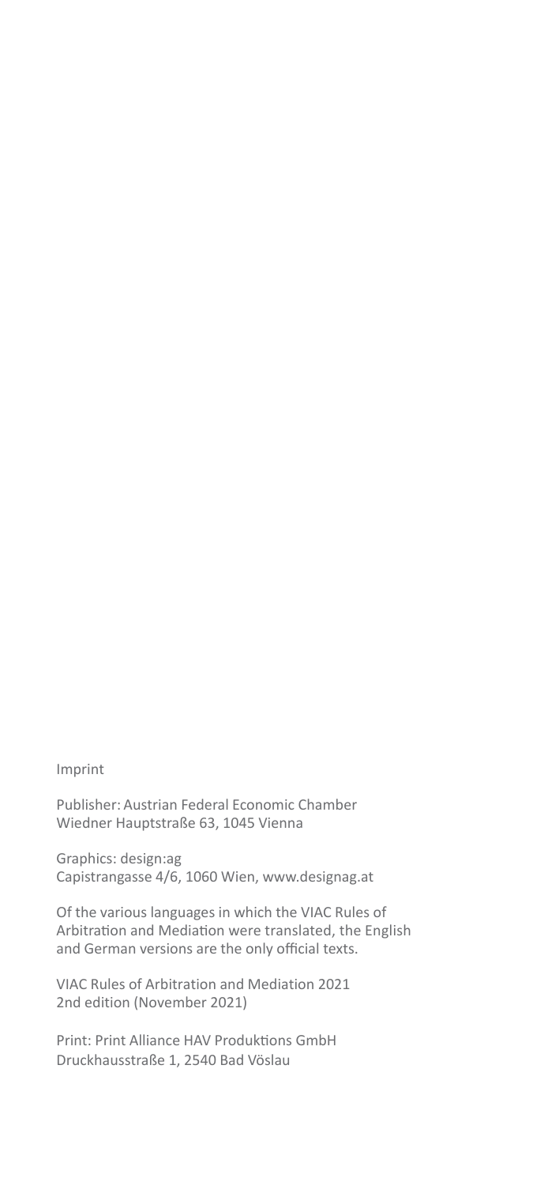Imprint

Publisher: Austrian Federal Economic Chamber
Wiedner Hauptstraße 63, 1045 Vienna

Graphics: design:ag
Capistrangasse 4/6, 1060 Wien, www.designag.at

Of the various languages in which the VIAC Rules of Arbitration and Mediation were translated, the English and German versions are the only official texts.

VIAC Rules of Arbitration and Mediation 2021
2nd edition (November 2021)

Print: Print Alliance HAV Produktions GmbH
Druckhausstraße 1, 2540 Bad Vöslau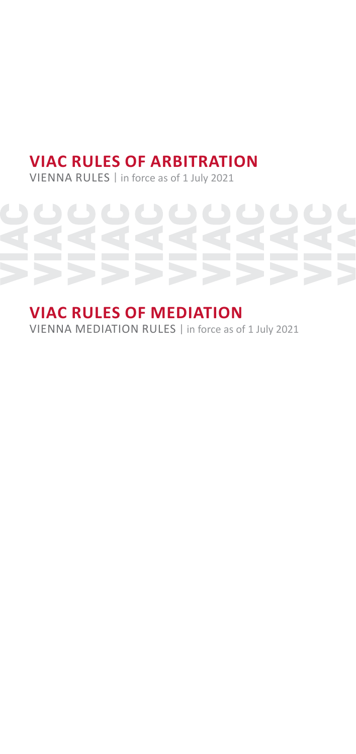# VIAC RULES OF ARBITRATION

VIENNA RULES | in force as of 1 July 2021

# VIAC RULES OF MEDIATION

VIENNA MEDIATION RULES | in force as of 1 July 2021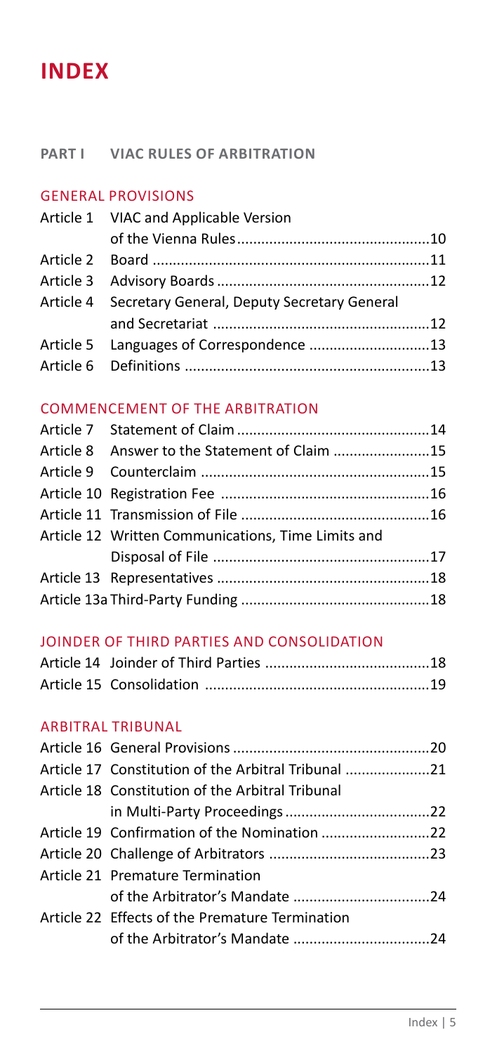# INDEX

## PART I VIAC RULES OF ARBITRATION

### GENERAL PROVISIONS

| | | |
|---|---|---|
| Article 1 | VIAC and Applicable Version of the Vienna Rules | 10 |
| Article 2 | Board | 11 |
| Article 3 | Advisory Boards | 12 |
| Article 4 | Secretary General, Deputy Secretary General and Secretariat | 12 |
| Article 5 | Languages of Correspondence | 13 |
| Article 6 | Definitions | 13 |

### COMMENCEMENT OF THE ARBITRATION

| | | |
|---|---|---|
| Article 7 | Statement of Claim | 14 |
| Article 8 | Answer to the Statement of Claim | 15 |
| Article 9 | Counterclaim | 15 |
| Article 10 | Registration Fee | 16 |
| Article 11 | Transmission of File | 16 |
| Article 12 | Written Communications, Time Limits and Disposal of File | 17 |
| Article 13 | Representatives | 18 |
| Article 13a | Third-Party Funding | 18 |

### JOINDER OF THIRD PARTIES AND CONSOLIDATION

| | | |
|---|---|---|
| Article 14 | Joinder of Third Parties | 18 |
| Article 15 | Consolidation | 19 |

### ARBITRAL TRIBUNAL

| | | |
|---|---|---|
| Article 16 | General Provisions | 20 |
| Article 17 | Constitution of the Arbitral Tribunal | 21 |
| Article 18 | Constitution of the Arbitral Tribunal in Multi-Party Proceedings | 22 |
| Article 19 | Confirmation of the Nomination | 22 |
| Article 20 | Challenge of Arbitrators | 23 |
| Article 21 | Premature Termination of the Arbitrator's Mandate | 24 |
| Article 22 | Effects of the Premature Termination of the Arbitrator's Mandate | 24 |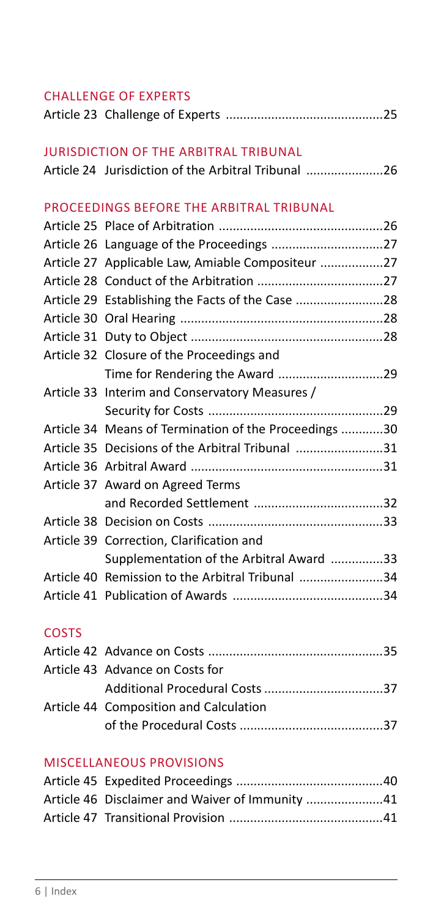## CHALLENGE OF EXPERTS

| | | |
|---|---|---|
| Article 23 | Challenge of Experts | 25 |

## JURISDICTION OF THE ARBITRAL TRIBUNAL

| | | |
|---|---|---|
| Article 24 | Jurisdiction of the Arbitral Tribunal | 26 |

## PROCEEDINGS BEFORE THE ARBITRAL TRIBUNAL

| | | |
|---|---|---|
| Article 25 | Place of Arbitration | 26 |
| Article 26 | Language of the Proceedings | 27 |
| Article 27 | Applicable Law, Amiable Compositeur | 27 |
| Article 28 | Conduct of the Arbitration | 27 |
| Article 29 | Establishing the Facts of the Case | 28 |
| Article 30 | Oral Hearing | 28 |
| Article 31 | Duty to Object | 28 |
| Article 32 | Closure of the Proceedings and Time for Rendering the Award | 29 |
| Article 33 | Interim and Conservatory Measures / Security for Costs | 29 |
| Article 34 | Means of Termination of the Proceedings | 30 |
| Article 35 | Decisions of the Arbitral Tribunal | 31 |
| Article 36 | Arbitral Award | 31 |
| Article 37 | Award on Agreed Terms and Recorded Settlement | 32 |
| Article 38 | Decision on Costs | 33 |
| Article 39 | Correction, Clarification and Supplementation of the Arbitral Award | 33 |
| Article 40 | Remission to the Arbitral Tribunal | 34 |
| Article 41 | Publication of Awards | 34 |

## COSTS

| | | |
|---|---|---|
| Article 42 | Advance on Costs | 35 |
| Article 43 | Advance on Costs for Additional Procedural Costs | 37 |
| Article 44 | Composition and Calculation of the Procedural Costs | 37 |

## MISCELLANEOUS PROVISIONS

| | | |
|---|---|---|
| Article 45 | Expedited Proceedings | 40 |
| Article 46 | Disclaimer and Waiver of Immunity | 41 |
| Article 47 | Transitional Provision | 41 |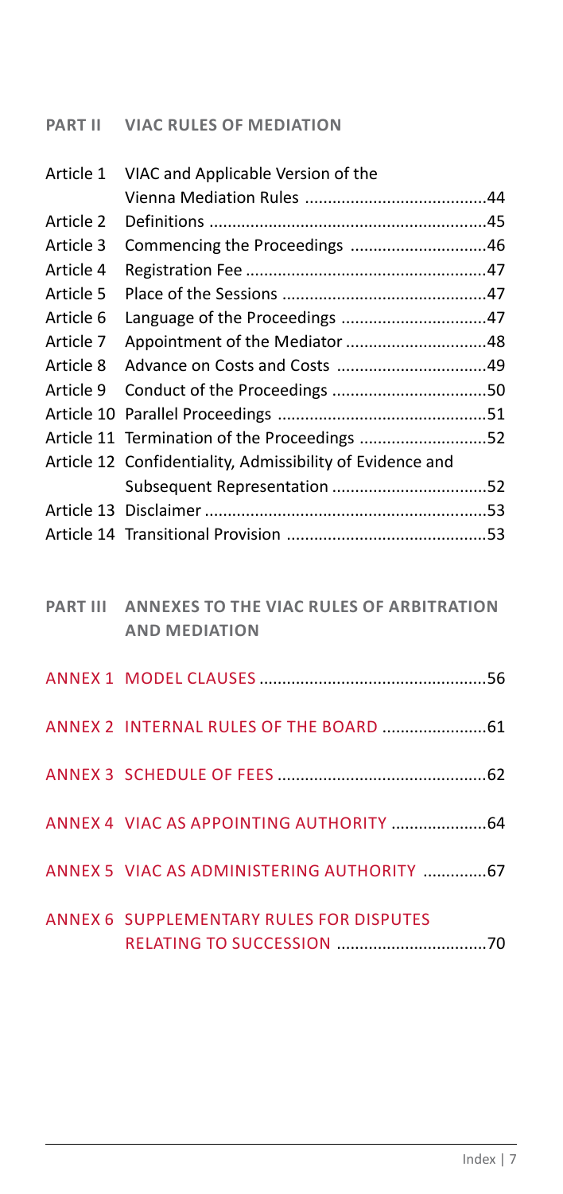## PART II VIAC RULES OF MEDIATION

| | | |
|---|---|---|
| Article 1 | VIAC and Applicable Version of the Vienna Mediation Rules | 44 |
| Article 2 | Definitions | 45 |
| Article 3 | Commencing the Proceedings | 46 |
| Article 4 | Registration Fee | 47 |
| Article 5 | Place of the Sessions | 47 |
| Article 6 | Language of the Proceedings | 47 |
| Article 7 | Appointment of the Mediator | 48 |
| Article 8 | Advance on Costs and Costs | 49 |
| Article 9 | Conduct of the Proceedings | 50 |
| Article 10 | Parallel Proceedings | 51 |
| Article 11 | Termination of the Proceedings | 52 |
| Article 12 | Confidentiality, Admissibility of Evidence and Subsequent Representation | 52 |
| Article 13 | Disclaimer | 53 |
| Article 14 | Transitional Provision | 53 |

## PART III ANNEXES TO THE VIAC RULES OF ARBITRATION AND MEDIATION

| | |
|---|---|
| ANNEX 1 MODEL CLAUSES | 56 |
| ANNEX 2 INTERNAL RULES OF THE BOARD | 61 |
| ANNEX 3 SCHEDULE OF FEES | 62 |
| ANNEX 4 VIAC AS APPOINTING AUTHORITY | 64 |
| ANNEX 5 VIAC AS ADMINISTERING AUTHORITY | 67 |
| ANNEX 6 SUPPLEMENTARY RULES FOR DISPUTES RELATING TO SUCCESSION | 70 |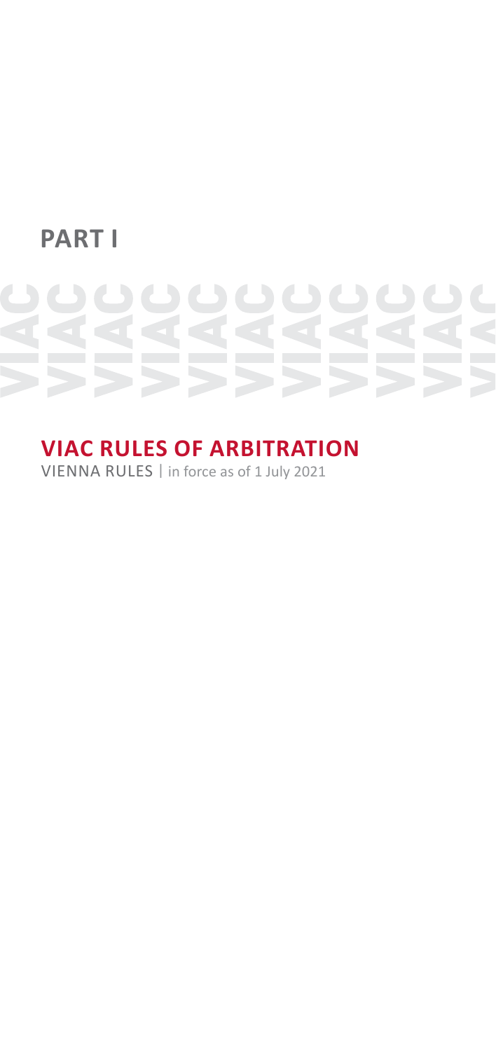# PART I

## VIAC RULES OF ARBITRATION

VIENNA RULES | in force as of 1 July 2021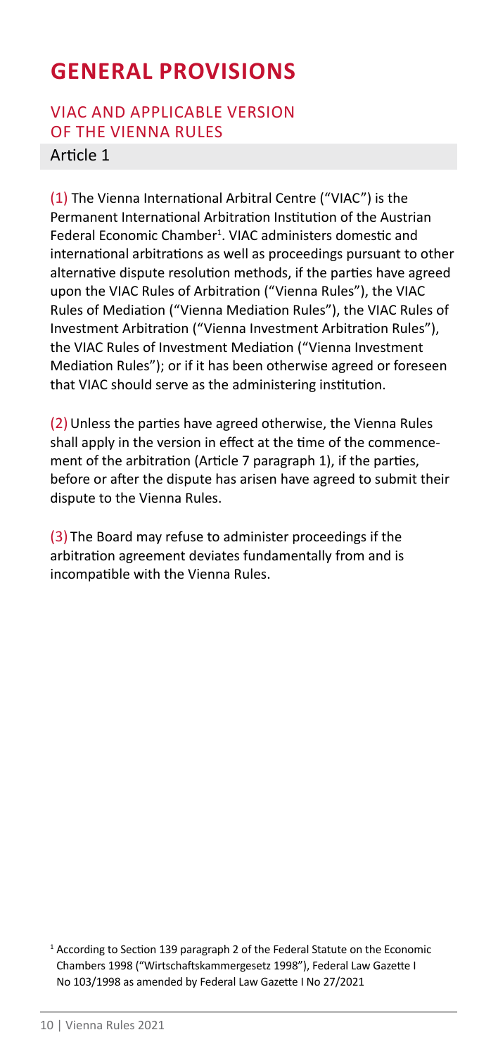# GENERAL PROVISIONS

## VIAC AND APPLICABLE VERSION OF THE VIENNA RULES

### Article 1

(1) The Vienna International Arbitral Centre ("VIAC") is the Permanent International Arbitration Institution of the Austrian Federal Economic Chamber[1]. VIAC administers domestic and international arbitrations as well as proceedings pursuant to other alternative dispute resolution methods, if the parties have agreed upon the VIAC Rules of Arbitration ("Vienna Rules"), the VIAC Rules of Mediation ("Vienna Mediation Rules"), the VIAC Rules of Investment Arbitration ("Vienna Investment Arbitration Rules"), the VIAC Rules of Investment Mediation ("Vienna Investment Mediation Rules"); or if it has been otherwise agreed or foreseen that VIAC should serve as the administering institution.

(2) Unless the parties have agreed otherwise, the Vienna Rules shall apply in the version in effect at the time of the commencement of the arbitration (Article 7 paragraph 1), if the parties, before or after the dispute has arisen have agreed to submit their dispute to the Vienna Rules.

(3) The Board may refuse to administer proceedings if the arbitration agreement deviates fundamentally from and is incompatible with the Vienna Rules.

[1] According to Section 139 paragraph 2 of the Federal Statute on the Economic Chambers 1998 ("Wirtschaftskammergesetz 1998"), Federal Law Gazette I No 103/1998 as amended by Federal Law Gazette I No 27/2021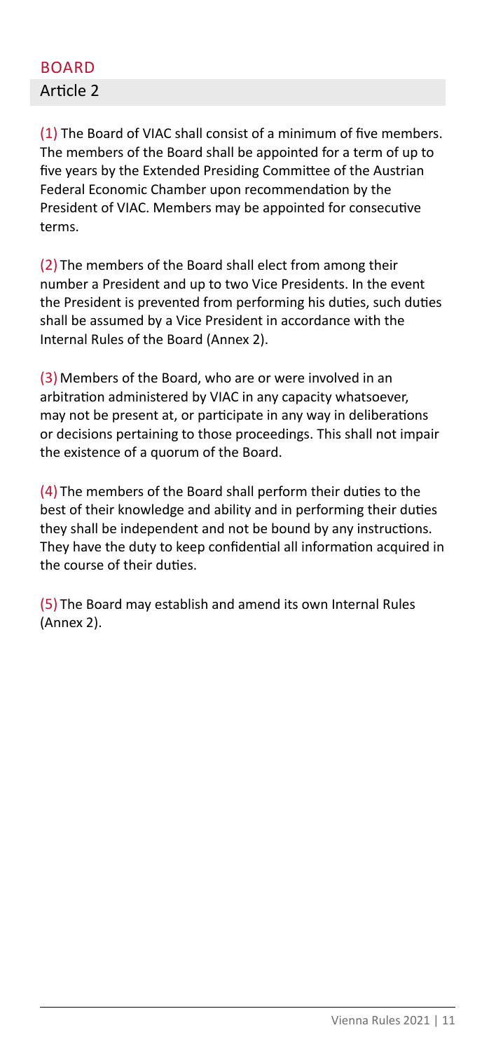## BOARD

### Article 2

(1) The Board of VIAC shall consist of a minimum of five members. The members of the Board shall be appointed for a term of up to five years by the Extended Presiding Committee of the Austrian Federal Economic Chamber upon recommendation by the President of VIAC. Members may be appointed for consecutive terms.

(2) The members of the Board shall elect from among their number a President and up to two Vice Presidents. In the event the President is prevented from performing his duties, such duties shall be assumed by a Vice President in accordance with the Internal Rules of the Board (Annex 2).

(3) Members of the Board, who are or were involved in an arbitration administered by VIAC in any capacity whatsoever, may not be present at, or participate in any way in deliberations or decisions pertaining to those proceedings. This shall not impair the existence of a quorum of the Board.

(4) The members of the Board shall perform their duties to the best of their knowledge and ability and in performing their duties they shall be independent and not be bound by any instructions. They have the duty to keep confidential all information acquired in the course of their duties.

(5) The Board may establish and amend its own Internal Rules (Annex 2).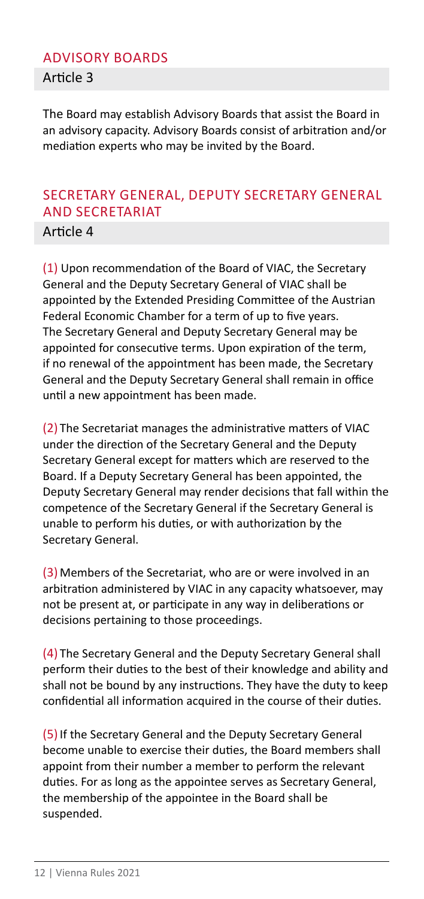## ADVISORY BOARDS

### Article 3

The Board may establish Advisory Boards that assist the Board in an advisory capacity. Advisory Boards consist of arbitration and/or mediation experts who may be invited by the Board.

## SECRETARY GENERAL, DEPUTY SECRETARY GENERAL AND SECRETARIAT

### Article 4

(1) Upon recommendation of the Board of VIAC, the Secretary General and the Deputy Secretary General of VIAC shall be appointed by the Extended Presiding Committee of the Austrian Federal Economic Chamber for a term of up to five years. The Secretary General and Deputy Secretary General may be appointed for consecutive terms. Upon expiration of the term, if no renewal of the appointment has been made, the Secretary General and the Deputy Secretary General shall remain in office until a new appointment has been made.

(2) The Secretariat manages the administrative matters of VIAC under the direction of the Secretary General and the Deputy Secretary General except for matters which are reserved to the Board. If a Deputy Secretary General has been appointed, the Deputy Secretary General may render decisions that fall within the competence of the Secretary General if the Secretary General is unable to perform his duties, or with authorization by the Secretary General.

(3) Members of the Secretariat, who are or were involved in an arbitration administered by VIAC in any capacity whatsoever, may not be present at, or participate in any way in deliberations or decisions pertaining to those proceedings.

(4) The Secretary General and the Deputy Secretary General shall perform their duties to the best of their knowledge and ability and shall not be bound by any instructions. They have the duty to keep confidential all information acquired in the course of their duties.

(5) If the Secretary General and the Deputy Secretary General become unable to exercise their duties, the Board members shall appoint from their number a member to perform the relevant duties. For as long as the appointee serves as Secretary General, the membership of the appointee in the Board shall be suspended.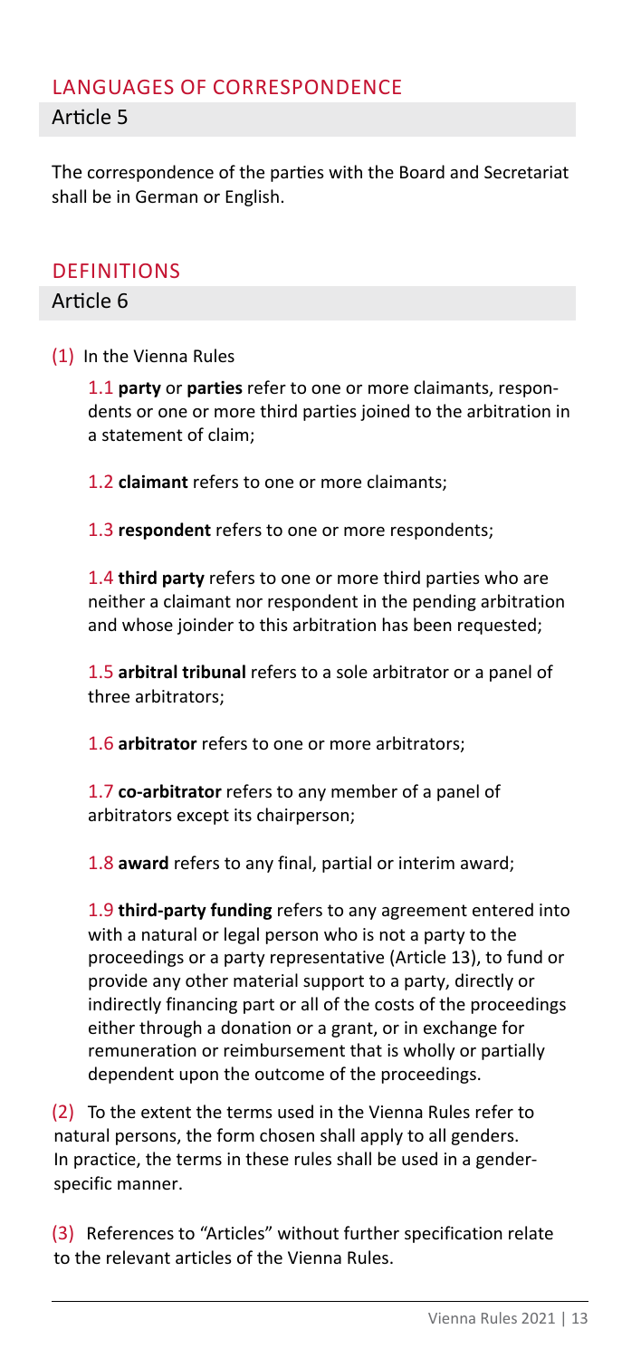## LANGUAGES OF CORRESPONDENCE

### Article 5

The correspondence of the parties with the Board and Secretariat shall be in German or English.

## DEFINITIONS

### Article 6

(1) In the Vienna Rules

1.1 **party** or **parties** refer to one or more claimants, respondents or one or more third parties joined to the arbitration in a statement of claim;

1.2 **claimant** refers to one or more claimants;

1.3 **respondent** refers to one or more respondents;

1.4 **third party** refers to one or more third parties who are neither a claimant nor respondent in the pending arbitration and whose joinder to this arbitration has been requested;

1.5 **arbitral tribunal** refers to a sole arbitrator or a panel of three arbitrators;

1.6 **arbitrator** refers to one or more arbitrators;

1.7 **co-arbitrator** refers to any member of a panel of arbitrators except its chairperson;

1.8 **award** refers to any final, partial or interim award;

1.9 **third-party funding** refers to any agreement entered into with a natural or legal person who is not a party to the proceedings or a party representative (Article 13), to fund or provide any other material support to a party, directly or indirectly financing part or all of the costs of the proceedings either through a donation or a grant, or in exchange for remuneration or reimbursement that is wholly or partially dependent upon the outcome of the proceedings.

(2) To the extent the terms used in the Vienna Rules refer to natural persons, the form chosen shall apply to all genders. In practice, the terms in these rules shall be used in a gender-specific manner.

(3) References to "Articles" without further specification relate to the relevant articles of the Vienna Rules.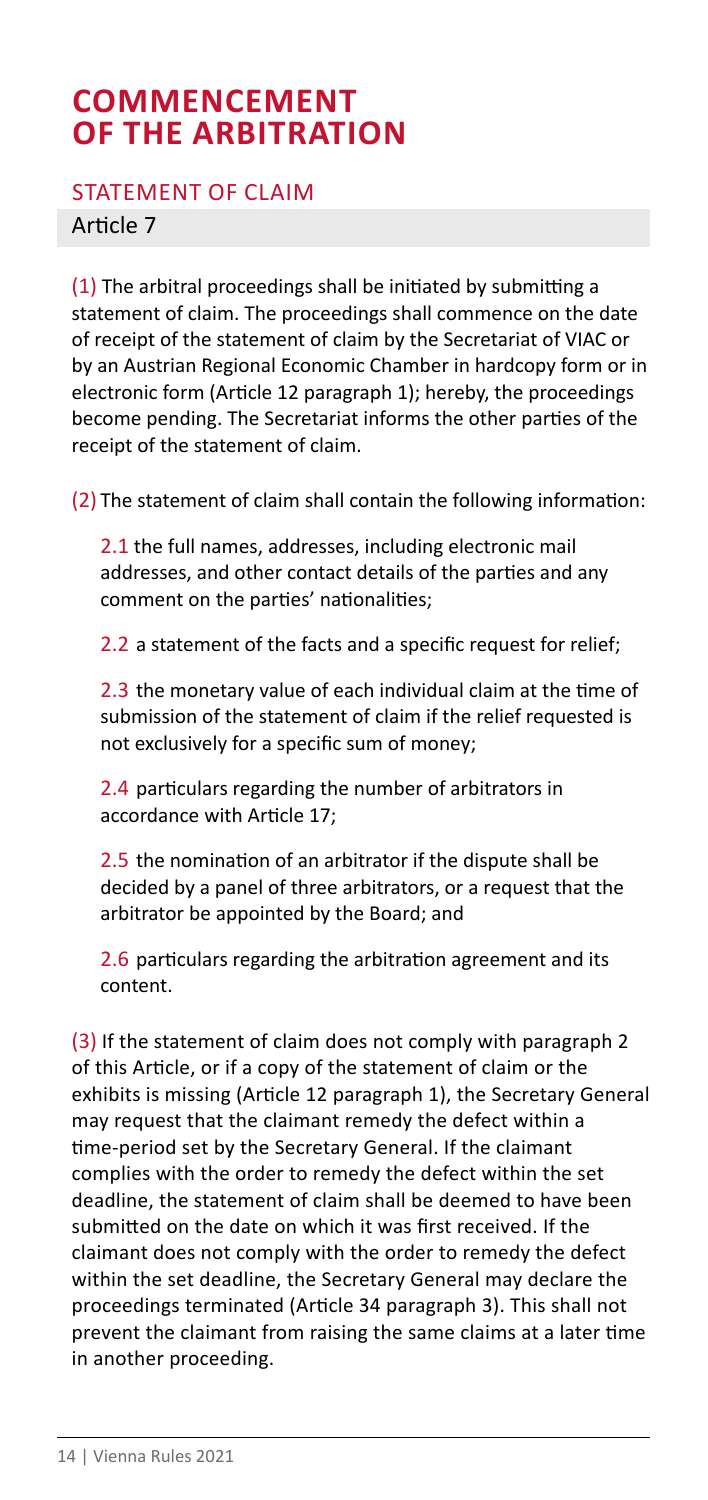# COMMENCEMENT OF THE ARBITRATION

## STATEMENT OF CLAIM

### Article 7

(1) The arbitral proceedings shall be initiated by submitting a statement of claim. The proceedings shall commence on the date of receipt of the statement of claim by the Secretariat of VIAC or by an Austrian Regional Economic Chamber in hardcopy form or in electronic form (Article 12 paragraph 1); hereby, the proceedings become pending. The Secretariat informs the other parties of the receipt of the statement of claim.

(2) The statement of claim shall contain the following information:

2.1 the full names, addresses, including electronic mail addresses, and other contact details of the parties and any comment on the parties' nationalities;

2.2 a statement of the facts and a specific request for relief;

2.3 the monetary value of each individual claim at the time of submission of the statement of claim if the relief requested is not exclusively for a specific sum of money;

2.4 particulars regarding the number of arbitrators in accordance with Article 17;

2.5 the nomination of an arbitrator if the dispute shall be decided by a panel of three arbitrators, or a request that the arbitrator be appointed by the Board; and

2.6 particulars regarding the arbitration agreement and its content.

(3) If the statement of claim does not comply with paragraph 2 of this Article, or if a copy of the statement of claim or the exhibits is missing (Article 12 paragraph 1), the Secretary General may request that the claimant remedy the defect within a time-period set by the Secretary General. If the claimant complies with the order to remedy the defect within the set deadline, the statement of claim shall be deemed to have been submitted on the date on which it was first received. If the claimant does not comply with the order to remedy the defect within the set deadline, the Secretary General may declare the proceedings terminated (Article 34 paragraph 3). This shall not prevent the claimant from raising the same claims at a later time in another proceeding.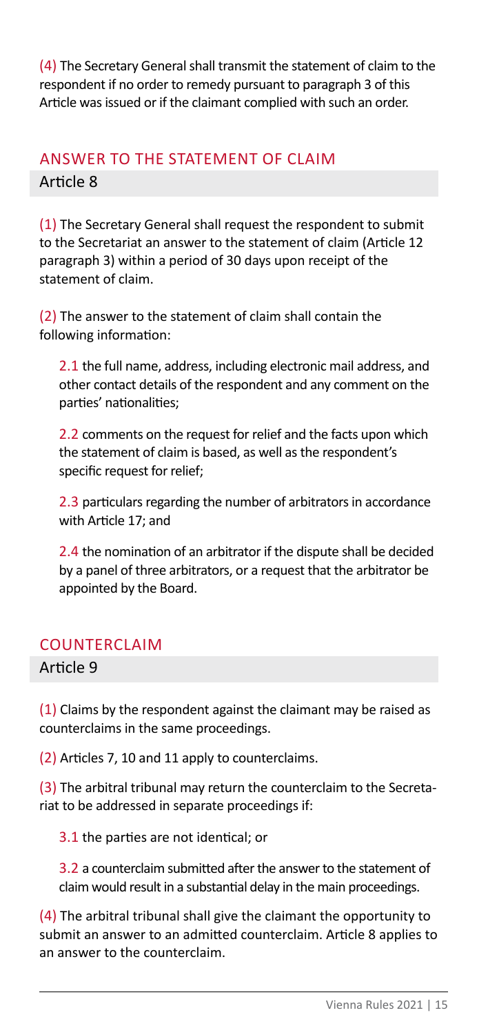(4) The Secretary General shall transmit the statement of claim to the respondent if no order to remedy pursuant to paragraph 3 of this Article was issued or if the claimant complied with such an order.

## ANSWER TO THE STATEMENT OF CLAIM

### Article 8

(1) The Secretary General shall request the respondent to submit to the Secretariat an answer to the statement of claim (Article 12 paragraph 3) within a period of 30 days upon receipt of the statement of claim.

(2) The answer to the statement of claim shall contain the following information:

2.1 the full name, address, including electronic mail address, and other contact details of the respondent and any comment on the parties' nationalities;

2.2 comments on the request for relief and the facts upon which the statement of claim is based, as well as the respondent's specific request for relief;

2.3 particulars regarding the number of arbitrators in accordance with Article 17; and

2.4 the nomination of an arbitrator if the dispute shall be decided by a panel of three arbitrators, or a request that the arbitrator be appointed by the Board.

## COUNTERCLAIM

### Article 9

(1) Claims by the respondent against the claimant may be raised as counterclaims in the same proceedings.

(2) Articles 7, 10 and 11 apply to counterclaims.

(3) The arbitral tribunal may return the counterclaim to the Secretariat to be addressed in separate proceedings if:

3.1 the parties are not identical; or

3.2 a counterclaim submitted after the answer to the statement of claim would result in a substantial delay in the main proceedings.

(4) The arbitral tribunal shall give the claimant the opportunity to submit an answer to an admitted counterclaim. Article 8 applies to an answer to the counterclaim.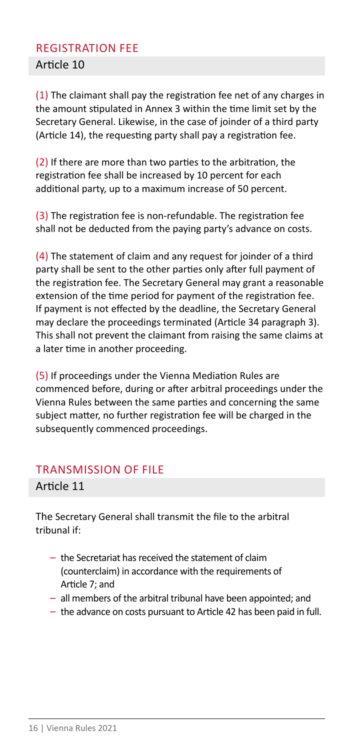## REGISTRATION FEE

### Article 10

(1) The claimant shall pay the registration fee net of any charges in the amount stipulated in Annex 3 within the time limit set by the Secretary General. Likewise, in the case of joinder of a third party (Article 14), the requesting party shall pay a registration fee.

(2) If there are more than two parties to the arbitration, the registration fee shall be increased by 10 percent for each additional party, up to a maximum increase of 50 percent.

(3) The registration fee is non-refundable. The registration fee shall not be deducted from the paying party's advance on costs.

(4) The statement of claim and any request for joinder of a third party shall be sent to the other parties only after full payment of the registration fee. The Secretary General may grant a reasonable extension of the time period for payment of the registration fee. If payment is not effected by the deadline, the Secretary General may declare the proceedings terminated (Article 34 paragraph 3). This shall not prevent the claimant from raising the same claims at a later time in another proceeding.

(5) If proceedings under the Vienna Mediation Rules are commenced before, during or after arbitral proceedings under the Vienna Rules between the same parties and concerning the same subject matter, no further registration fee will be charged in the subsequently commenced proceedings.

## TRANSMISSION OF FILE

### Article 11

The Secretary General shall transmit the file to the arbitral tribunal if:

- the Secretariat has received the statement of claim (counterclaim) in accordance with the requirements of Article 7; and
- all members of the arbitral tribunal have been appointed; and
- the advance on costs pursuant to Article 42 has been paid in full.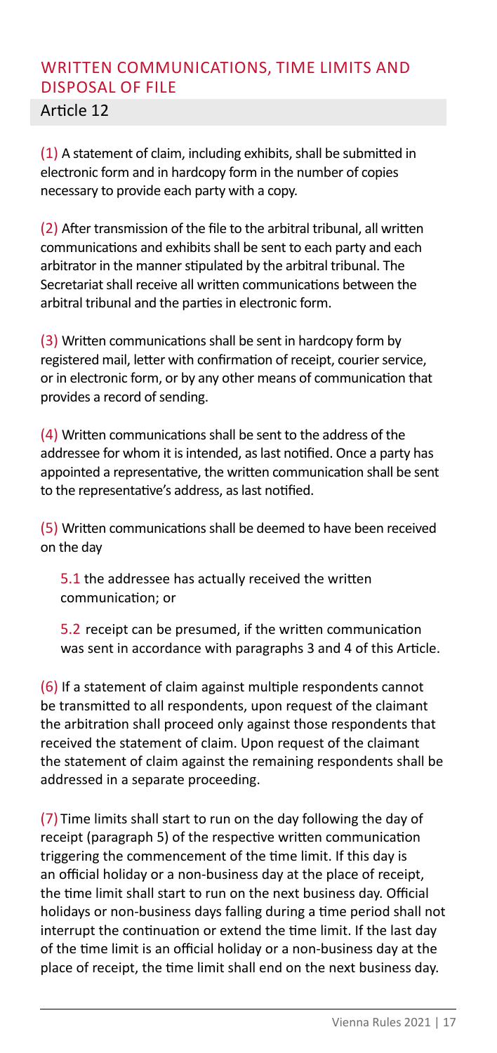## WRITTEN COMMUNICATIONS, TIME LIMITS AND DISPOSAL OF FILE

### Article 12

(1) A statement of claim, including exhibits, shall be submitted in electronic form and in hardcopy form in the number of copies necessary to provide each party with a copy.

(2) After transmission of the file to the arbitral tribunal, all written communications and exhibits shall be sent to each party and each arbitrator in the manner stipulated by the arbitral tribunal. The Secretariat shall receive all written communications between the arbitral tribunal and the parties in electronic form.

(3) Written communications shall be sent in hardcopy form by registered mail, letter with confirmation of receipt, courier service, or in electronic form, or by any other means of communication that provides a record of sending.

(4) Written communications shall be sent to the address of the addressee for whom it is intended, as last notified. Once a party has appointed a representative, the written communication shall be sent to the representative's address, as last notified.

(5) Written communications shall be deemed to have been received on the day

5.1 the addressee has actually received the written communication; or

5.2 receipt can be presumed, if the written communication was sent in accordance with paragraphs 3 and 4 of this Article.

(6) If a statement of claim against multiple respondents cannot be transmitted to all respondents, upon request of the claimant the arbitration shall proceed only against those respondents that received the statement of claim. Upon request of the claimant the statement of claim against the remaining respondents shall be addressed in a separate proceeding.

(7) Time limits shall start to run on the day following the day of receipt (paragraph 5) of the respective written communication triggering the commencement of the time limit. If this day is an official holiday or a non-business day at the place of receipt, the time limit shall start to run on the next business day. Official holidays or non-business days falling during a time period shall not interrupt the continuation or extend the time limit. If the last day of the time limit is an official holiday or a non-business day at the place of receipt, the time limit shall end on the next business day.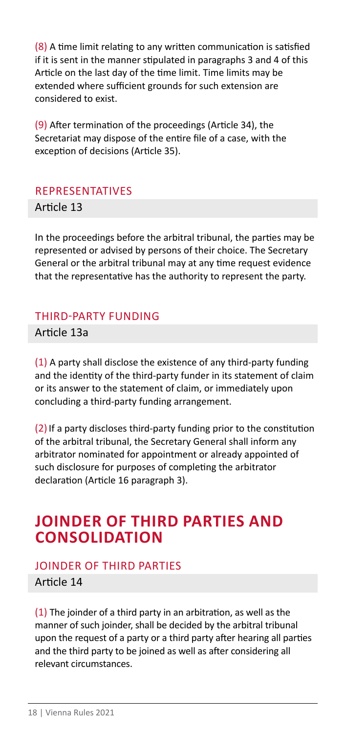(8) A time limit relating to any written communication is satisfied if it is sent in the manner stipulated in paragraphs 3 and 4 of this Article on the last day of the time limit. Time limits may be extended where sufficient grounds for such extension are considered to exist.

(9) After termination of the proceedings (Article 34), the Secretariat may dispose of the entire file of a case, with the exception of decisions (Article 35).

### REPRESENTATIVES

**Article 13**

In the proceedings before the arbitral tribunal, the parties may be represented or advised by persons of their choice. The Secretary General or the arbitral tribunal may at any time request evidence that the representative has the authority to represent the party.

### THIRD-PARTY FUNDING

**Article 13a**

(1) A party shall disclose the existence of any third-party funding and the identity of the third-party funder in its statement of claim or its answer to the statement of claim, or immediately upon concluding a third-party funding arrangement.

(2) If a party discloses third-party funding prior to the constitution of the arbitral tribunal, the Secretary General shall inform any arbitrator nominated for appointment or already appointed of such disclosure for purposes of completing the arbitrator declaration (Article 16 paragraph 3).

## JOINDER OF THIRD PARTIES AND CONSOLIDATION

### JOINDER OF THIRD PARTIES

**Article 14**

(1) The joinder of a third party in an arbitration, as well as the manner of such joinder, shall be decided by the arbitral tribunal upon the request of a party or a third party after hearing all parties and the third party to be joined as well as after considering all relevant circumstances.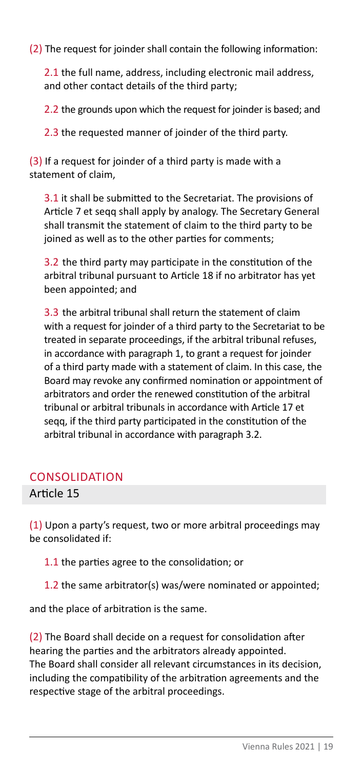(2) The request for joinder shall contain the following information:

2.1 the full name, address, including electronic mail address, and other contact details of the third party;

2.2 the grounds upon which the request for joinder is based; and

2.3 the requested manner of joinder of the third party.

(3) If a request for joinder of a third party is made with a statement of claim,

3.1 it shall be submitted to the Secretariat. The provisions of Article 7 et seqq shall apply by analogy. The Secretary General shall transmit the statement of claim to the third party to be joined as well as to the other parties for comments;

3.2 the third party may participate in the constitution of the arbitral tribunal pursuant to Article 18 if no arbitrator has yet been appointed; and

3.3 the arbitral tribunal shall return the statement of claim with a request for joinder of a third party to the Secretariat to be treated in separate proceedings, if the arbitral tribunal refuses, in accordance with paragraph 1, to grant a request for joinder of a third party made with a statement of claim. In this case, the Board may revoke any confirmed nomination or appointment of arbitrators and order the renewed constitution of the arbitral tribunal or arbitral tribunals in accordance with Article 17 et seqq, if the third party participated in the constitution of the arbitral tribunal in accordance with paragraph 3.2.

## CONSOLIDATION

### Article 15

(1) Upon a party's request, two or more arbitral proceedings may be consolidated if:

1.1 the parties agree to the consolidation; or

1.2 the same arbitrator(s) was/were nominated or appointed;

and the place of arbitration is the same.

(2) The Board shall decide on a request for consolidation after hearing the parties and the arbitrators already appointed. The Board shall consider all relevant circumstances in its decision, including the compatibility of the arbitration agreements and the respective stage of the arbitral proceedings.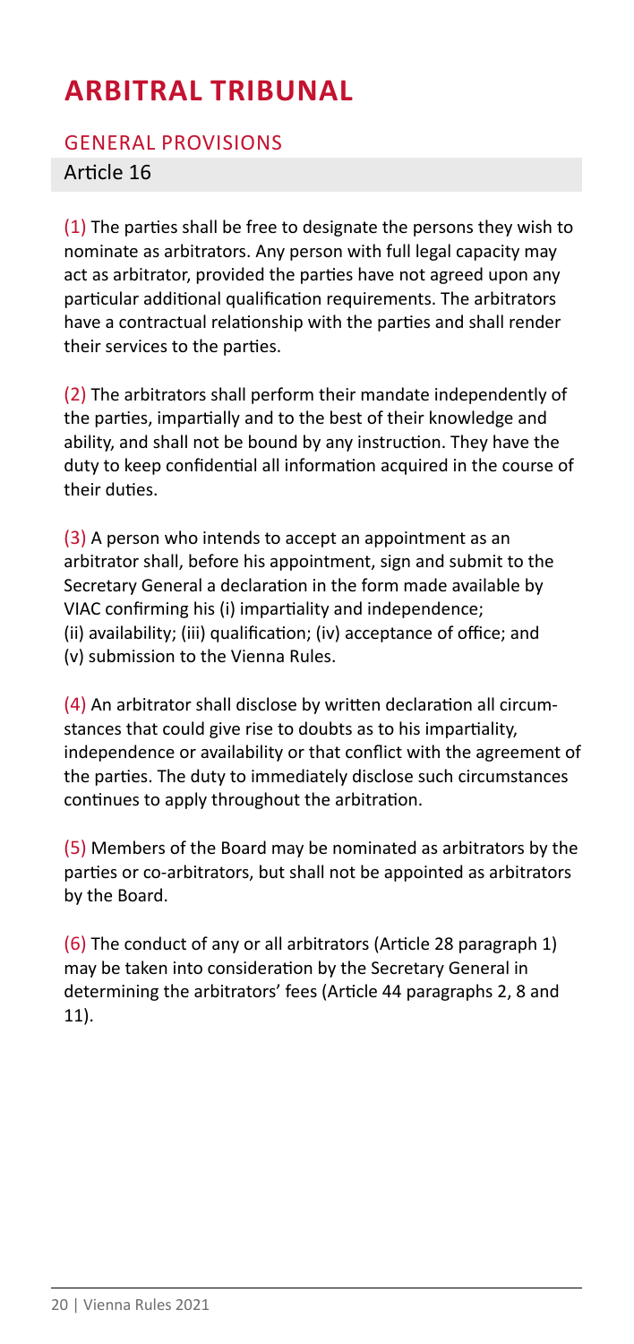# ARBITRAL TRIBUNAL

## GENERAL PROVISIONS

### Article 16

(1) The parties shall be free to designate the persons they wish to nominate as arbitrators. Any person with full legal capacity may act as arbitrator, provided the parties have not agreed upon any particular additional qualification requirements. The arbitrators have a contractual relationship with the parties and shall render their services to the parties.

(2) The arbitrators shall perform their mandate independently of the parties, impartially and to the best of their knowledge and ability, and shall not be bound by any instruction. They have the duty to keep confidential all information acquired in the course of their duties.

(3) A person who intends to accept an appointment as an arbitrator shall, before his appointment, sign and submit to the Secretary General a declaration in the form made available by VIAC confirming his (i) impartiality and independence; (ii) availability; (iii) qualification; (iv) acceptance of office; and (v) submission to the Vienna Rules.

(4) An arbitrator shall disclose by written declaration all circumstances that could give rise to doubts as to his impartiality, independence or availability or that conflict with the agreement of the parties. The duty to immediately disclose such circumstances continues to apply throughout the arbitration.

(5) Members of the Board may be nominated as arbitrators by the parties or co-arbitrators, but shall not be appointed as arbitrators by the Board.

(6) The conduct of any or all arbitrators (Article 28 paragraph 1) may be taken into consideration by the Secretary General in determining the arbitrators' fees (Article 44 paragraphs 2, 8 and 11).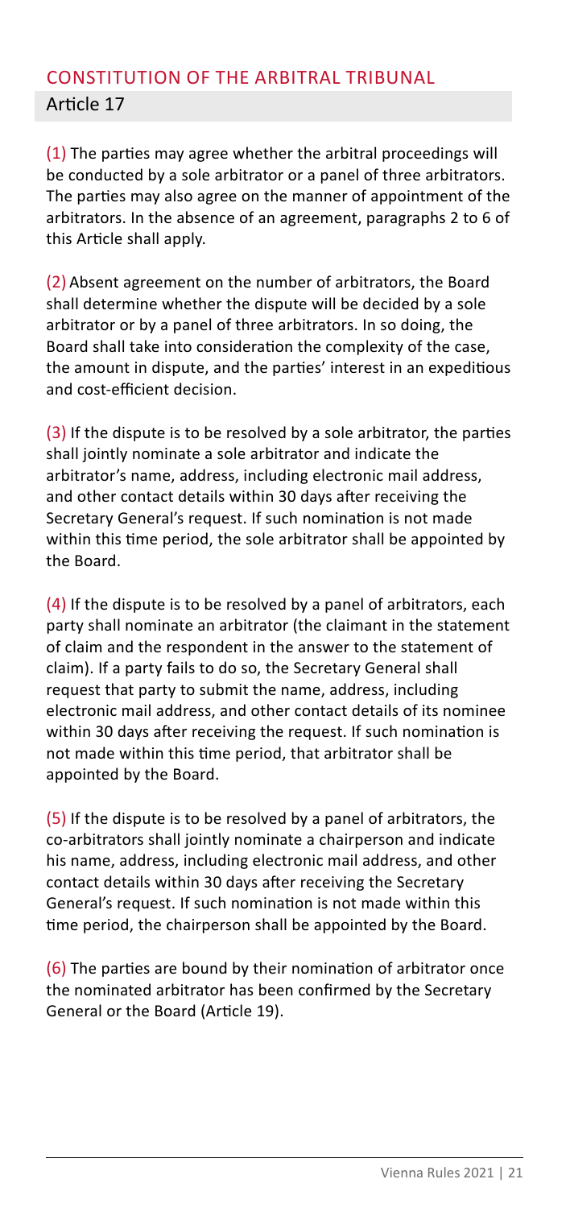## CONSTITUTION OF THE ARBITRAL TRIBUNAL

### Article 17

(1) The parties may agree whether the arbitral proceedings will be conducted by a sole arbitrator or a panel of three arbitrators. The parties may also agree on the manner of appointment of the arbitrators. In the absence of an agreement, paragraphs 2 to 6 of this Article shall apply.

(2) Absent agreement on the number of arbitrators, the Board shall determine whether the dispute will be decided by a sole arbitrator or by a panel of three arbitrators. In so doing, the Board shall take into consideration the complexity of the case, the amount in dispute, and the parties' interest in an expeditious and cost-efficient decision.

(3) If the dispute is to be resolved by a sole arbitrator, the parties shall jointly nominate a sole arbitrator and indicate the arbitrator's name, address, including electronic mail address, and other contact details within 30 days after receiving the Secretary General's request. If such nomination is not made within this time period, the sole arbitrator shall be appointed by the Board.

(4) If the dispute is to be resolved by a panel of arbitrators, each party shall nominate an arbitrator (the claimant in the statement of claim and the respondent in the answer to the statement of claim). If a party fails to do so, the Secretary General shall request that party to submit the name, address, including electronic mail address, and other contact details of its nominee within 30 days after receiving the request. If such nomination is not made within this time period, that arbitrator shall be appointed by the Board.

(5) If the dispute is to be resolved by a panel of arbitrators, the co-arbitrators shall jointly nominate a chairperson and indicate his name, address, including electronic mail address, and other contact details within 30 days after receiving the Secretary General's request. If such nomination is not made within this time period, the chairperson shall be appointed by the Board.

(6) The parties are bound by their nomination of arbitrator once the nominated arbitrator has been confirmed by the Secretary General or the Board (Article 19).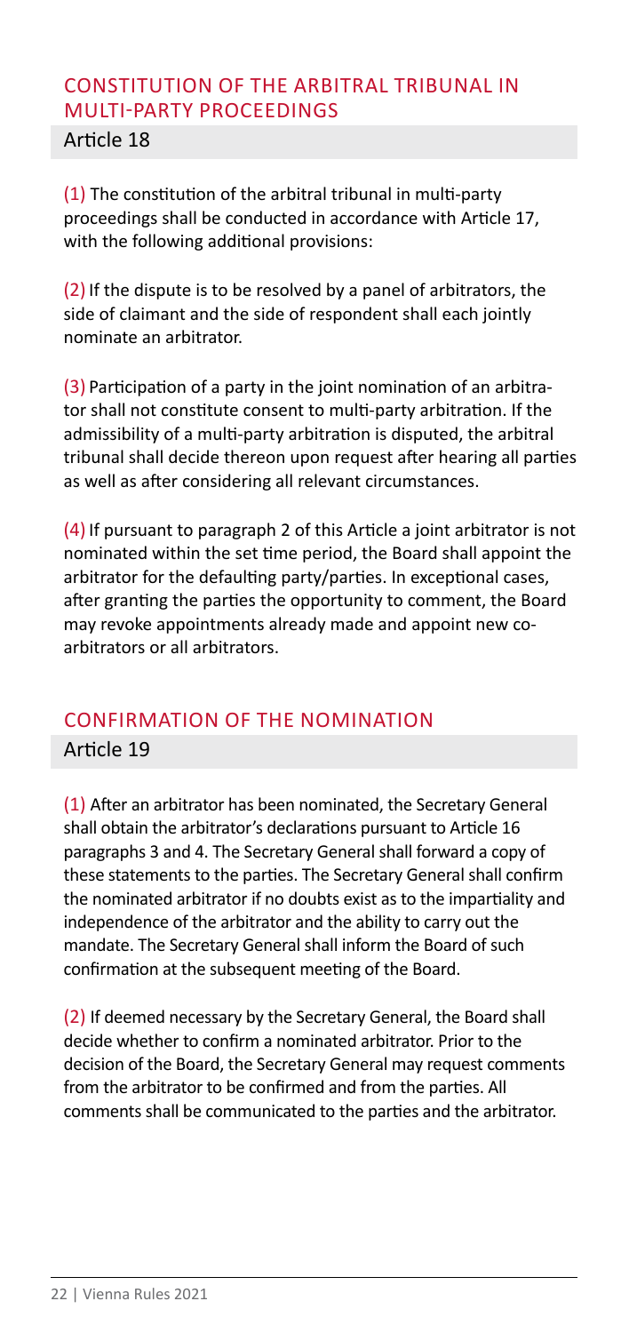## CONSTITUTION OF THE ARBITRAL TRIBUNAL IN MULTI-PARTY PROCEEDINGS

### Article 18

(1) The constitution of the arbitral tribunal in multi-party proceedings shall be conducted in accordance with Article 17, with the following additional provisions:

(2) If the dispute is to be resolved by a panel of arbitrators, the side of claimant and the side of respondent shall each jointly nominate an arbitrator.

(3) Participation of a party in the joint nomination of an arbitrator shall not constitute consent to multi-party arbitration. If the admissibility of a multi-party arbitration is disputed, the arbitral tribunal shall decide thereon upon request after hearing all parties as well as after considering all relevant circumstances.

(4) If pursuant to paragraph 2 of this Article a joint arbitrator is not nominated within the set time period, the Board shall appoint the arbitrator for the defaulting party/parties. In exceptional cases, after granting the parties the opportunity to comment, the Board may revoke appointments already made and appoint new co-arbitrators or all arbitrators.

## CONFIRMATION OF THE NOMINATION

### Article 19

(1) After an arbitrator has been nominated, the Secretary General shall obtain the arbitrator's declarations pursuant to Article 16 paragraphs 3 and 4. The Secretary General shall forward a copy of these statements to the parties. The Secretary General shall confirm the nominated arbitrator if no doubts exist as to the impartiality and independence of the arbitrator and the ability to carry out the mandate. The Secretary General shall inform the Board of such confirmation at the subsequent meeting of the Board.

(2) If deemed necessary by the Secretary General, the Board shall decide whether to confirm a nominated arbitrator. Prior to the decision of the Board, the Secretary General may request comments from the arbitrator to be confirmed and from the parties. All comments shall be communicated to the parties and the arbitrator.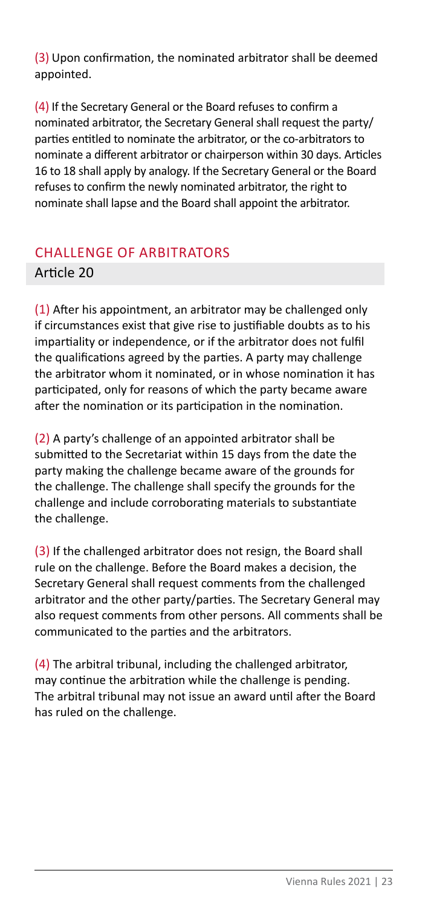(3) Upon confirmation, the nominated arbitrator shall be deemed appointed.

(4) If the Secretary General or the Board refuses to confirm a nominated arbitrator, the Secretary General shall request the party/ parties entitled to nominate the arbitrator, or the co-arbitrators to nominate a different arbitrator or chairperson within 30 days. Articles 16 to 18 shall apply by analogy. If the Secretary General or the Board refuses to confirm the newly nominated arbitrator, the right to nominate shall lapse and the Board shall appoint the arbitrator.

## CHALLENGE OF ARBITRATORS

### Article 20

(1) After his appointment, an arbitrator may be challenged only if circumstances exist that give rise to justifiable doubts as to his impartiality or independence, or if the arbitrator does not fulfil the qualifications agreed by the parties. A party may challenge the arbitrator whom it nominated, or in whose nomination it has participated, only for reasons of which the party became aware after the nomination or its participation in the nomination.

(2) A party's challenge of an appointed arbitrator shall be submitted to the Secretariat within 15 days from the date the party making the challenge became aware of the grounds for the challenge. The challenge shall specify the grounds for the challenge and include corroborating materials to substantiate the challenge.

(3) If the challenged arbitrator does not resign, the Board shall rule on the challenge. Before the Board makes a decision, the Secretary General shall request comments from the challenged arbitrator and the other party/parties. The Secretary General may also request comments from other persons. All comments shall be communicated to the parties and the arbitrators.

(4) The arbitral tribunal, including the challenged arbitrator, may continue the arbitration while the challenge is pending. The arbitral tribunal may not issue an award until after the Board has ruled on the challenge.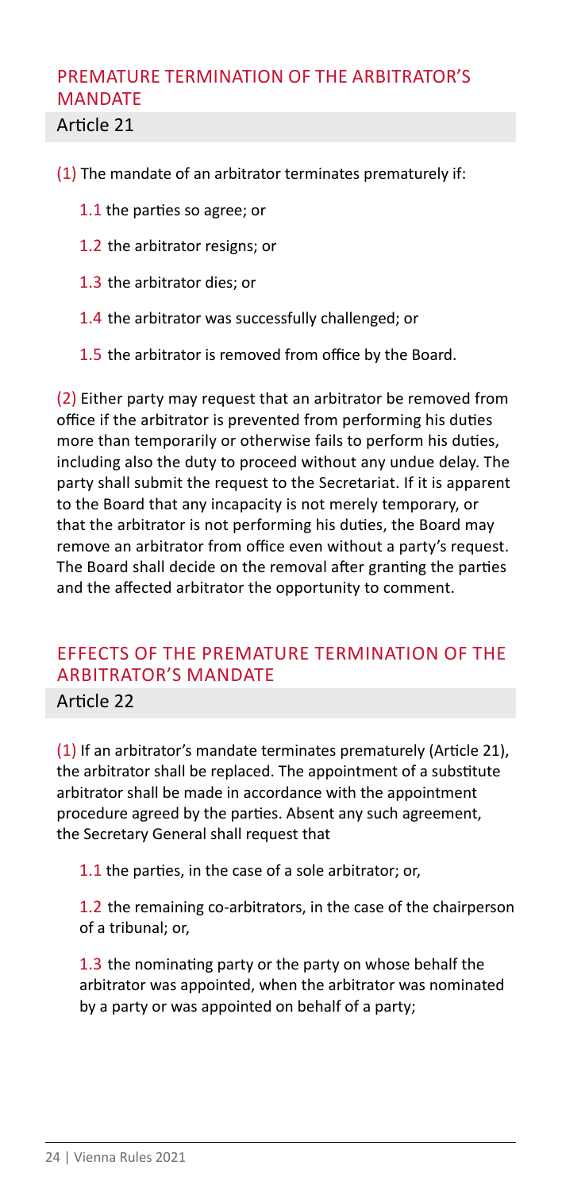## PREMATURE TERMINATION OF THE ARBITRATOR'S MANDATE

### Article 21

(1) The mandate of an arbitrator terminates prematurely if:

1.1 the parties so agree; or

1.2 the arbitrator resigns; or

1.3 the arbitrator dies; or

1.4 the arbitrator was successfully challenged; or

1.5 the arbitrator is removed from office by the Board.

(2) Either party may request that an arbitrator be removed from office if the arbitrator is prevented from performing his duties more than temporarily or otherwise fails to perform his duties, including also the duty to proceed without any undue delay. The party shall submit the request to the Secretariat. If it is apparent to the Board that any incapacity is not merely temporary, or that the arbitrator is not performing his duties, the Board may remove an arbitrator from office even without a party's request. The Board shall decide on the removal after granting the parties and the affected arbitrator the opportunity to comment.

## EFFECTS OF THE PREMATURE TERMINATION OF THE ARBITRATOR'S MANDATE

### Article 22

(1) If an arbitrator's mandate terminates prematurely (Article 21), the arbitrator shall be replaced. The appointment of a substitute arbitrator shall be made in accordance with the appointment procedure agreed by the parties. Absent any such agreement, the Secretary General shall request that

1.1 the parties, in the case of a sole arbitrator; or,

1.2 the remaining co-arbitrators, in the case of the chairperson of a tribunal; or,

1.3 the nominating party or the party on whose behalf the arbitrator was appointed, when the arbitrator was nominated by a party or was appointed on behalf of a party;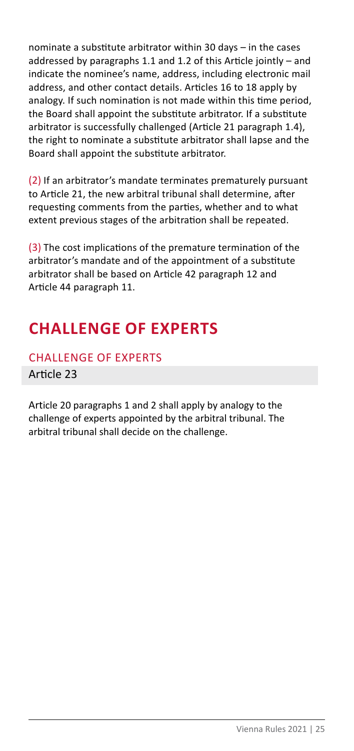nominate a substitute arbitrator within 30 days – in the cases addressed by paragraphs 1.1 and 1.2 of this Article jointly – and indicate the nominee's name, address, including electronic mail address, and other contact details. Articles 16 to 18 apply by analogy. If such nomination is not made within this time period, the Board shall appoint the substitute arbitrator. If a substitute arbitrator is successfully challenged (Article 21 paragraph 1.4), the right to nominate a substitute arbitrator shall lapse and the Board shall appoint the substitute arbitrator.

(2) If an arbitrator's mandate terminates prematurely pursuant to Article 21, the new arbitral tribunal shall determine, after requesting comments from the parties, whether and to what extent previous stages of the arbitration shall be repeated.

(3) The cost implications of the premature termination of the arbitrator's mandate and of the appointment of a substitute arbitrator shall be based on Article 42 paragraph 12 and Article 44 paragraph 11.

# CHALLENGE OF EXPERTS

## CHALLENGE OF EXPERTS

### Article 23

Article 20 paragraphs 1 and 2 shall apply by analogy to the challenge of experts appointed by the arbitral tribunal. The arbitral tribunal shall decide on the challenge.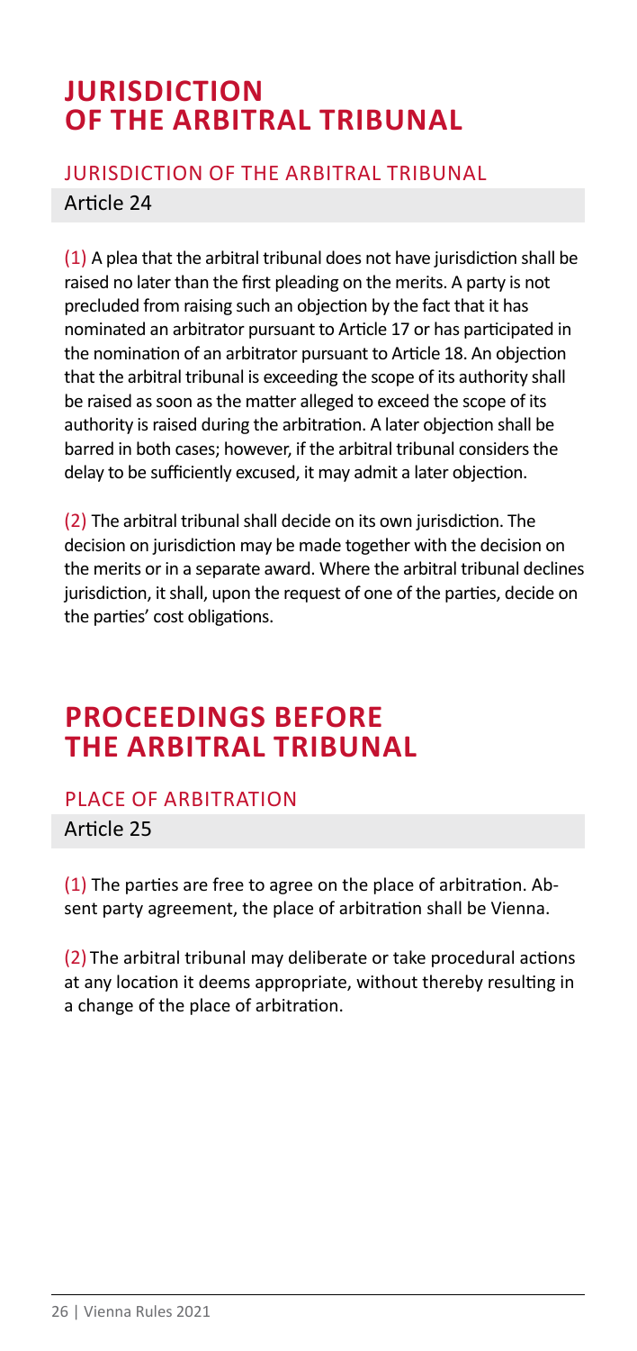# JURISDICTION OF THE ARBITRAL TRIBUNAL

## JURISDICTION OF THE ARBITRAL TRIBUNAL

### Article 24

(1) A plea that the arbitral tribunal does not have jurisdiction shall be raised no later than the first pleading on the merits. A party is not precluded from raising such an objection by the fact that it has nominated an arbitrator pursuant to Article 17 or has participated in the nomination of an arbitrator pursuant to Article 18. An objection that the arbitral tribunal is exceeding the scope of its authority shall be raised as soon as the matter alleged to exceed the scope of its authority is raised during the arbitration. A later objection shall be barred in both cases; however, if the arbitral tribunal considers the delay to be sufficiently excused, it may admit a later objection.

(2) The arbitral tribunal shall decide on its own jurisdiction. The decision on jurisdiction may be made together with the decision on the merits or in a separate award. Where the arbitral tribunal declines jurisdiction, it shall, upon the request of one of the parties, decide on the parties' cost obligations.

# PROCEEDINGS BEFORE THE ARBITRAL TRIBUNAL

## PLACE OF ARBITRATION

### Article 25

(1) The parties are free to agree on the place of arbitration. Absent party agreement, the place of arbitration shall be Vienna.

(2) The arbitral tribunal may deliberate or take procedural actions at any location it deems appropriate, without thereby resulting in a change of the place of arbitration.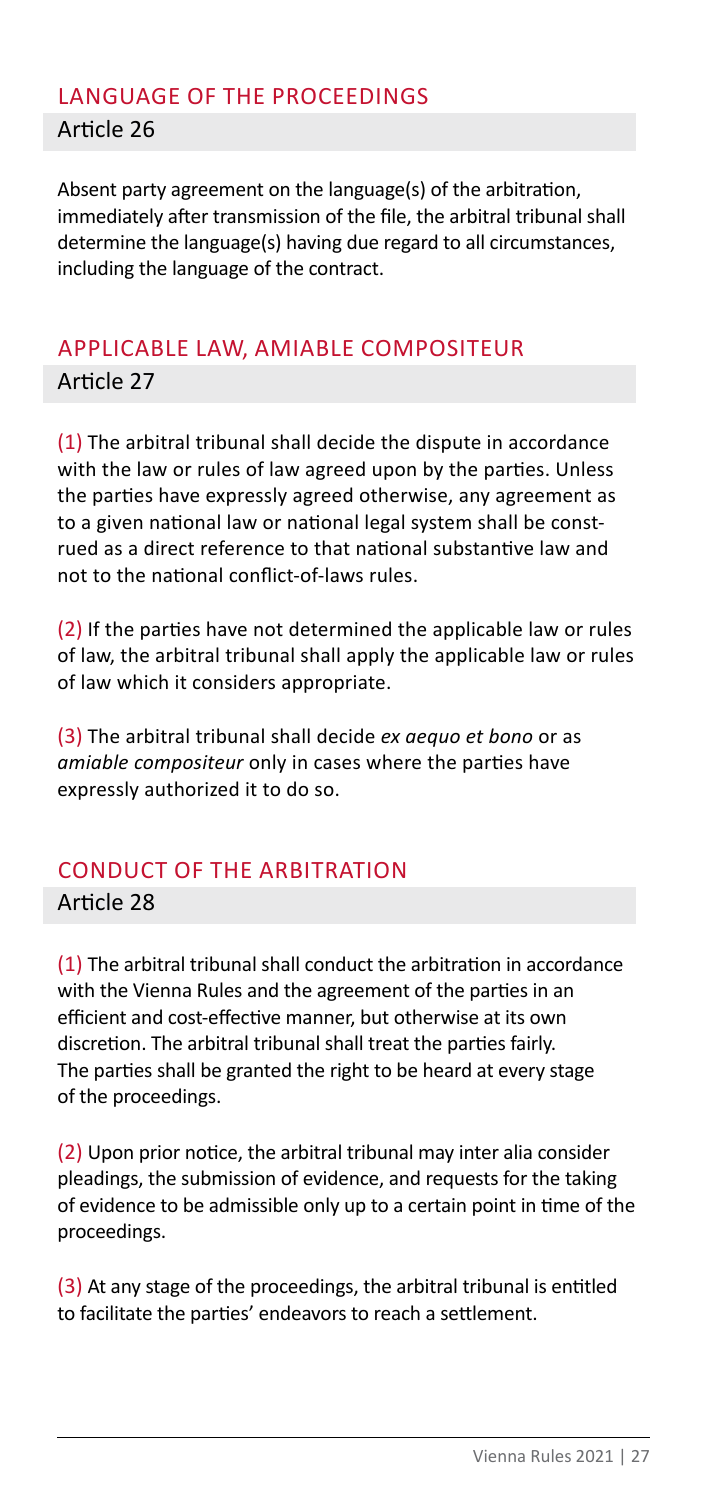## LANGUAGE OF THE PROCEEDINGS

### Article 26

Absent party agreement on the language(s) of the arbitration, immediately after transmission of the file, the arbitral tribunal shall determine the language(s) having due regard to all circumstances, including the language of the contract.

## APPLICABLE LAW, AMIABLE COMPOSITEUR

### Article 27

(1) The arbitral tribunal shall decide the dispute in accordance with the law or rules of law agreed upon by the parties. Unless the parties have expressly agreed otherwise, any agreement as to a given national law or national legal system shall be construed as a direct reference to that national substantive law and not to the national conflict-of-laws rules.

(2) If the parties have not determined the applicable law or rules of law, the arbitral tribunal shall apply the applicable law or rules of law which it considers appropriate.

(3) The arbitral tribunal shall decide *ex aequo et bono* or as *amiable compositeur* only in cases where the parties have expressly authorized it to do so.

## CONDUCT OF THE ARBITRATION

### Article 28

(1) The arbitral tribunal shall conduct the arbitration in accordance with the Vienna Rules and the agreement of the parties in an efficient and cost-effective manner, but otherwise at its own discretion. The arbitral tribunal shall treat the parties fairly. The parties shall be granted the right to be heard at every stage of the proceedings.

(2) Upon prior notice, the arbitral tribunal may inter alia consider pleadings, the submission of evidence, and requests for the taking of evidence to be admissible only up to a certain point in time of the proceedings.

(3) At any stage of the proceedings, the arbitral tribunal is entitled to facilitate the parties' endeavors to reach a settlement.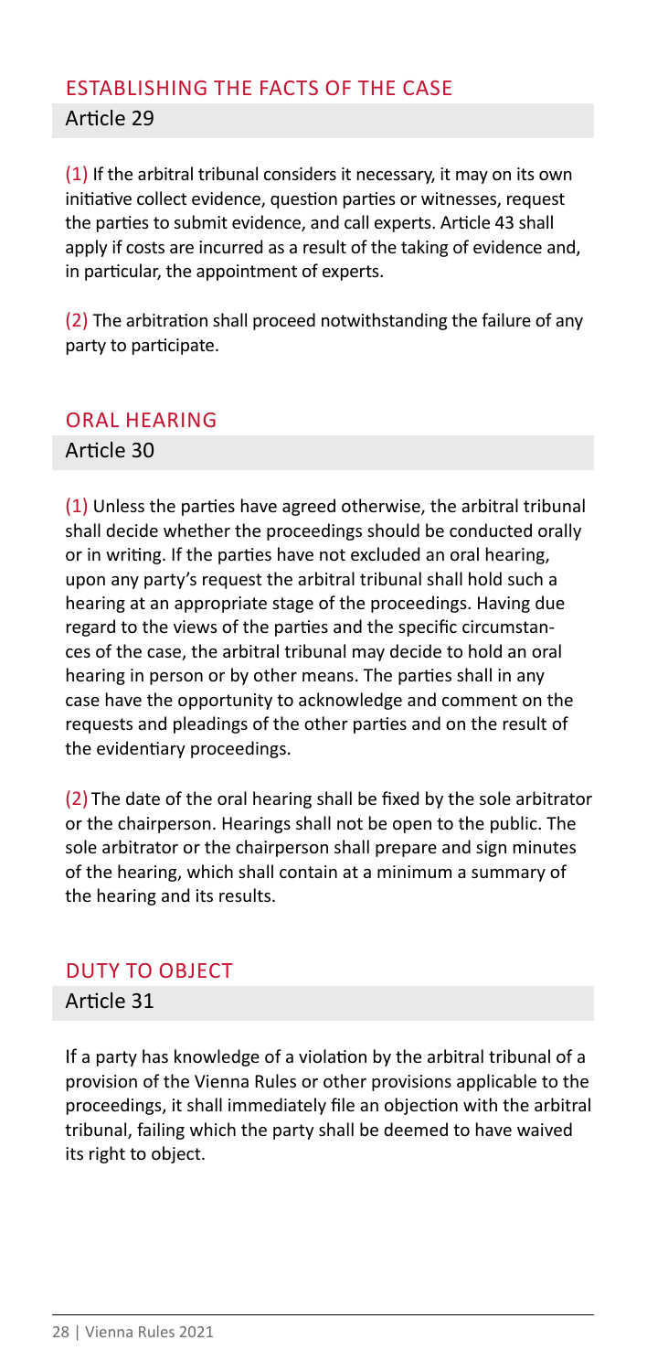## ESTABLISHING THE FACTS OF THE CASE

### Article 29

(1) If the arbitral tribunal considers it necessary, it may on its own initiative collect evidence, question parties or witnesses, request the parties to submit evidence, and call experts. Article 43 shall apply if costs are incurred as a result of the taking of evidence and, in particular, the appointment of experts.

(2) The arbitration shall proceed notwithstanding the failure of any party to participate.

## ORAL HEARING

### Article 30

(1) Unless the parties have agreed otherwise, the arbitral tribunal shall decide whether the proceedings should be conducted orally or in writing. If the parties have not excluded an oral hearing, upon any party's request the arbitral tribunal shall hold such a hearing at an appropriate stage of the proceedings. Having due regard to the views of the parties and the specific circumstances of the case, the arbitral tribunal may decide to hold an oral hearing in person or by other means. The parties shall in any case have the opportunity to acknowledge and comment on the requests and pleadings of the other parties and on the result of the evidentiary proceedings.

(2) The date of the oral hearing shall be fixed by the sole arbitrator or the chairperson. Hearings shall not be open to the public. The sole arbitrator or the chairperson shall prepare and sign minutes of the hearing, which shall contain at a minimum a summary of the hearing and its results.

## DUTY TO OBJECT

### Article 31

If a party has knowledge of a violation by the arbitral tribunal of a provision of the Vienna Rules or other provisions applicable to the proceedings, it shall immediately file an objection with the arbitral tribunal, failing which the party shall be deemed to have waived its right to object.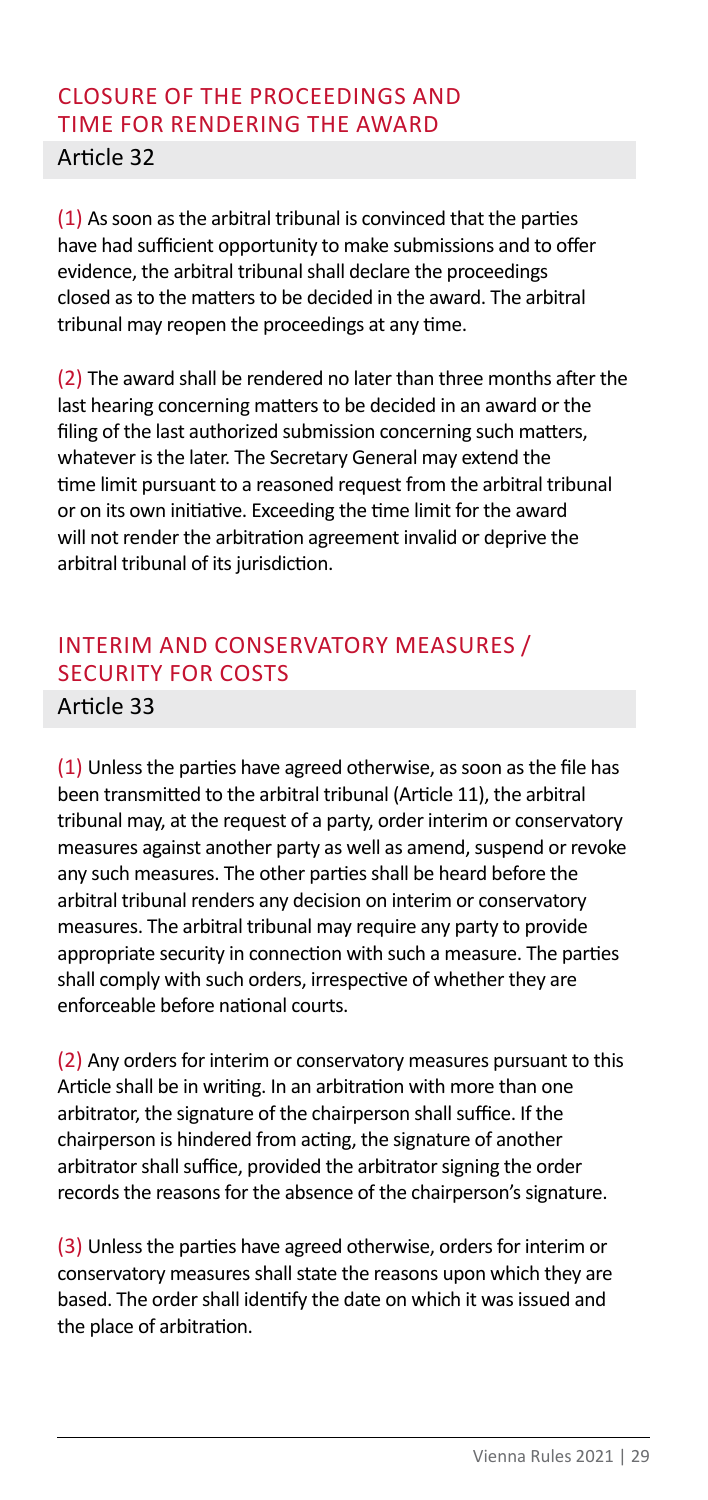## CLOSURE OF THE PROCEEDINGS AND TIME FOR RENDERING THE AWARD

### Article 32

(1) As soon as the arbitral tribunal is convinced that the parties have had sufficient opportunity to make submissions and to offer evidence, the arbitral tribunal shall declare the proceedings closed as to the matters to be decided in the award. The arbitral tribunal may reopen the proceedings at any time.

(2) The award shall be rendered no later than three months after the last hearing concerning matters to be decided in an award or the filing of the last authorized submission concerning such matters, whatever is the later. The Secretary General may extend the time limit pursuant to a reasoned request from the arbitral tribunal or on its own initiative. Exceeding the time limit for the award will not render the arbitration agreement invalid or deprive the arbitral tribunal of its jurisdiction.

## INTERIM AND CONSERVATORY MEASURES / SECURITY FOR COSTS

### Article 33

(1) Unless the parties have agreed otherwise, as soon as the file has been transmitted to the arbitral tribunal (Article 11), the arbitral tribunal may, at the request of a party, order interim or conservatory measures against another party as well as amend, suspend or revoke any such measures. The other parties shall be heard before the arbitral tribunal renders any decision on interim or conservatory measures. The arbitral tribunal may require any party to provide appropriate security in connection with such a measure. The parties shall comply with such orders, irrespective of whether they are enforceable before national courts.

(2) Any orders for interim or conservatory measures pursuant to this Article shall be in writing. In an arbitration with more than one arbitrator, the signature of the chairperson shall suffice. If the chairperson is hindered from acting, the signature of another arbitrator shall suffice, provided the arbitrator signing the order records the reasons for the absence of the chairperson's signature.

(3) Unless the parties have agreed otherwise, orders for interim or conservatory measures shall state the reasons upon which they are based. The order shall identify the date on which it was issued and the place of arbitration.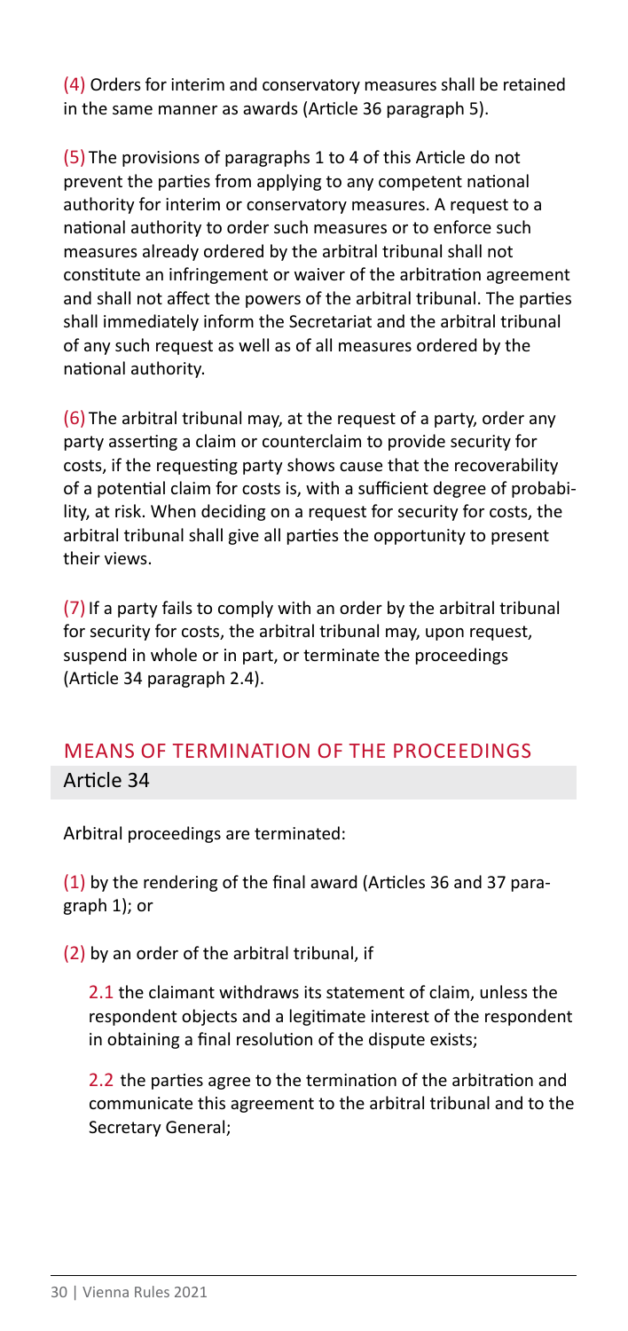(4) Orders for interim and conservatory measures shall be retained in the same manner as awards (Article 36 paragraph 5).

(5) The provisions of paragraphs 1 to 4 of this Article do not prevent the parties from applying to any competent national authority for interim or conservatory measures. A request to a national authority to order such measures or to enforce such measures already ordered by the arbitral tribunal shall not constitute an infringement or waiver of the arbitration agreement and shall not affect the powers of the arbitral tribunal. The parties shall immediately inform the Secretariat and the arbitral tribunal of any such request as well as of all measures ordered by the national authority.

(6) The arbitral tribunal may, at the request of a party, order any party asserting a claim or counterclaim to provide security for costs, if the requesting party shows cause that the recoverability of a potential claim for costs is, with a sufficient degree of probability, at risk. When deciding on a request for security for costs, the arbitral tribunal shall give all parties the opportunity to present their views.

(7) If a party fails to comply with an order by the arbitral tribunal for security for costs, the arbitral tribunal may, upon request, suspend in whole or in part, or terminate the proceedings (Article 34 paragraph 2.4).

## MEANS OF TERMINATION OF THE PROCEEDINGS

### Article 34

Arbitral proceedings are terminated:

(1) by the rendering of the final award (Articles 36 and 37 paragraph 1); or

(2) by an order of the arbitral tribunal, if

2.1 the claimant withdraws its statement of claim, unless the respondent objects and a legitimate interest of the respondent in obtaining a final resolution of the dispute exists;

2.2 the parties agree to the termination of the arbitration and communicate this agreement to the arbitral tribunal and to the Secretary General;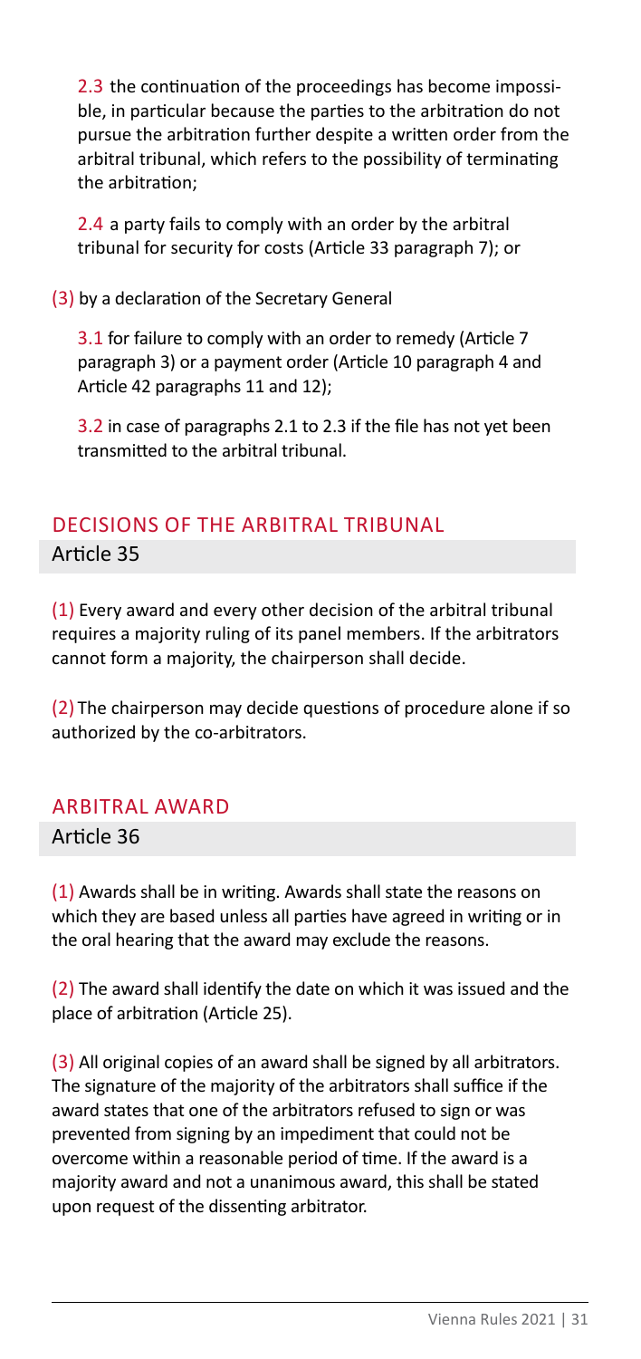2.3 the continuation of the proceedings has become impossible, in particular because the parties to the arbitration do not pursue the arbitration further despite a written order from the arbitral tribunal, which refers to the possibility of terminating the arbitration;

2.4 a party fails to comply with an order by the arbitral tribunal for security for costs (Article 33 paragraph 7); or

(3) by a declaration of the Secretary General

3.1 for failure to comply with an order to remedy (Article 7 paragraph 3) or a payment order (Article 10 paragraph 4 and Article 42 paragraphs 11 and 12);

3.2 in case of paragraphs 2.1 to 2.3 if the file has not yet been transmitted to the arbitral tribunal.

## DECISIONS OF THE ARBITRAL TRIBUNAL

### Article 35

(1) Every award and every other decision of the arbitral tribunal requires a majority ruling of its panel members. If the arbitrators cannot form a majority, the chairperson shall decide.

(2) The chairperson may decide questions of procedure alone if so authorized by the co-arbitrators.

## ARBITRAL AWARD

### Article 36

(1) Awards shall be in writing. Awards shall state the reasons on which they are based unless all parties have agreed in writing or in the oral hearing that the award may exclude the reasons.

(2) The award shall identify the date on which it was issued and the place of arbitration (Article 25).

(3) All original copies of an award shall be signed by all arbitrators. The signature of the majority of the arbitrators shall suffice if the award states that one of the arbitrators refused to sign or was prevented from signing by an impediment that could not be overcome within a reasonable period of time. If the award is a majority award and not a unanimous award, this shall be stated upon request of the dissenting arbitrator.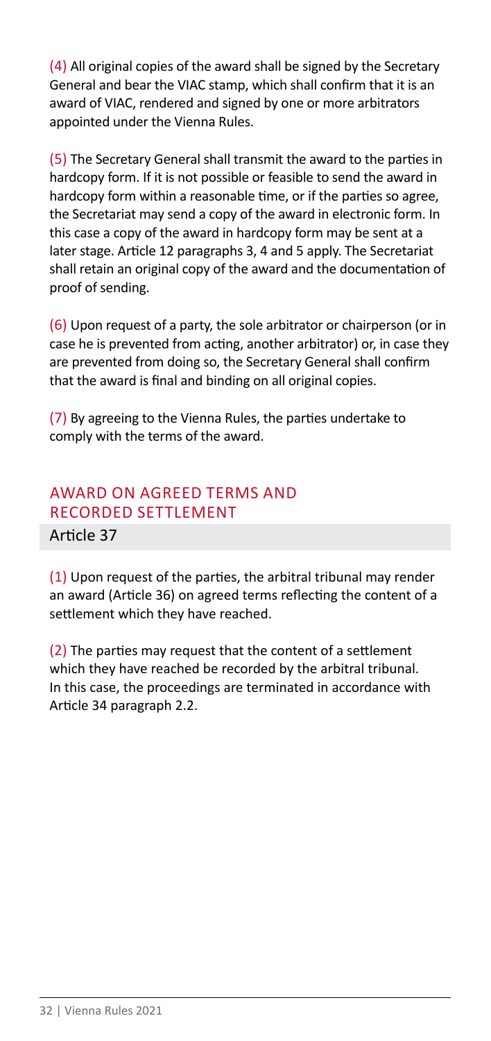(4) All original copies of the award shall be signed by the Secretary General and bear the VIAC stamp, which shall confirm that it is an award of VIAC, rendered and signed by one or more arbitrators appointed under the Vienna Rules.

(5) The Secretary General shall transmit the award to the parties in hardcopy form. If it is not possible or feasible to send the award in hardcopy form within a reasonable time, or if the parties so agree, the Secretariat may send a copy of the award in electronic form. In this case a copy of the award in hardcopy form may be sent at a later stage. Article 12 paragraphs 3, 4 and 5 apply. The Secretariat shall retain an original copy of the award and the documentation of proof of sending.

(6) Upon request of a party, the sole arbitrator or chairperson (or in case he is prevented from acting, another arbitrator) or, in case they are prevented from doing so, the Secretary General shall confirm that the award is final and binding on all original copies.

(7) By agreeing to the Vienna Rules, the parties undertake to comply with the terms of the award.

## AWARD ON AGREED TERMS AND RECORDED SETTLEMENT

### Article 37

(1) Upon request of the parties, the arbitral tribunal may render an award (Article 36) on agreed terms reflecting the content of a settlement which they have reached.

(2) The parties may request that the content of a settlement which they have reached be recorded by the arbitral tribunal. In this case, the proceedings are terminated in accordance with Article 34 paragraph 2.2.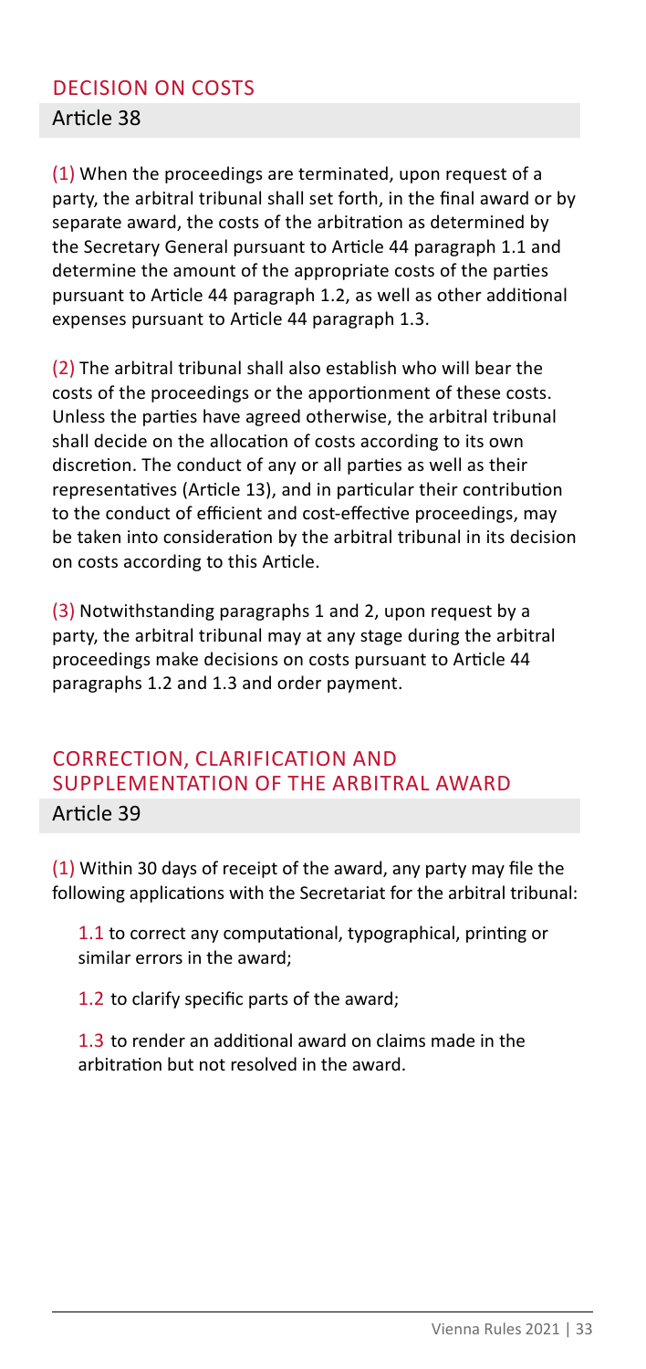## DECISION ON COSTS

### Article 38

(1) When the proceedings are terminated, upon request of a party, the arbitral tribunal shall set forth, in the final award or by separate award, the costs of the arbitration as determined by the Secretary General pursuant to Article 44 paragraph 1.1 and determine the amount of the appropriate costs of the parties pursuant to Article 44 paragraph 1.2, as well as other additional expenses pursuant to Article 44 paragraph 1.3.

(2) The arbitral tribunal shall also establish who will bear the costs of the proceedings or the apportionment of these costs. Unless the parties have agreed otherwise, the arbitral tribunal shall decide on the allocation of costs according to its own discretion. The conduct of any or all parties as well as their representatives (Article 13), and in particular their contribution to the conduct of efficient and cost-effective proceedings, may be taken into consideration by the arbitral tribunal in its decision on costs according to this Article.

(3) Notwithstanding paragraphs 1 and 2, upon request by a party, the arbitral tribunal may at any stage during the arbitral proceedings make decisions on costs pursuant to Article 44 paragraphs 1.2 and 1.3 and order payment.

## CORRECTION, CLARIFICATION AND SUPPLEMENTATION OF THE ARBITRAL AWARD

### Article 39

(1) Within 30 days of receipt of the award, any party may file the following applications with the Secretariat for the arbitral tribunal:

1.1 to correct any computational, typographical, printing or similar errors in the award;

1.2 to clarify specific parts of the award;

1.3 to render an additional award on claims made in the arbitration but not resolved in the award.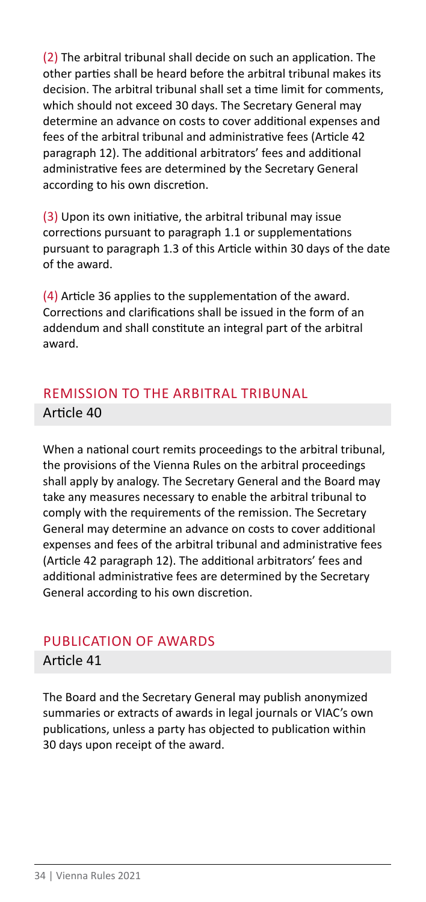(2) The arbitral tribunal shall decide on such an application. The other parties shall be heard before the arbitral tribunal makes its decision. The arbitral tribunal shall set a time limit for comments, which should not exceed 30 days. The Secretary General may determine an advance on costs to cover additional expenses and fees of the arbitral tribunal and administrative fees (Article 42 paragraph 12). The additional arbitrators' fees and additional administrative fees are determined by the Secretary General according to his own discretion.

(3) Upon its own initiative, the arbitral tribunal may issue corrections pursuant to paragraph 1.1 or supplementations pursuant to paragraph 1.3 of this Article within 30 days of the date of the award.

(4) Article 36 applies to the supplementation of the award. Corrections and clarifications shall be issued in the form of an addendum and shall constitute an integral part of the arbitral award.

## REMISSION TO THE ARBITRAL TRIBUNAL

### Article 40

When a national court remits proceedings to the arbitral tribunal, the provisions of the Vienna Rules on the arbitral proceedings shall apply by analogy. The Secretary General and the Board may take any measures necessary to enable the arbitral tribunal to comply with the requirements of the remission. The Secretary General may determine an advance on costs to cover additional expenses and fees of the arbitral tribunal and administrative fees (Article 42 paragraph 12). The additional arbitrators' fees and additional administrative fees are determined by the Secretary General according to his own discretion.

## PUBLICATION OF AWARDS

### Article 41

The Board and the Secretary General may publish anonymized summaries or extracts of awards in legal journals or VIAC's own publications, unless a party has objected to publication within 30 days upon receipt of the award.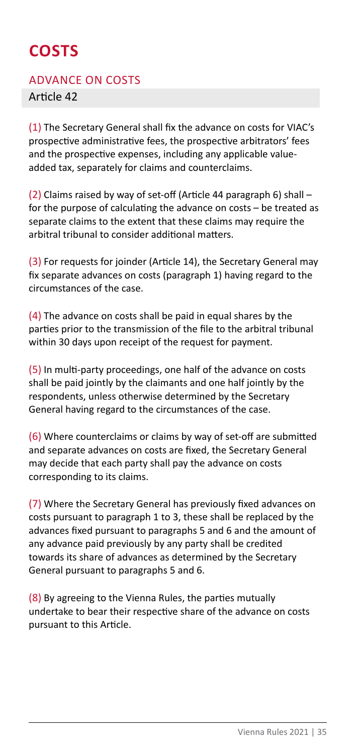# COSTS

## ADVANCE ON COSTS

### Article 42

(1) The Secretary General shall fix the advance on costs for VIAC's prospective administrative fees, the prospective arbitrators' fees and the prospective expenses, including any applicable value-added tax, separately for claims and counterclaims.

(2) Claims raised by way of set-off (Article 44 paragraph 6) shall – for the purpose of calculating the advance on costs – be treated as separate claims to the extent that these claims may require the arbitral tribunal to consider additional matters.

(3) For requests for joinder (Article 14), the Secretary General may fix separate advances on costs (paragraph 1) having regard to the circumstances of the case.

(4) The advance on costs shall be paid in equal shares by the parties prior to the transmission of the file to the arbitral tribunal within 30 days upon receipt of the request for payment.

(5) In multi-party proceedings, one half of the advance on costs shall be paid jointly by the claimants and one half jointly by the respondents, unless otherwise determined by the Secretary General having regard to the circumstances of the case.

(6) Where counterclaims or claims by way of set-off are submitted and separate advances on costs are fixed, the Secretary General may decide that each party shall pay the advance on costs corresponding to its claims.

(7) Where the Secretary General has previously fixed advances on costs pursuant to paragraph 1 to 3, these shall be replaced by the advances fixed pursuant to paragraphs 5 and 6 and the amount of any advance paid previously by any party shall be credited towards its share of advances as determined by the Secretary General pursuant to paragraphs 5 and 6.

(8) By agreeing to the Vienna Rules, the parties mutually undertake to bear their respective share of the advance on costs pursuant to this Article.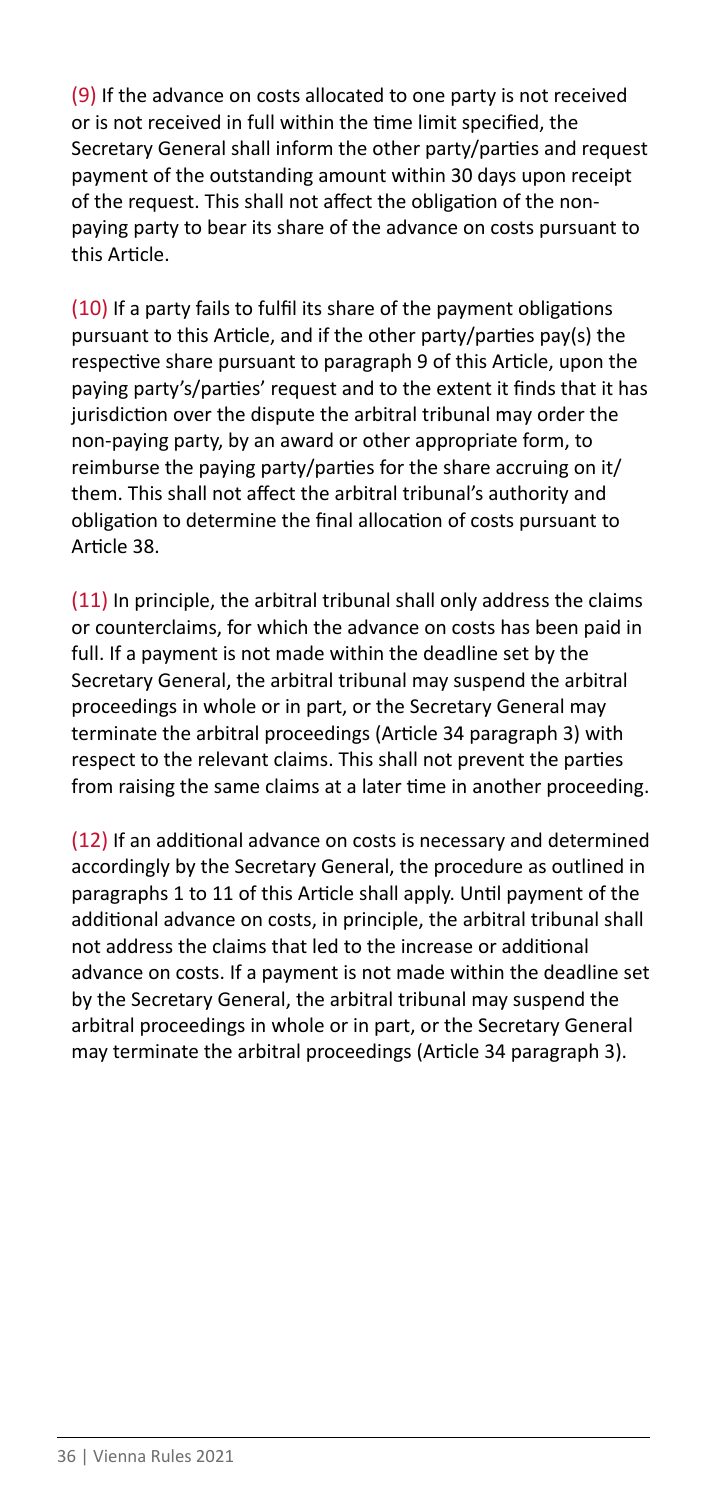(9) If the advance on costs allocated to one party is not received or is not received in full within the time limit specified, the Secretary General shall inform the other party/parties and request payment of the outstanding amount within 30 days upon receipt of the request. This shall not affect the obligation of the non-paying party to bear its share of the advance on costs pursuant to this Article.

(10) If a party fails to fulfil its share of the payment obligations pursuant to this Article, and if the other party/parties pay(s) the respective share pursuant to paragraph 9 of this Article, upon the paying party's/parties' request and to the extent it finds that it has jurisdiction over the dispute the arbitral tribunal may order the non-paying party, by an award or other appropriate form, to reimburse the paying party/parties for the share accruing on it/them. This shall not affect the arbitral tribunal's authority and obligation to determine the final allocation of costs pursuant to Article 38.

(11) In principle, the arbitral tribunal shall only address the claims or counterclaims, for which the advance on costs has been paid in full. If a payment is not made within the deadline set by the Secretary General, the arbitral tribunal may suspend the arbitral proceedings in whole or in part, or the Secretary General may terminate the arbitral proceedings (Article 34 paragraph 3) with respect to the relevant claims. This shall not prevent the parties from raising the same claims at a later time in another proceeding.

(12) If an additional advance on costs is necessary and determined accordingly by the Secretary General, the procedure as outlined in paragraphs 1 to 11 of this Article shall apply. Until payment of the additional advance on costs, in principle, the arbitral tribunal shall not address the claims that led to the increase or additional advance on costs. If a payment is not made within the deadline set by the Secretary General, the arbitral tribunal may suspend the arbitral proceedings in whole or in part, or the Secretary General may terminate the arbitral proceedings (Article 34 paragraph 3).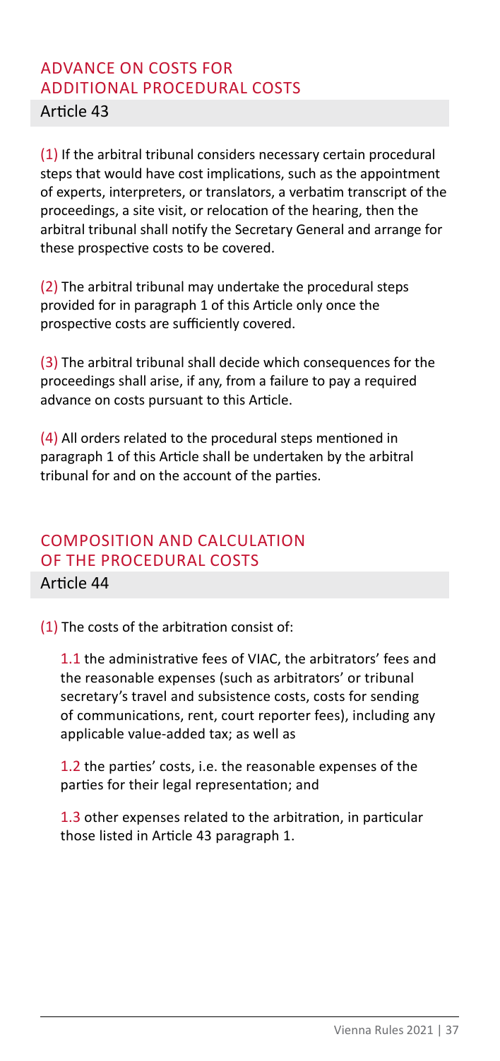## ADVANCE ON COSTS FOR ADDITIONAL PROCEDURAL COSTS

### Article 43

(1) If the arbitral tribunal considers necessary certain procedural steps that would have cost implications, such as the appointment of experts, interpreters, or translators, a verbatim transcript of the proceedings, a site visit, or relocation of the hearing, then the arbitral tribunal shall notify the Secretary General and arrange for these prospective costs to be covered.

(2) The arbitral tribunal may undertake the procedural steps provided for in paragraph 1 of this Article only once the prospective costs are sufficiently covered.

(3) The arbitral tribunal shall decide which consequences for the proceedings shall arise, if any, from a failure to pay a required advance on costs pursuant to this Article.

(4) All orders related to the procedural steps mentioned in paragraph 1 of this Article shall be undertaken by the arbitral tribunal for and on the account of the parties.

## COMPOSITION AND CALCULATION OF THE PROCEDURAL COSTS

### Article 44

(1) The costs of the arbitration consist of:

1.1 the administrative fees of VIAC, the arbitrators' fees and the reasonable expenses (such as arbitrators' or tribunal secretary's travel and subsistence costs, costs for sending of communications, rent, court reporter fees), including any applicable value-added tax; as well as

1.2 the parties' costs, i.e. the reasonable expenses of the parties for their legal representation; and

1.3 other expenses related to the arbitration, in particular those listed in Article 43 paragraph 1.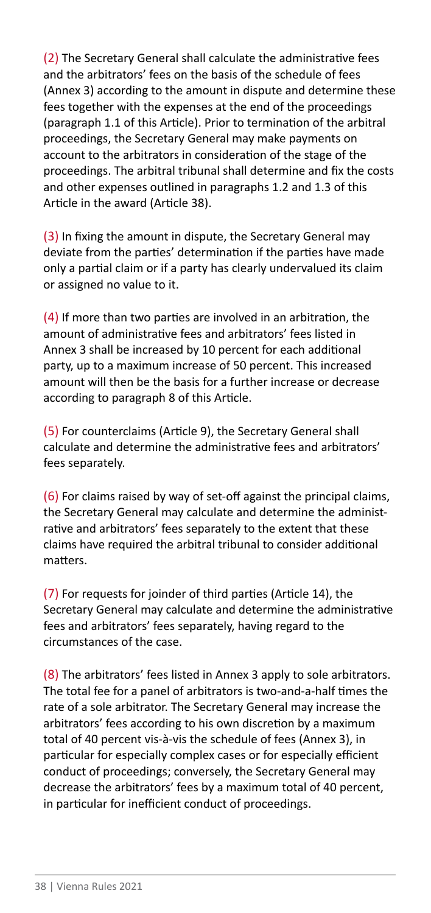(2) The Secretary General shall calculate the administrative fees and the arbitrators' fees on the basis of the schedule of fees (Annex 3) according to the amount in dispute and determine these fees together with the expenses at the end of the proceedings (paragraph 1.1 of this Article). Prior to termination of the arbitral proceedings, the Secretary General may make payments on account to the arbitrators in consideration of the stage of the proceedings. The arbitral tribunal shall determine and fix the costs and other expenses outlined in paragraphs 1.2 and 1.3 of this Article in the award (Article 38).

(3) In fixing the amount in dispute, the Secretary General may deviate from the parties' determination if the parties have made only a partial claim or if a party has clearly undervalued its claim or assigned no value to it.

(4) If more than two parties are involved in an arbitration, the amount of administrative fees and arbitrators' fees listed in Annex 3 shall be increased by 10 percent for each additional party, up to a maximum increase of 50 percent. This increased amount will then be the basis for a further increase or decrease according to paragraph 8 of this Article.

(5) For counterclaims (Article 9), the Secretary General shall calculate and determine the administrative fees and arbitrators' fees separately.

(6) For claims raised by way of set-off against the principal claims, the Secretary General may calculate and determine the administrative and arbitrators' fees separately to the extent that these claims have required the arbitral tribunal to consider additional matters.

(7) For requests for joinder of third parties (Article 14), the Secretary General may calculate and determine the administrative fees and arbitrators' fees separately, having regard to the circumstances of the case.

(8) The arbitrators' fees listed in Annex 3 apply to sole arbitrators. The total fee for a panel of arbitrators is two-and-a-half times the rate of a sole arbitrator. The Secretary General may increase the arbitrators' fees according to his own discretion by a maximum total of 40 percent vis-à-vis the schedule of fees (Annex 3), in particular for especially complex cases or for especially efficient conduct of proceedings; conversely, the Secretary General may decrease the arbitrators' fees by a maximum total of 40 percent, in particular for inefficient conduct of proceedings.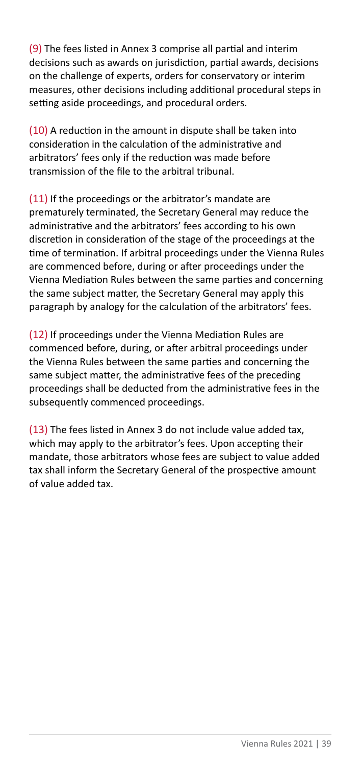(9) The fees listed in Annex 3 comprise all partial and interim decisions such as awards on jurisdiction, partial awards, decisions on the challenge of experts, orders for conservatory or interim measures, other decisions including additional procedural steps in setting aside proceedings, and procedural orders.

(10) A reduction in the amount in dispute shall be taken into consideration in the calculation of the administrative and arbitrators' fees only if the reduction was made before transmission of the file to the arbitral tribunal.

(11) If the proceedings or the arbitrator's mandate are prematurely terminated, the Secretary General may reduce the administrative and the arbitrators' fees according to his own discretion in consideration of the stage of the proceedings at the time of termination. If arbitral proceedings under the Vienna Rules are commenced before, during or after proceedings under the Vienna Mediation Rules between the same parties and concerning the same subject matter, the Secretary General may apply this paragraph by analogy for the calculation of the arbitrators' fees.

(12) If proceedings under the Vienna Mediation Rules are commenced before, during, or after arbitral proceedings under the Vienna Rules between the same parties and concerning the same subject matter, the administrative fees of the preceding proceedings shall be deducted from the administrative fees in the subsequently commenced proceedings.

(13) The fees listed in Annex 3 do not include value added tax, which may apply to the arbitrator's fees. Upon accepting their mandate, those arbitrators whose fees are subject to value added tax shall inform the Secretary General of the prospective amount of value added tax.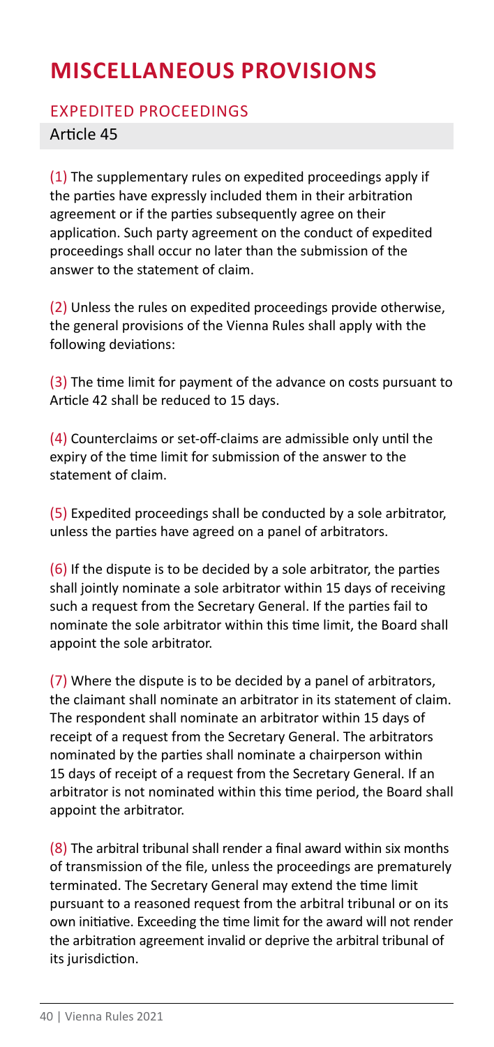# MISCELLANEOUS PROVISIONS

## EXPEDITED PROCEEDINGS

### Article 45

(1) The supplementary rules on expedited proceedings apply if the parties have expressly included them in their arbitration agreement or if the parties subsequently agree on their application. Such party agreement on the conduct of expedited proceedings shall occur no later than the submission of the answer to the statement of claim.

(2) Unless the rules on expedited proceedings provide otherwise, the general provisions of the Vienna Rules shall apply with the following deviations:

(3) The time limit for payment of the advance on costs pursuant to Article 42 shall be reduced to 15 days.

(4) Counterclaims or set-off-claims are admissible only until the expiry of the time limit for submission of the answer to the statement of claim.

(5) Expedited proceedings shall be conducted by a sole arbitrator, unless the parties have agreed on a panel of arbitrators.

(6) If the dispute is to be decided by a sole arbitrator, the parties shall jointly nominate a sole arbitrator within 15 days of receiving such a request from the Secretary General. If the parties fail to nominate the sole arbitrator within this time limit, the Board shall appoint the sole arbitrator.

(7) Where the dispute is to be decided by a panel of arbitrators, the claimant shall nominate an arbitrator in its statement of claim. The respondent shall nominate an arbitrator within 15 days of receipt of a request from the Secretary General. The arbitrators nominated by the parties shall nominate a chairperson within 15 days of receipt of a request from the Secretary General. If an arbitrator is not nominated within this time period, the Board shall appoint the arbitrator.

(8) The arbitral tribunal shall render a final award within six months of transmission of the file, unless the proceedings are prematurely terminated. The Secretary General may extend the time limit pursuant to a reasoned request from the arbitral tribunal or on its own initiative. Exceeding the time limit for the award will not render the arbitration agreement invalid or deprive the arbitral tribunal of its jurisdiction.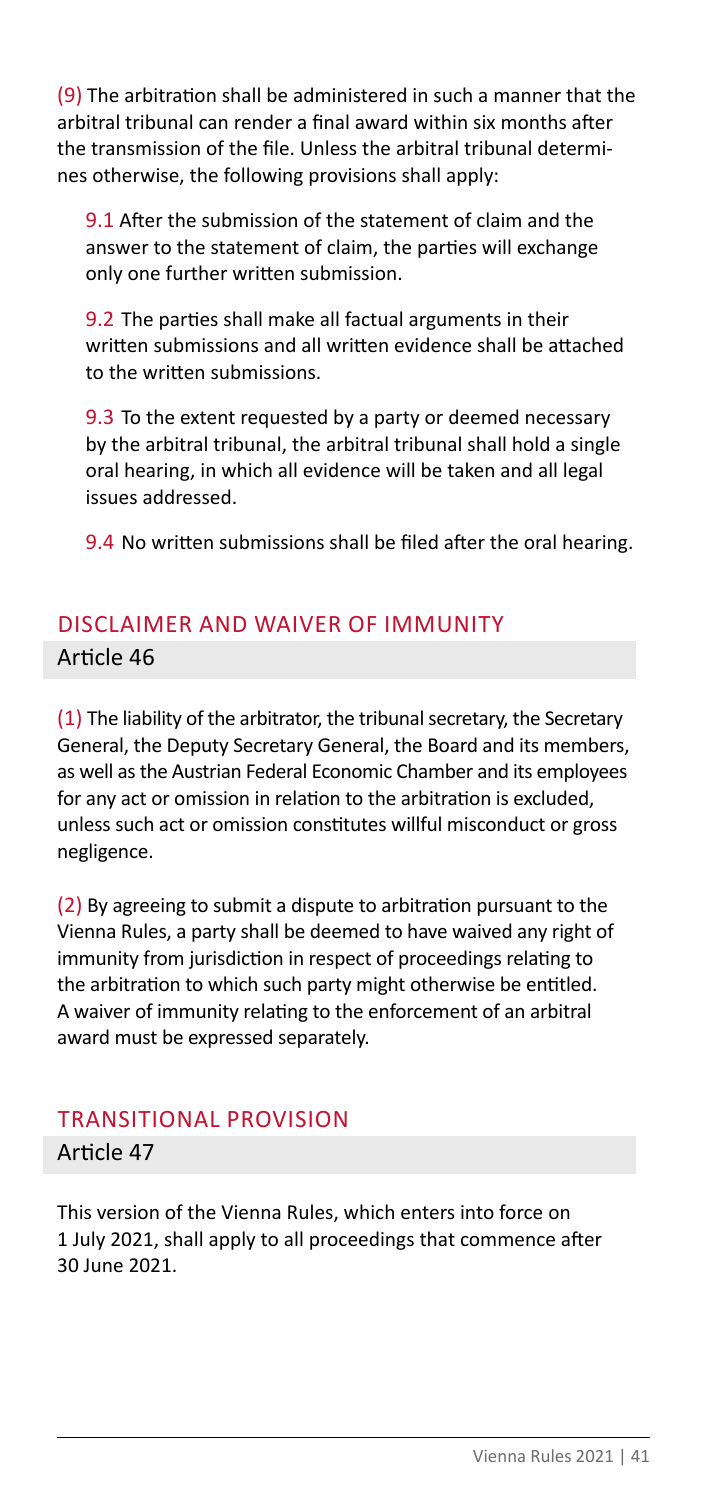(9) The arbitration shall be administered in such a manner that the arbitral tribunal can render a final award within six months after the transmission of the file. Unless the arbitral tribunal determines otherwise, the following provisions shall apply:

9.1 After the submission of the statement of claim and the answer to the statement of claim, the parties will exchange only one further written submission.

9.2 The parties shall make all factual arguments in their written submissions and all written evidence shall be attached to the written submissions.

9.3 To the extent requested by a party or deemed necessary by the arbitral tribunal, the arbitral tribunal shall hold a single oral hearing, in which all evidence will be taken and all legal issues addressed.

9.4 No written submissions shall be filed after the oral hearing.

## DISCLAIMER AND WAIVER OF IMMUNITY

### Article 46

(1) The liability of the arbitrator, the tribunal secretary, the Secretary General, the Deputy Secretary General, the Board and its members, as well as the Austrian Federal Economic Chamber and its employees for any act or omission in relation to the arbitration is excluded, unless such act or omission constitutes willful misconduct or gross negligence.

(2) By agreeing to submit a dispute to arbitration pursuant to the Vienna Rules, a party shall be deemed to have waived any right of immunity from jurisdiction in respect of proceedings relating to the arbitration to which such party might otherwise be entitled. A waiver of immunity relating to the enforcement of an arbitral award must be expressed separately.

## TRANSITIONAL PROVISION

### Article 47

This version of the Vienna Rules, which enters into force on 1 July 2021, shall apply to all proceedings that commence after 30 June 2021.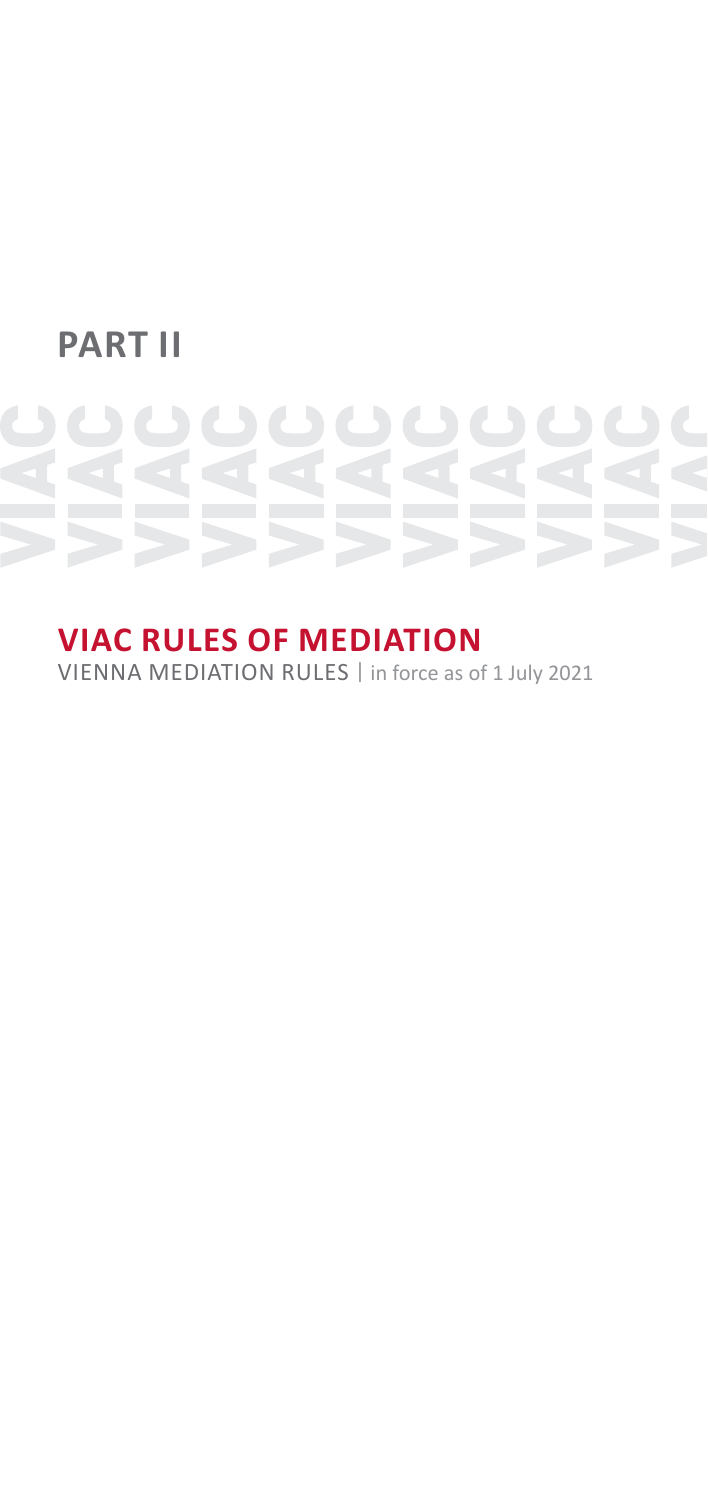# PART II

## VIAC RULES OF MEDIATION

VIENNA MEDIATION RULES | in force as of 1 July 2021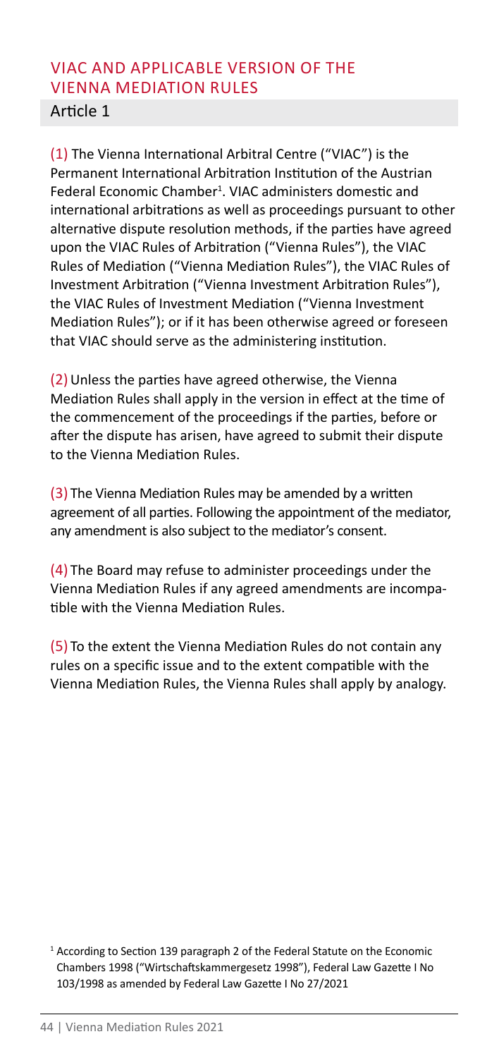## VIAC AND APPLICABLE VERSION OF THE VIENNA MEDIATION RULES

### Article 1

(1) The Vienna International Arbitral Centre ("VIAC") is the Permanent International Arbitration Institution of the Austrian Federal Economic Chamber[1]. VIAC administers domestic and international arbitrations as well as proceedings pursuant to other alternative dispute resolution methods, if the parties have agreed upon the VIAC Rules of Arbitration ("Vienna Rules"), the VIAC Rules of Mediation ("Vienna Mediation Rules"), the VIAC Rules of Investment Arbitration ("Vienna Investment Arbitration Rules"), the VIAC Rules of Investment Mediation ("Vienna Investment Mediation Rules"); or if it has been otherwise agreed or foreseen that VIAC should serve as the administering institution.

(2) Unless the parties have agreed otherwise, the Vienna Mediation Rules shall apply in the version in effect at the time of the commencement of the proceedings if the parties, before or after the dispute has arisen, have agreed to submit their dispute to the Vienna Mediation Rules.

(3) The Vienna Mediation Rules may be amended by a written agreement of all parties. Following the appointment of the mediator, any amendment is also subject to the mediator's consent.

(4) The Board may refuse to administer proceedings under the Vienna Mediation Rules if any agreed amendments are incompatible with the Vienna Mediation Rules.

(5) To the extent the Vienna Mediation Rules do not contain any rules on a specific issue and to the extent compatible with the Vienna Mediation Rules, the Vienna Rules shall apply by analogy.

[1] According to Section 139 paragraph 2 of the Federal Statute on the Economic Chambers 1998 ("Wirtschaftskammergesetz 1998"), Federal Law Gazette I No 103/1998 as amended by Federal Law Gazette I No 27/2021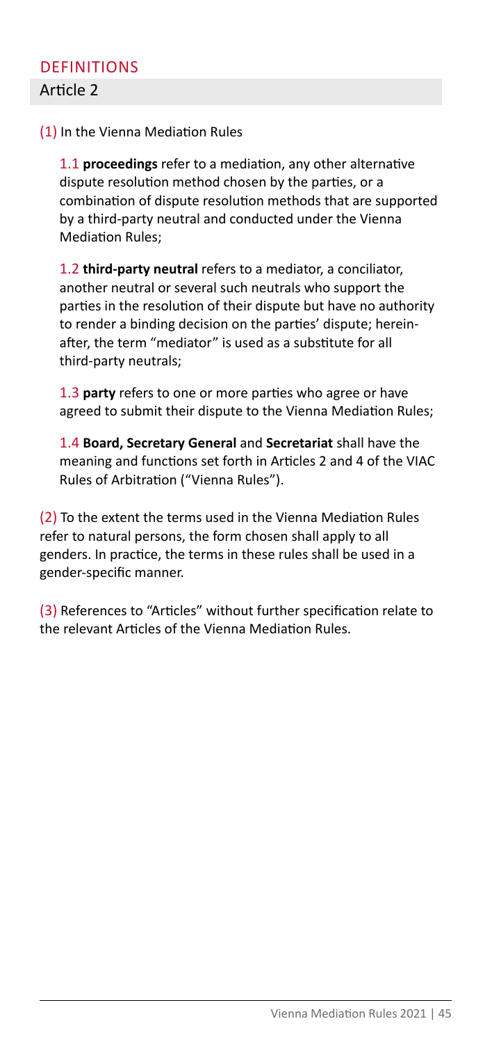## DEFINITIONS

### Article 2

(1) In the Vienna Mediation Rules

1.1 **proceedings** refer to a mediation, any other alternative dispute resolution method chosen by the parties, or a combination of dispute resolution methods that are supported by a third-party neutral and conducted under the Vienna Mediation Rules;

1.2 **third-party neutral** refers to a mediator, a conciliator, another neutral or several such neutrals who support the parties in the resolution of their dispute but have no authority to render a binding decision on the parties' dispute; hereinafter, the term "mediator" is used as a substitute for all third-party neutrals;

1.3 **party** refers to one or more parties who agree or have agreed to submit their dispute to the Vienna Mediation Rules;

1.4 **Board, Secretary General** and **Secretariat** shall have the meaning and functions set forth in Articles 2 and 4 of the VIAC Rules of Arbitration ("Vienna Rules").

(2) To the extent the terms used in the Vienna Mediation Rules refer to natural persons, the form chosen shall apply to all genders. In practice, the terms in these rules shall be used in a gender-specific manner.

(3) References to "Articles" without further specification relate to the relevant Articles of the Vienna Mediation Rules.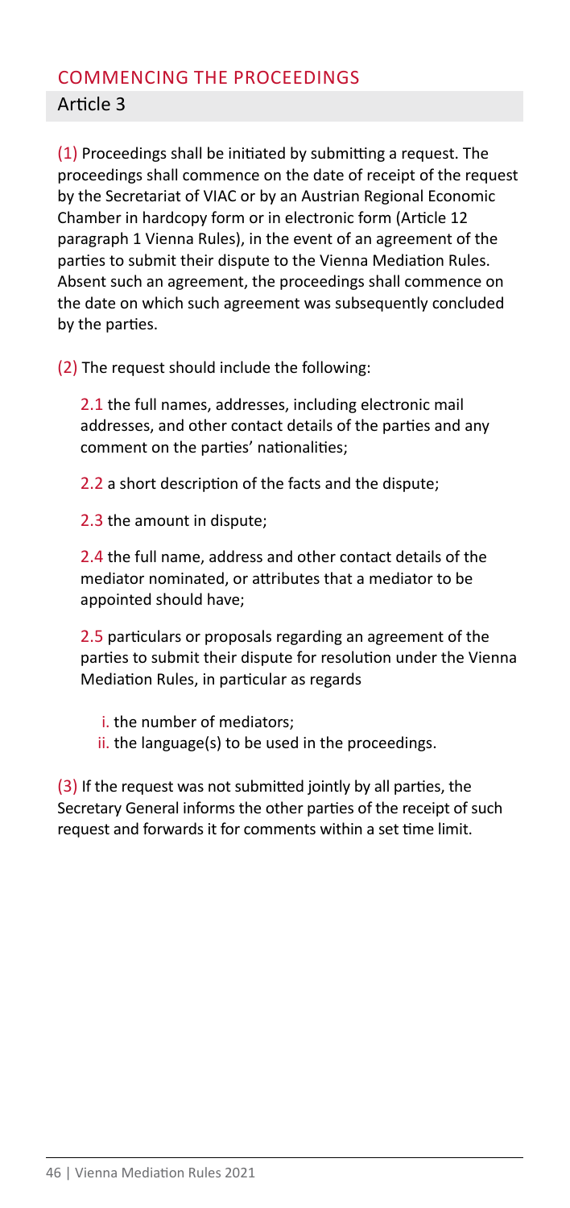## COMMENCING THE PROCEEDINGS

### Article 3

(1) Proceedings shall be initiated by submitting a request. The proceedings shall commence on the date of receipt of the request by the Secretariat of VIAC or by an Austrian Regional Economic Chamber in hardcopy form or in electronic form (Article 12 paragraph 1 Vienna Rules), in the event of an agreement of the parties to submit their dispute to the Vienna Mediation Rules. Absent such an agreement, the proceedings shall commence on the date on which such agreement was subsequently concluded by the parties.

(2) The request should include the following:

2.1 the full names, addresses, including electronic mail addresses, and other contact details of the parties and any comment on the parties' nationalities;

2.2 a short description of the facts and the dispute;

2.3 the amount in dispute;

2.4 the full name, address and other contact details of the mediator nominated, or attributes that a mediator to be appointed should have;

2.5 particulars or proposals regarding an agreement of the parties to submit their dispute for resolution under the Vienna Mediation Rules, in particular as regards

i. the number of mediators;
ii. the language(s) to be used in the proceedings.

(3) If the request was not submitted jointly by all parties, the Secretary General informs the other parties of the receipt of such request and forwards it for comments within a set time limit.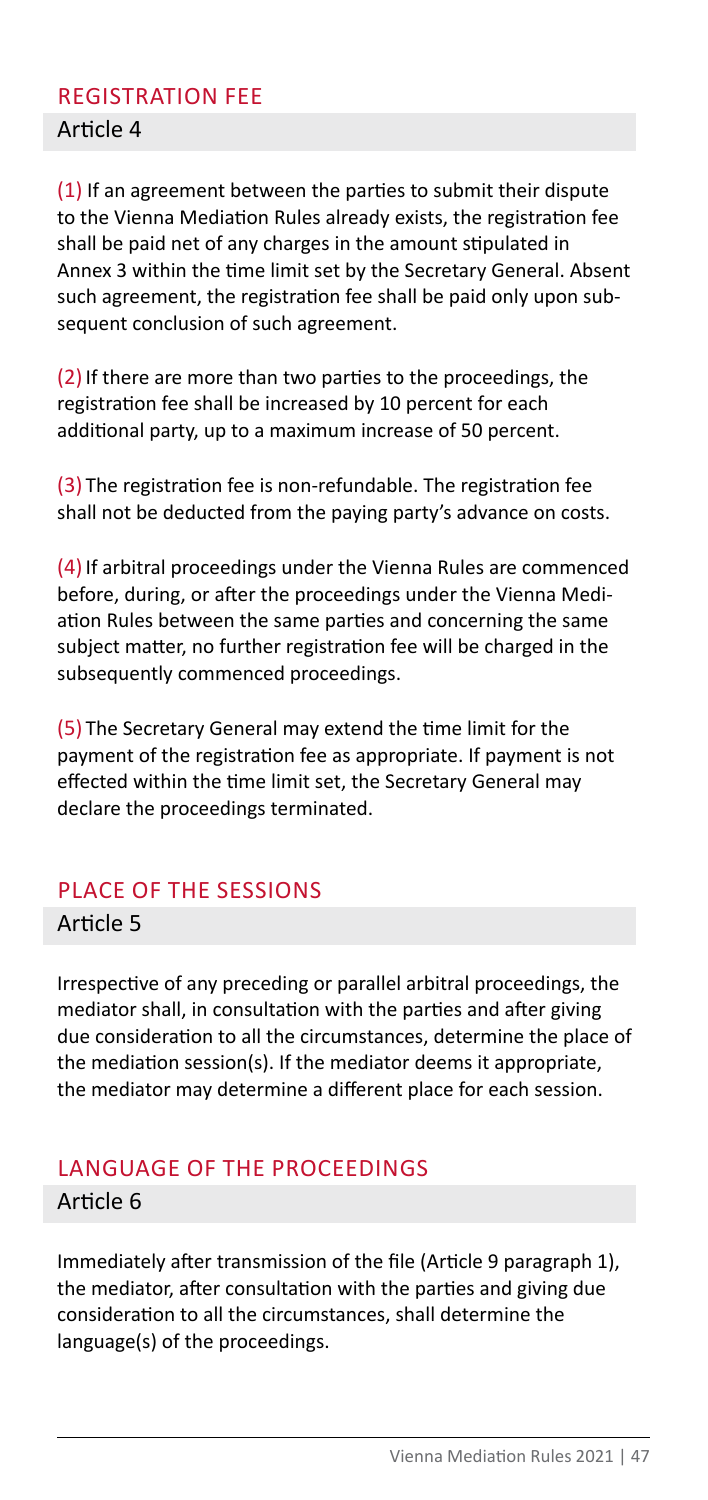## REGISTRATION FEE

### Article 4

(1) If an agreement between the parties to submit their dispute to the Vienna Mediation Rules already exists, the registration fee shall be paid net of any charges in the amount stipulated in Annex 3 within the time limit set by the Secretary General. Absent such agreement, the registration fee shall be paid only upon subsequent conclusion of such agreement.

(2) If there are more than two parties to the proceedings, the registration fee shall be increased by 10 percent for each additional party, up to a maximum increase of 50 percent.

(3) The registration fee is non-refundable. The registration fee shall not be deducted from the paying party's advance on costs.

(4) If arbitral proceedings under the Vienna Rules are commenced before, during, or after the proceedings under the Vienna Mediation Rules between the same parties and concerning the same subject matter, no further registration fee will be charged in the subsequently commenced proceedings.

(5) The Secretary General may extend the time limit for the payment of the registration fee as appropriate. If payment is not effected within the time limit set, the Secretary General may declare the proceedings terminated.

## PLACE OF THE SESSIONS

### Article 5

Irrespective of any preceding or parallel arbitral proceedings, the mediator shall, in consultation with the parties and after giving due consideration to all the circumstances, determine the place of the mediation session(s). If the mediator deems it appropriate, the mediator may determine a different place for each session.

## LANGUAGE OF THE PROCEEDINGS

### Article 6

Immediately after transmission of the file (Article 9 paragraph 1), the mediator, after consultation with the parties and giving due consideration to all the circumstances, shall determine the language(s) of the proceedings.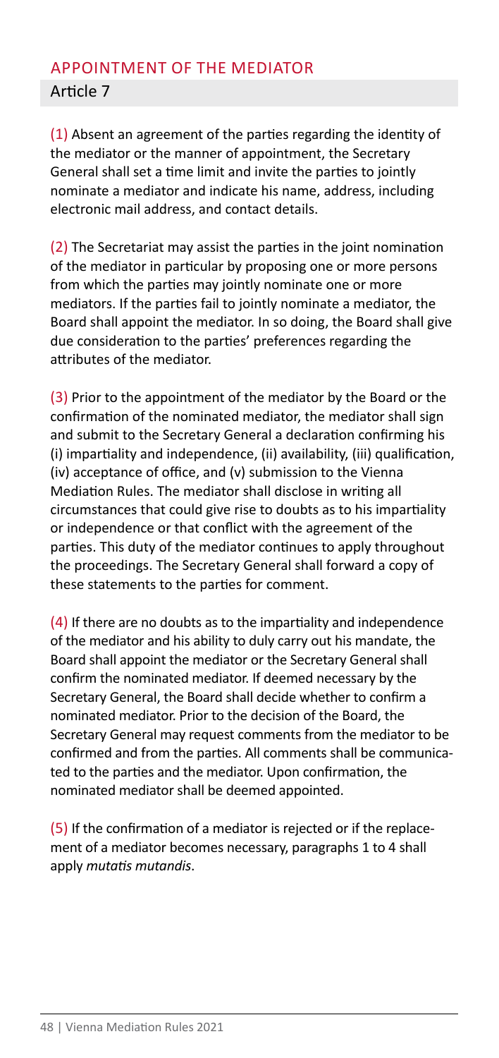## APPOINTMENT OF THE MEDIATOR

### Article 7

(1) Absent an agreement of the parties regarding the identity of the mediator or the manner of appointment, the Secretary General shall set a time limit and invite the parties to jointly nominate a mediator and indicate his name, address, including electronic mail address, and contact details.

(2) The Secretariat may assist the parties in the joint nomination of the mediator in particular by proposing one or more persons from which the parties may jointly nominate one or more mediators. If the parties fail to jointly nominate a mediator, the Board shall appoint the mediator. In so doing, the Board shall give due consideration to the parties' preferences regarding the attributes of the mediator.

(3) Prior to the appointment of the mediator by the Board or the confirmation of the nominated mediator, the mediator shall sign and submit to the Secretary General a declaration confirming his (i) impartiality and independence, (ii) availability, (iii) qualification, (iv) acceptance of office, and (v) submission to the Vienna Mediation Rules. The mediator shall disclose in writing all circumstances that could give rise to doubts as to his impartiality or independence or that conflict with the agreement of the parties. This duty of the mediator continues to apply throughout the proceedings. The Secretary General shall forward a copy of these statements to the parties for comment.

(4) If there are no doubts as to the impartiality and independence of the mediator and his ability to duly carry out his mandate, the Board shall appoint the mediator or the Secretary General shall confirm the nominated mediator. If deemed necessary by the Secretary General, the Board shall decide whether to confirm a nominated mediator. Prior to the decision of the Board, the Secretary General may request comments from the mediator to be confirmed and from the parties. All comments shall be communicated to the parties and the mediator. Upon confirmation, the nominated mediator shall be deemed appointed.

(5) If the confirmation of a mediator is rejected or if the replacement of a mediator becomes necessary, paragraphs 1 to 4 shall apply *mutatis mutandis*.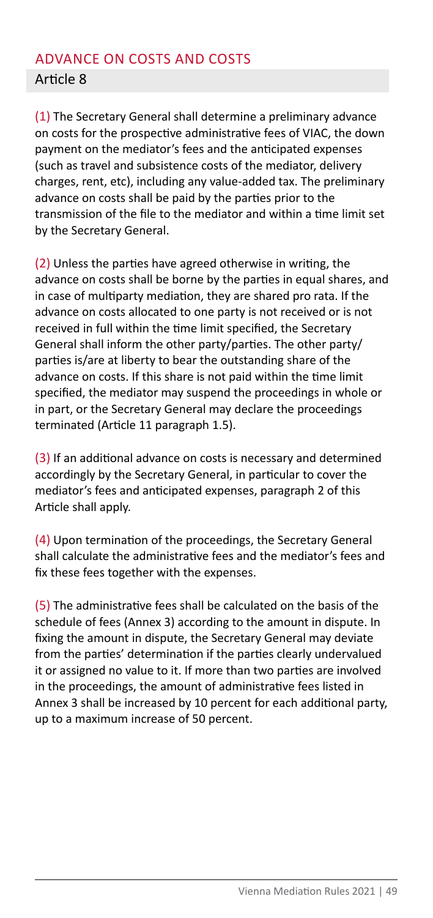## ADVANCE ON COSTS AND COSTS

### Article 8

(1) The Secretary General shall determine a preliminary advance on costs for the prospective administrative fees of VIAC, the down payment on the mediator's fees and the anticipated expenses (such as travel and subsistence costs of the mediator, delivery charges, rent, etc), including any value-added tax. The preliminary advance on costs shall be paid by the parties prior to the transmission of the file to the mediator and within a time limit set by the Secretary General.

(2) Unless the parties have agreed otherwise in writing, the advance on costs shall be borne by the parties in equal shares, and in case of multiparty mediation, they are shared pro rata. If the advance on costs allocated to one party is not received or is not received in full within the time limit specified, the Secretary General shall inform the other party/parties. The other party/parties is/are at liberty to bear the outstanding share of the advance on costs. If this share is not paid within the time limit specified, the mediator may suspend the proceedings in whole or in part, or the Secretary General may declare the proceedings terminated (Article 11 paragraph 1.5).

(3) If an additional advance on costs is necessary and determined accordingly by the Secretary General, in particular to cover the mediator's fees and anticipated expenses, paragraph 2 of this Article shall apply.

(4) Upon termination of the proceedings, the Secretary General shall calculate the administrative fees and the mediator's fees and fix these fees together with the expenses.

(5) The administrative fees shall be calculated on the basis of the schedule of fees (Annex 3) according to the amount in dispute. In fixing the amount in dispute, the Secretary General may deviate from the parties' determination if the parties clearly undervalued it or assigned no value to it. If more than two parties are involved in the proceedings, the amount of administrative fees listed in Annex 3 shall be increased by 10 percent for each additional party, up to a maximum increase of 50 percent.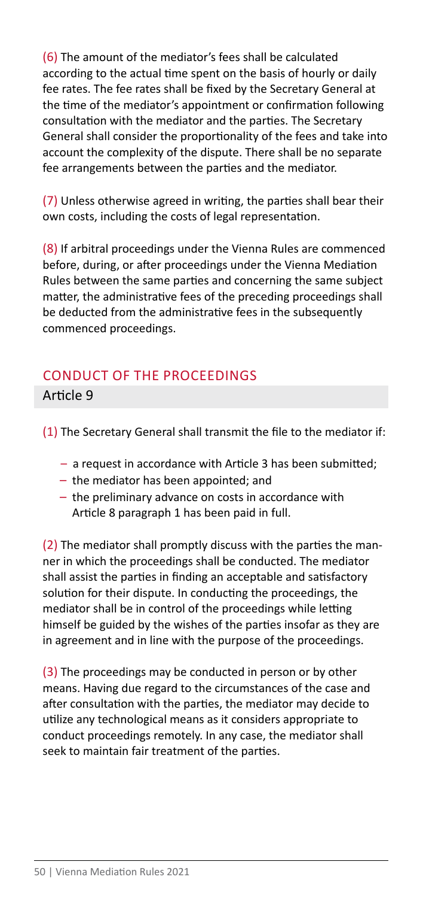(6) The amount of the mediator's fees shall be calculated according to the actual time spent on the basis of hourly or daily fee rates. The fee rates shall be fixed by the Secretary General at the time of the mediator's appointment or confirmation following consultation with the mediator and the parties. The Secretary General shall consider the proportionality of the fees and take into account the complexity of the dispute. There shall be no separate fee arrangements between the parties and the mediator.

(7) Unless otherwise agreed in writing, the parties shall bear their own costs, including the costs of legal representation.

(8) If arbitral proceedings under the Vienna Rules are commenced before, during, or after proceedings under the Vienna Mediation Rules between the same parties and concerning the same subject matter, the administrative fees of the preceding proceedings shall be deducted from the administrative fees in the subsequently commenced proceedings.

## CONDUCT OF THE PROCEEDINGS

### Article 9

(1) The Secretary General shall transmit the file to the mediator if:

- a request in accordance with Article 3 has been submitted;
- the mediator has been appointed; and
- the preliminary advance on costs in accordance with Article 8 paragraph 1 has been paid in full.

(2) The mediator shall promptly discuss with the parties the manner in which the proceedings shall be conducted. The mediator shall assist the parties in finding an acceptable and satisfactory solution for their dispute. In conducting the proceedings, the mediator shall be in control of the proceedings while letting himself be guided by the wishes of the parties insofar as they are in agreement and in line with the purpose of the proceedings.

(3) The proceedings may be conducted in person or by other means. Having due regard to the circumstances of the case and after consultation with the parties, the mediator may decide to utilize any technological means as it considers appropriate to conduct proceedings remotely. In any case, the mediator shall seek to maintain fair treatment of the parties.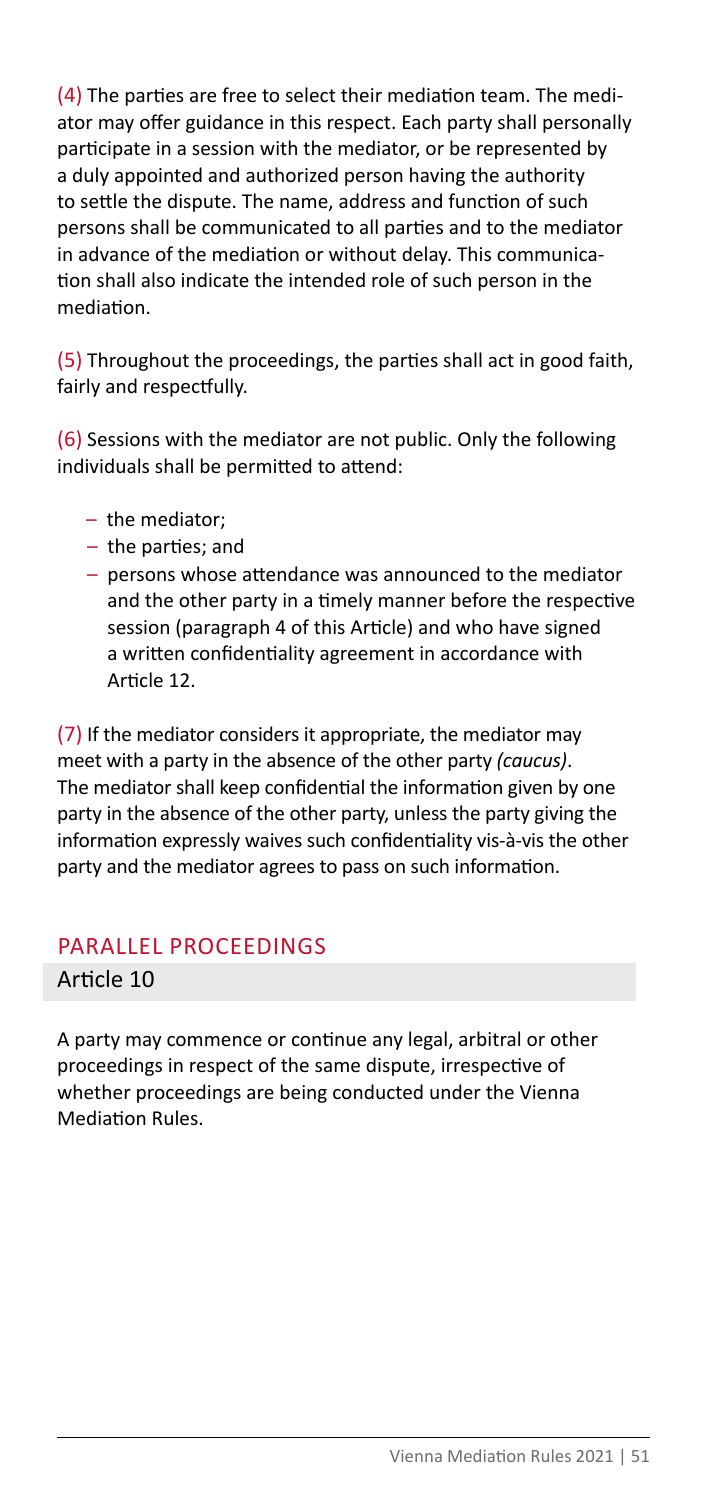(4) The parties are free to select their mediation team. The mediator may offer guidance in this respect. Each party shall personally participate in a session with the mediator, or be represented by a duly appointed and authorized person having the authority to settle the dispute. The name, address and function of such persons shall be communicated to all parties and to the mediator in advance of the mediation or without delay. This communication shall also indicate the intended role of such person in the mediation.

(5) Throughout the proceedings, the parties shall act in good faith, fairly and respectfully.

(6) Sessions with the mediator are not public. Only the following individuals shall be permitted to attend:

- the mediator;
- the parties; and
- persons whose attendance was announced to the mediator and the other party in a timely manner before the respective session (paragraph 4 of this Article) and who have signed a written confidentiality agreement in accordance with Article 12.

(7) If the mediator considers it appropriate, the mediator may meet with a party in the absence of the other party *(caucus)*. The mediator shall keep confidential the information given by one party in the absence of the other party, unless the party giving the information expressly waives such confidentiality vis-à-vis the other party and the mediator agrees to pass on such information.

## PARALLEL PROCEEDINGS

### Article 10

A party may commence or continue any legal, arbitral or other proceedings in respect of the same dispute, irrespective of whether proceedings are being conducted under the Vienna Mediation Rules.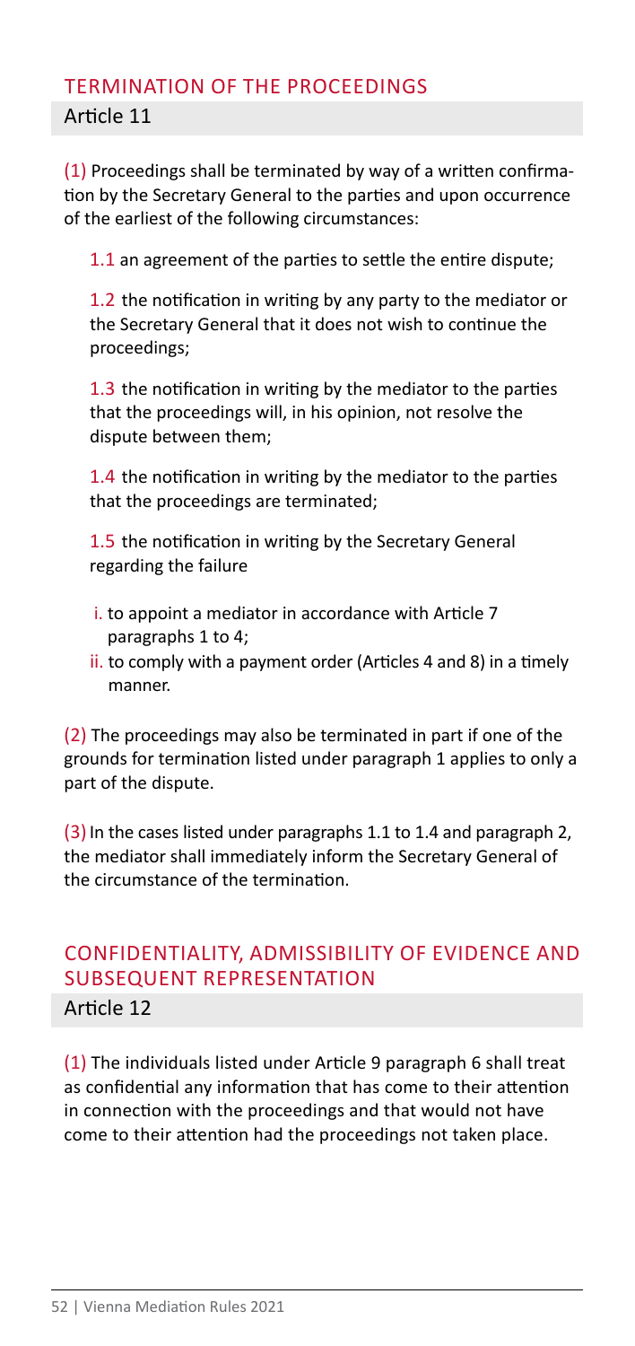## TERMINATION OF THE PROCEEDINGS

### Article 11

(1) Proceedings shall be terminated by way of a written confirmation by the Secretary General to the parties and upon occurrence of the earliest of the following circumstances:

1.1 an agreement of the parties to settle the entire dispute;

1.2 the notification in writing by any party to the mediator or the Secretary General that it does not wish to continue the proceedings;

1.3 the notification in writing by the mediator to the parties that the proceedings will, in his opinion, not resolve the dispute between them;

1.4 the notification in writing by the mediator to the parties that the proceedings are terminated;

1.5 the notification in writing by the Secretary General regarding the failure

- i. to appoint a mediator in accordance with Article 7 paragraphs 1 to 4;
- ii. to comply with a payment order (Articles 4 and 8) in a timely manner.

(2) The proceedings may also be terminated in part if one of the grounds for termination listed under paragraph 1 applies to only a part of the dispute.

(3) In the cases listed under paragraphs 1.1 to 1.4 and paragraph 2, the mediator shall immediately inform the Secretary General of the circumstance of the termination.

## CONFIDENTIALITY, ADMISSIBILITY OF EVIDENCE AND SUBSEQUENT REPRESENTATION

### Article 12

(1) The individuals listed under Article 9 paragraph 6 shall treat as confidential any information that has come to their attention in connection with the proceedings and that would not have come to their attention had the proceedings not taken place.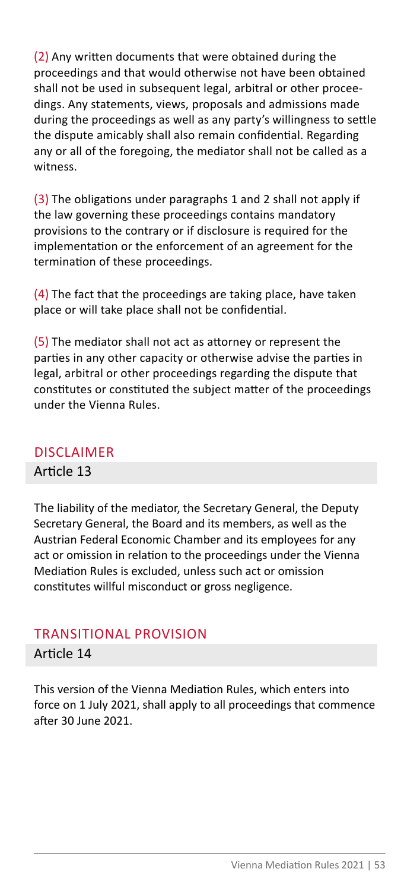(2) Any written documents that were obtained during the proceedings and that would otherwise not have been obtained shall not be used in subsequent legal, arbitral or other proceedings. Any statements, views, proposals and admissions made during the proceedings as well as any party's willingness to settle the dispute amicably shall also remain confidential. Regarding any or all of the foregoing, the mediator shall not be called as a witness.

(3) The obligations under paragraphs 1 and 2 shall not apply if the law governing these proceedings contains mandatory provisions to the contrary or if disclosure is required for the implementation or the enforcement of an agreement for the termination of these proceedings.

(4) The fact that the proceedings are taking place, have taken place or will take place shall not be confidential.

(5) The mediator shall not act as attorney or represent the parties in any other capacity or otherwise advise the parties in legal, arbitral or other proceedings regarding the dispute that constitutes or constituted the subject matter of the proceedings under the Vienna Rules.

## DISCLAIMER

### Article 13

The liability of the mediator, the Secretary General, the Deputy Secretary General, the Board and its members, as well as the Austrian Federal Economic Chamber and its employees for any act or omission in relation to the proceedings under the Vienna Mediation Rules is excluded, unless such act or omission constitutes willful misconduct or gross negligence.

## TRANSITIONAL PROVISION

### Article 14

This version of the Vienna Mediation Rules, which enters into force on 1 July 2021, shall apply to all proceedings that commence after 30 June 2021.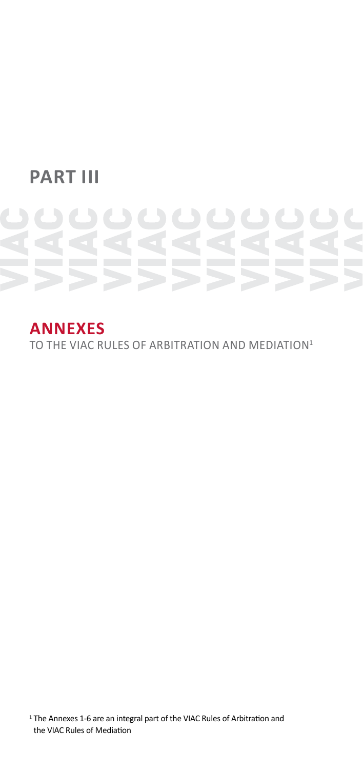# PART III

## ANNEXES

TO THE VIAC RULES OF ARBITRATION AND MEDIATION[1]

[1] The Annexes 1-6 are an integral part of the VIAC Rules of Arbitration and the VIAC Rules of Mediation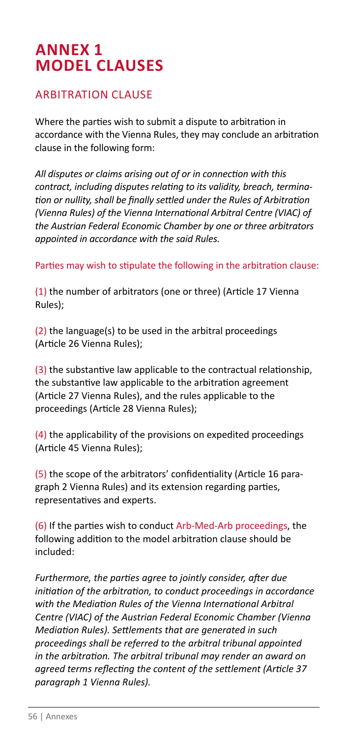# ANNEX 1
# MODEL CLAUSES

## ARBITRATION CLAUSE

Where the parties wish to submit a dispute to arbitration in accordance with the Vienna Rules, they may conclude an arbitration clause in the following form:

*All disputes or claims arising out of or in connection with this contract, including disputes relating to its validity, breach, termination or nullity, shall be finally settled under the Rules of Arbitration (Vienna Rules) of the Vienna International Arbitral Centre (VIAC) of the Austrian Federal Economic Chamber by one or three arbitrators appointed in accordance with the said Rules.*

Parties may wish to stipulate the following in the arbitration clause:

(1) the number of arbitrators (one or three) (Article 17 Vienna Rules);

(2) the language(s) to be used in the arbitral proceedings (Article 26 Vienna Rules);

(3) the substantive law applicable to the contractual relationship, the substantive law applicable to the arbitration agreement (Article 27 Vienna Rules), and the rules applicable to the proceedings (Article 28 Vienna Rules);

(4) the applicability of the provisions on expedited proceedings (Article 45 Vienna Rules);

(5) the scope of the arbitrators' confidentiality (Article 16 paragraph 2 Vienna Rules) and its extension regarding parties, representatives and experts.

(6) If the parties wish to conduct Arb-Med-Arb proceedings, the following addition to the model arbitration clause should be included:

*Furthermore, the parties agree to jointly consider, after due initiation of the arbitration, to conduct proceedings in accordance with the Mediation Rules of the Vienna International Arbitral Centre (VIAC) of the Austrian Federal Economic Chamber (Vienna Mediation Rules). Settlements that are generated in such proceedings shall be referred to the arbitral tribunal appointed in the arbitration. The arbitral tribunal may render an award on agreed terms reflecting the content of the settlement (Article 37 paragraph 1 Vienna Rules).*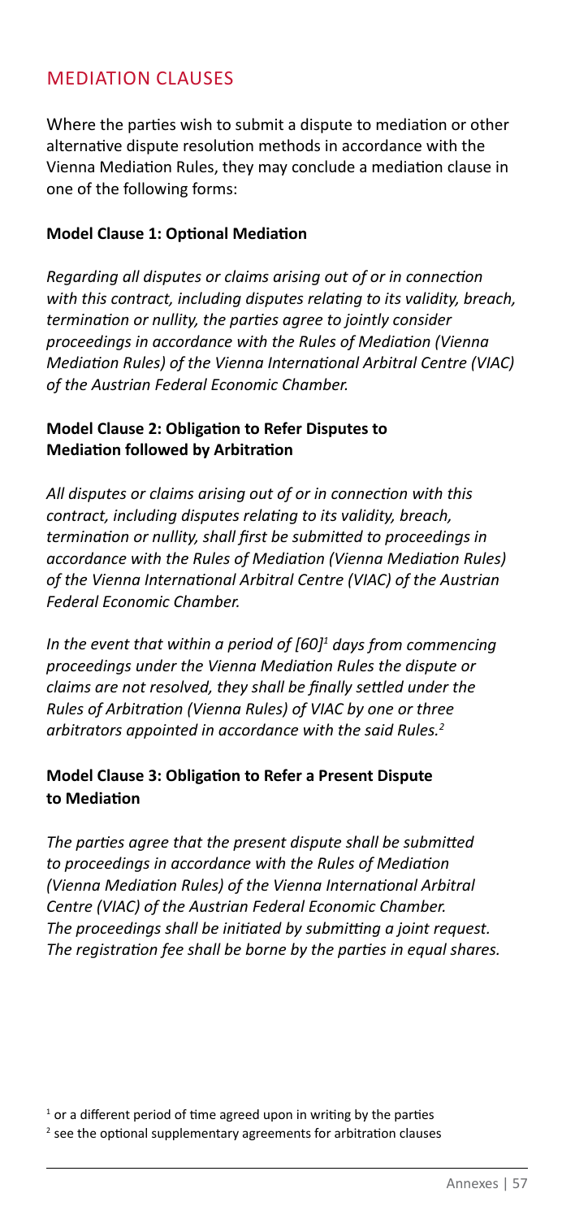## MEDIATION CLAUSES

Where the parties wish to submit a dispute to mediation or other alternative dispute resolution methods in accordance with the Vienna Mediation Rules, they may conclude a mediation clause in one of the following forms:

**Model Clause 1: Optional Mediation**

*Regarding all disputes or claims arising out of or in connection with this contract, including disputes relating to its validity, breach, termination or nullity, the parties agree to jointly consider proceedings in accordance with the Rules of Mediation (Vienna Mediation Rules) of the Vienna International Arbitral Centre (VIAC) of the Austrian Federal Economic Chamber.*

**Model Clause 2: Obligation to Refer Disputes to Mediation followed by Arbitration**

*All disputes or claims arising out of or in connection with this contract, including disputes relating to its validity, breach, termination or nullity, shall first be submitted to proceedings in accordance with the Rules of Mediation (Vienna Mediation Rules) of the Vienna International Arbitral Centre (VIAC) of the Austrian Federal Economic Chamber.*

*In the event that within a period of [60]*[1] *days from commencing proceedings under the Vienna Mediation Rules the dispute or claims are not resolved, they shall be finally settled under the Rules of Arbitration (Vienna Rules) of VIAC by one or three arbitrators appointed in accordance with the said Rules.*[2]

**Model Clause 3: Obligation to Refer a Present Dispute to Mediation**

*The parties agree that the present dispute shall be submitted to proceedings in accordance with the Rules of Mediation (Vienna Mediation Rules) of the Vienna International Arbitral Centre (VIAC) of the Austrian Federal Economic Chamber. The proceedings shall be initiated by submitting a joint request. The registration fee shall be borne by the parties in equal shares.*

[1] or a different period of time agreed upon in writing by the parties

[2] see the optional supplementary agreements for arbitration clauses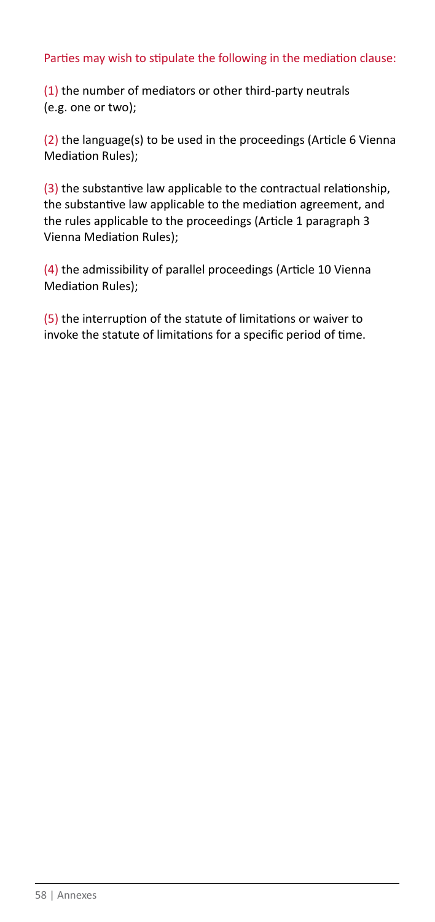Parties may wish to stipulate the following in the mediation clause:

(1) the number of mediators or other third-party neutrals (e.g. one or two);

(2) the language(s) to be used in the proceedings (Article 6 Vienna Mediation Rules);

(3) the substantive law applicable to the contractual relationship, the substantive law applicable to the mediation agreement, and the rules applicable to the proceedings (Article 1 paragraph 3 Vienna Mediation Rules);

(4) the admissibility of parallel proceedings (Article 10 Vienna Mediation Rules);

(5) the interruption of the statute of limitations or waiver to invoke the statute of limitations for a specific period of time.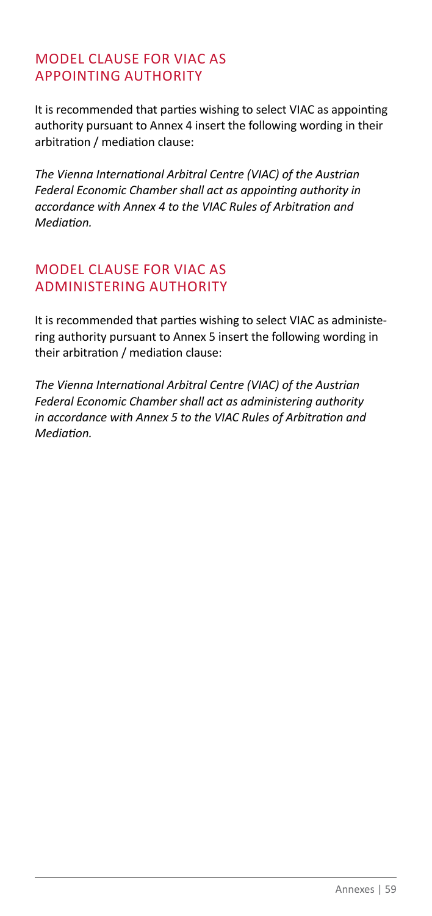## MODEL CLAUSE FOR VIAC AS APPOINTING AUTHORITY

It is recommended that parties wishing to select VIAC as appointing authority pursuant to Annex 4 insert the following wording in their arbitration / mediation clause:

*The Vienna International Arbitral Centre (VIAC) of the Austrian Federal Economic Chamber shall act as appointing authority in accordance with Annex 4 to the VIAC Rules of Arbitration and Mediation.*

## MODEL CLAUSE FOR VIAC AS ADMINISTERING AUTHORITY

It is recommended that parties wishing to select VIAC as administering authority pursuant to Annex 5 insert the following wording in their arbitration / mediation clause:

*The Vienna International Arbitral Centre (VIAC) of the Austrian Federal Economic Chamber shall act as administering authority in accordance with Annex 5 to the VIAC Rules of Arbitration and Mediation.*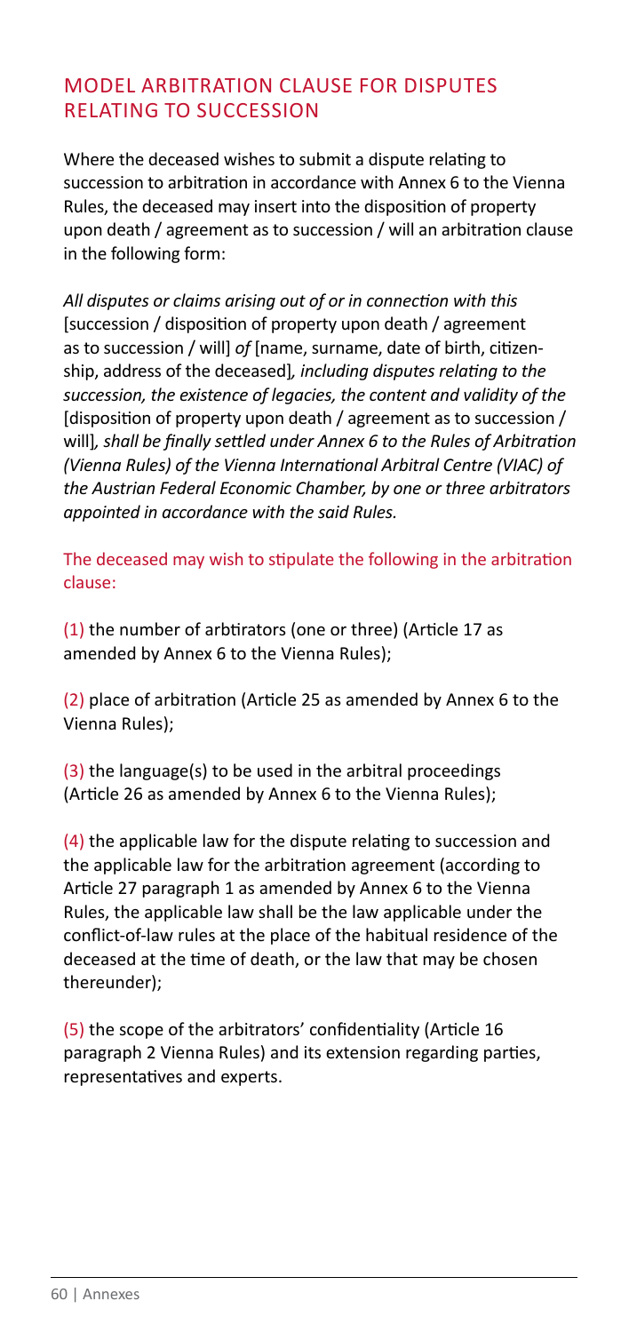## MODEL ARBITRATION CLAUSE FOR DISPUTES RELATING TO SUCCESSION

Where the deceased wishes to submit a dispute relating to succession to arbitration in accordance with Annex 6 to the Vienna Rules, the deceased may insert into the disposition of property upon death / agreement as to succession / will an arbitration clause in the following form:

*All disputes or claims arising out of or in connection with this* [succession / disposition of property upon death / agreement as to succession / will] *of* [name, surname, date of birth, citizenship, address of the deceased]*, including disputes relating to the succession, the existence of legacies, the content and validity of the* [disposition of property upon death / agreement as to succession / will]*, shall be finally settled under Annex 6 to the Rules of Arbitration (Vienna Rules) of the Vienna International Arbitral Centre (VIAC) of the Austrian Federal Economic Chamber, by one or three arbitrators appointed in accordance with the said Rules.*

The deceased may wish to stipulate the following in the arbitration clause:

(1) the number of arbtirators (one or three) (Article 17 as amended by Annex 6 to the Vienna Rules);

(2) place of arbitration (Article 25 as amended by Annex 6 to the Vienna Rules);

(3) the language(s) to be used in the arbitral proceedings (Article 26 as amended by Annex 6 to the Vienna Rules);

(4) the applicable law for the dispute relating to succession and the applicable law for the arbitration agreement (according to Article 27 paragraph 1 as amended by Annex 6 to the Vienna Rules, the applicable law shall be the law applicable under the conflict-of-law rules at the place of the habitual residence of the deceased at the time of death, or the law that may be chosen thereunder);

(5) the scope of the arbitrators' confidentiality (Article 16 paragraph 2 Vienna Rules) and its extension regarding parties, representatives and experts.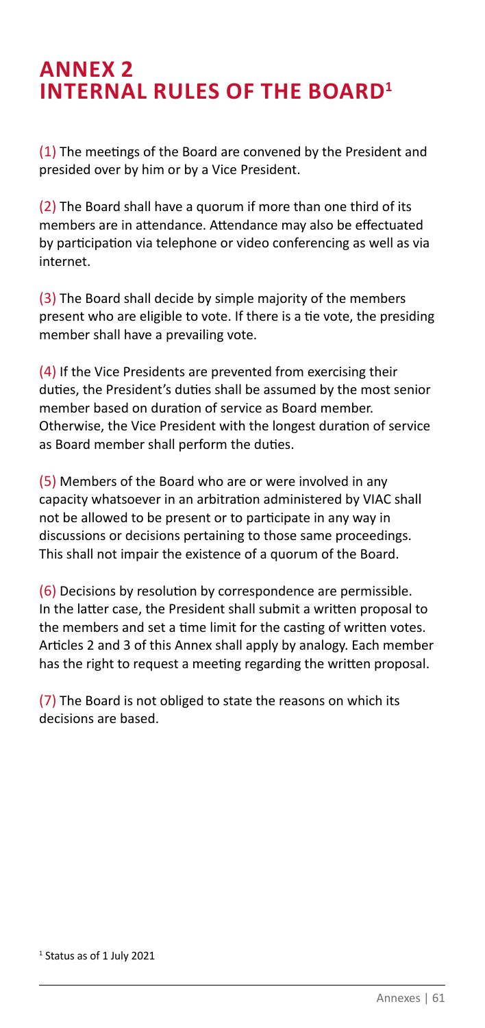# ANNEX 2
# INTERNAL RULES OF THE BOARD[1]

(1) The meetings of the Board are convened by the President and presided over by him or by a Vice President.

(2) The Board shall have a quorum if more than one third of its members are in attendance. Attendance may also be effectuated by participation via telephone or video conferencing as well as via internet.

(3) The Board shall decide by simple majority of the members present who are eligible to vote. If there is a tie vote, the presiding member shall have a prevailing vote.

(4) If the Vice Presidents are prevented from exercising their duties, the President's duties shall be assumed by the most senior member based on duration of service as Board member. Otherwise, the Vice President with the longest duration of service as Board member shall perform the duties.

(5) Members of the Board who are or were involved in any capacity whatsoever in an arbitration administered by VIAC shall not be allowed to be present or to participate in any way in discussions or decisions pertaining to those same proceedings. This shall not impair the existence of a quorum of the Board.

(6) Decisions by resolution by correspondence are permissible. In the latter case, the President shall submit a written proposal to the members and set a time limit for the casting of written votes. Articles 2 and 3 of this Annex shall apply by analogy. Each member has the right to request a meeting regarding the written proposal.

(7) The Board is not obliged to state the reasons on which its decisions are based.

[1] Status as of 1 July 2021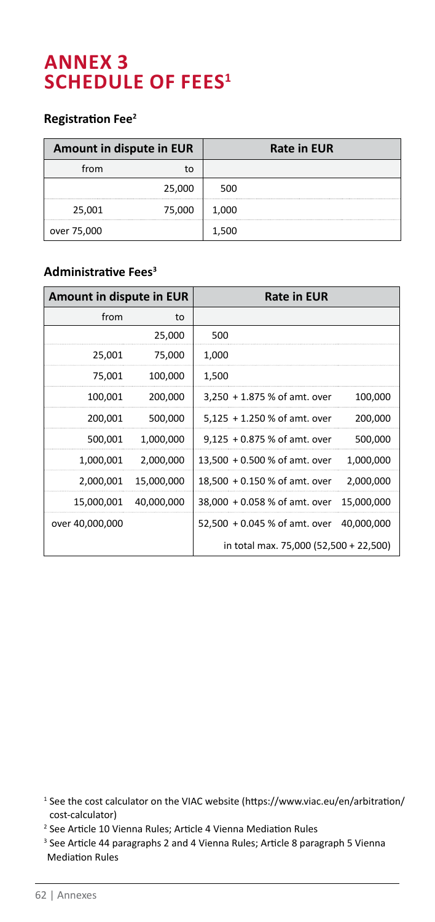# ANNEX 3
# SCHEDULE OF FEES[1]

### Registration Fee[2]

| Amount in dispute in EUR | | Rate in EUR |
|---|---|---|
| from | to | |
| | 25,000 | 500 |
| 25,001 | 75,000 | 1,000 |
| over 75,000 | | 1,500 |

### Administrative Fees[3]

| Amount in dispute in EUR | | Rate in EUR | |
|---|---|---|---|
| from | to | | |
| | 25,000 | 500 | |
| 25,001 | 75,000 | 1,000 | |
| 75,001 | 100,000 | 1,500 | |
| 100,001 | 200,000 | 3,250 + 1.875 % of amt. over | 100,000 |
| 200,001 | 500,000 | 5,125 + 1.250 % of amt. over | 200,000 |
| 500,001 | 1,000,000 | 9,125 + 0.875 % of amt. over | 500,000 |
| 1,000,001 | 2,000,000 | 13,500 + 0.500 % of amt. over | 1,000,000 |
| 2,000,001 | 15,000,000 | 18,500 + 0.150 % of amt. over | 2,000,000 |
| 15,000,001 | 40,000,000 | 38,000 + 0.058 % of amt. over | 15,000,000 |
| over 40,000,000 | | 52,500 + 0.045 % of amt. over | 40,000,000 |
| | | in total max. 75,000 (52,500 + 22,500) | |

[1] See the cost calculator on the VIAC website (https://www.viac.eu/en/arbitration/cost-calculator)

[2] See Article 10 Vienna Rules; Article 4 Vienna Mediation Rules

[3] See Article 44 paragraphs 2 and 4 Vienna Rules; Article 8 paragraph 5 Vienna Mediation Rules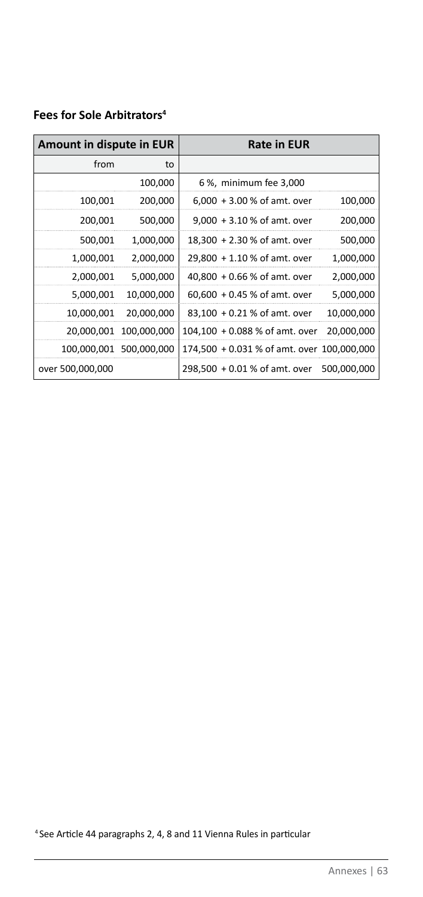### Fees for Sole Arbitrators[4]

| Amount in dispute in EUR | | Rate in EUR | |
|---|---|---|---|
| from | to | | |
| | 100,000 | 6 %, minimum fee 3,000 | |
| 100,001 | 200,000 | 6,000 + 3.00 % of amt. over | 100,000 |
| 200,001 | 500,000 | 9,000 + 3.10 % of amt. over | 200,000 |
| 500,001 | 1,000,000 | 18,300 + 2.30 % of amt. over | 500,000 |
| 1,000,001 | 2,000,000 | 29,800 + 1.10 % of amt. over | 1,000,000 |
| 2,000,001 | 5,000,000 | 40,800 + 0.66 % of amt. over | 2,000,000 |
| 5,000,001 | 10,000,000 | 60,600 + 0.45 % of amt. over | 5,000,000 |
| 10,000,001 | 20,000,000 | 83,100 + 0.21 % of amt. over | 10,000,000 |
| 20,000,001 | 100,000,000 | 104,100 + 0.088 % of amt. over | 20,000,000 |
| 100,000,001 | 500,000,000 | 174,500 + 0.031 % of amt. over | 100,000,000 |
| over 500,000,000 | | 298,500 + 0.01 % of amt. over | 500,000,000 |

[4] See Article 44 paragraphs 2, 4, 8 and 11 Vienna Rules in particular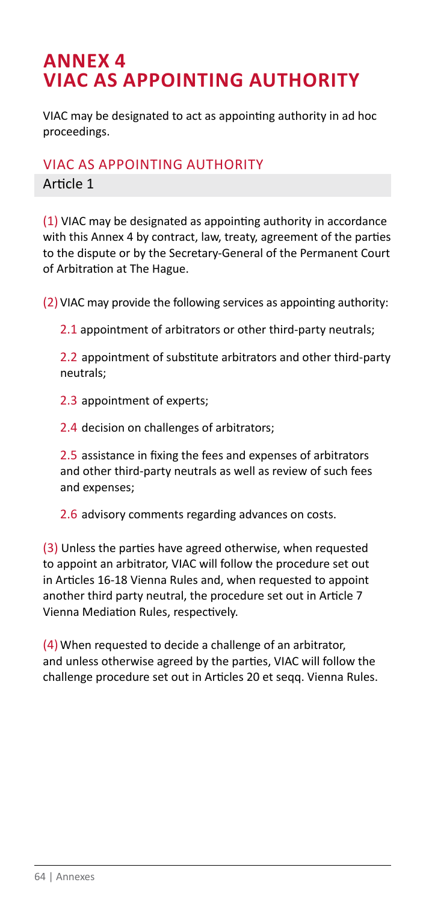# ANNEX 4
# VIAC AS APPOINTING AUTHORITY

VIAC may be designated to act as appointing authority in ad hoc proceedings.

## VIAC AS APPOINTING AUTHORITY

### Article 1

(1) VIAC may be designated as appointing authority in accordance with this Annex 4 by contract, law, treaty, agreement of the parties to the dispute or by the Secretary-General of the Permanent Court of Arbitration at The Hague.

(2) VIAC may provide the following services as appointing authority:

2.1 appointment of arbitrators or other third-party neutrals;

2.2 appointment of substitute arbitrators and other third-party neutrals;

2.3 appointment of experts;

2.4 decision on challenges of arbitrators;

2.5 assistance in fixing the fees and expenses of arbitrators and other third-party neutrals as well as review of such fees and expenses;

2.6 advisory comments regarding advances on costs.

(3) Unless the parties have agreed otherwise, when requested to appoint an arbitrator, VIAC will follow the procedure set out in Articles 16-18 Vienna Rules and, when requested to appoint another third party neutral, the procedure set out in Article 7 Vienna Mediation Rules, respectively.

(4) When requested to decide a challenge of an arbitrator, and unless otherwise agreed by the parties, VIAC will follow the challenge procedure set out in Articles 20 et seqq. Vienna Rules.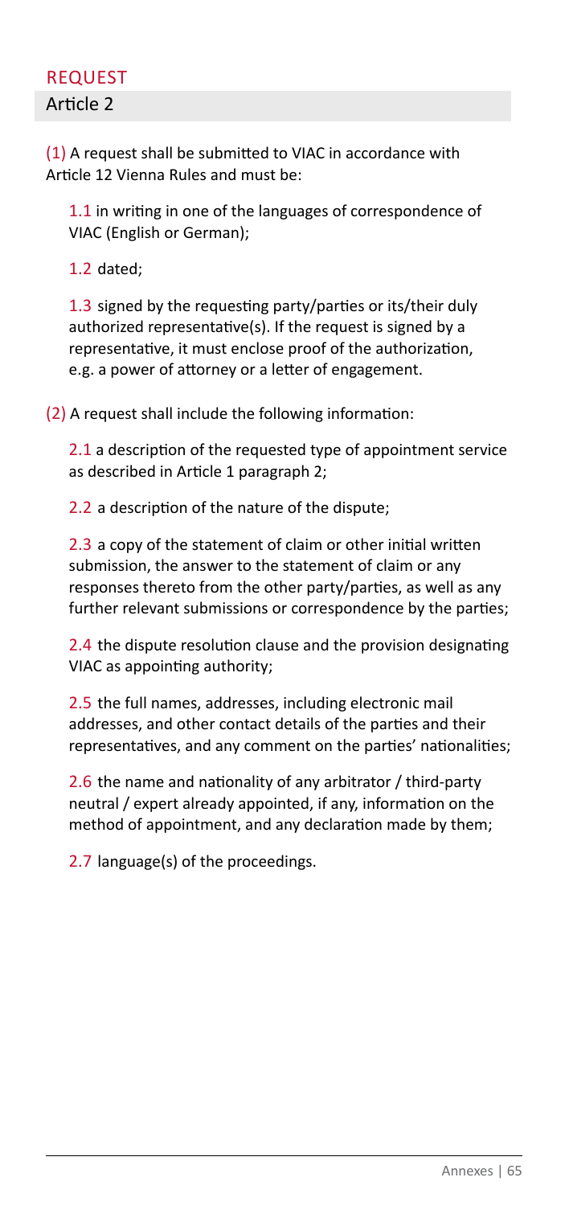## REQUEST

### Article 2

(1) A request shall be submitted to VIAC in accordance with Article 12 Vienna Rules and must be:

1.1 in writing in one of the languages of correspondence of VIAC (English or German);

1.2 dated;

1.3 signed by the requesting party/parties or its/their duly authorized representative(s). If the request is signed by a representative, it must enclose proof of the authorization, e.g. a power of attorney or a letter of engagement.

(2) A request shall include the following information:

2.1 a description of the requested type of appointment service as described in Article 1 paragraph 2;

2.2 a description of the nature of the dispute;

2.3 a copy of the statement of claim or other initial written submission, the answer to the statement of claim or any responses thereto from the other party/parties, as well as any further relevant submissions or correspondence by the parties;

2.4 the dispute resolution clause and the provision designating VIAC as appointing authority;

2.5 the full names, addresses, including electronic mail addresses, and other contact details of the parties and their representatives, and any comment on the parties' nationalities;

2.6 the name and nationality of any arbitrator / third-party neutral / expert already appointed, if any, information on the method of appointment, and any declaration made by them;

2.7 language(s) of the proceedings.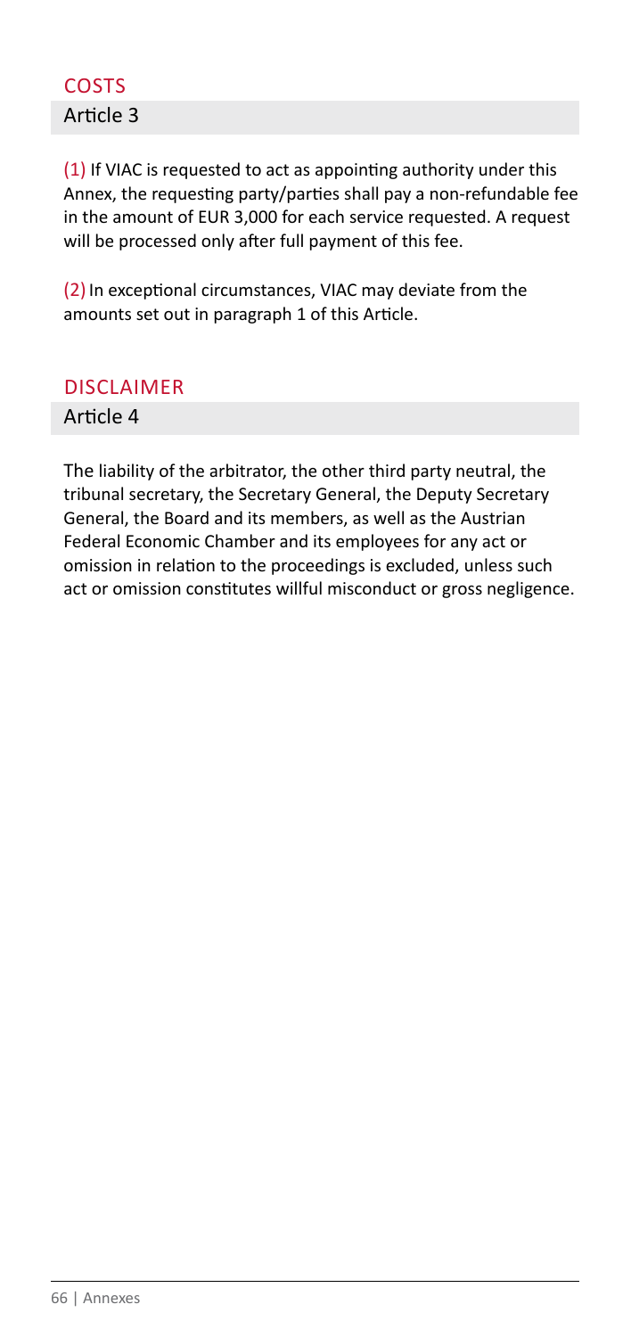## COSTS

### Article 3

(1) If VIAC is requested to act as appointing authority under this Annex, the requesting party/parties shall pay a non-refundable fee in the amount of EUR 3,000 for each service requested. A request will be processed only after full payment of this fee.

(2) In exceptional circumstances, VIAC may deviate from the amounts set out in paragraph 1 of this Article.

## DISCLAIMER

### Article 4

The liability of the arbitrator, the other third party neutral, the tribunal secretary, the Secretary General, the Deputy Secretary General, the Board and its members, as well as the Austrian Federal Economic Chamber and its employees for any act or omission in relation to the proceedings is excluded, unless such act or omission constitutes willful misconduct or gross negligence.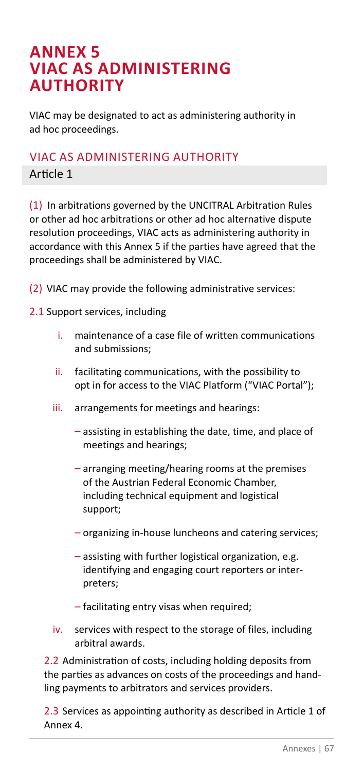# ANNEX 5 VIAC AS ADMINISTERING AUTHORITY

VIAC may be designated to act as administering authority in ad hoc proceedings.

## VIAC AS ADMINISTERING AUTHORITY

### Article 1

(1) In arbitrations governed by the UNCITRAL Arbitration Rules or other ad hoc arbitrations or other ad hoc alternative dispute resolution proceedings, VIAC acts as administering authority in accordance with this Annex 5 if the parties have agreed that the proceedings shall be administered by VIAC.

(2) VIAC may provide the following administrative services:

2.1 Support services, including

i. maintenance of a case file of written communications and submissions;

ii. facilitating communications, with the possibility to opt in for access to the VIAC Platform ("VIAC Portal");

iii. arrangements for meetings and hearings:

- assisting in establishing the date, time, and place of meetings and hearings;
- arranging meeting/hearing rooms at the premises of the Austrian Federal Economic Chamber, including technical equipment and logistical support;
- organizing in-house luncheons and catering services;
- assisting with further logistical organization, e.g. identifying and engaging court reporters or interpreters;
- facilitating entry visas when required;

iv. services with respect to the storage of files, including arbitral awards.

2.2 Administration of costs, including holding deposits from the parties as advances on costs of the proceedings and handling payments to arbitrators and services providers.

2.3 Services as appointing authority as described in Article 1 of Annex 4.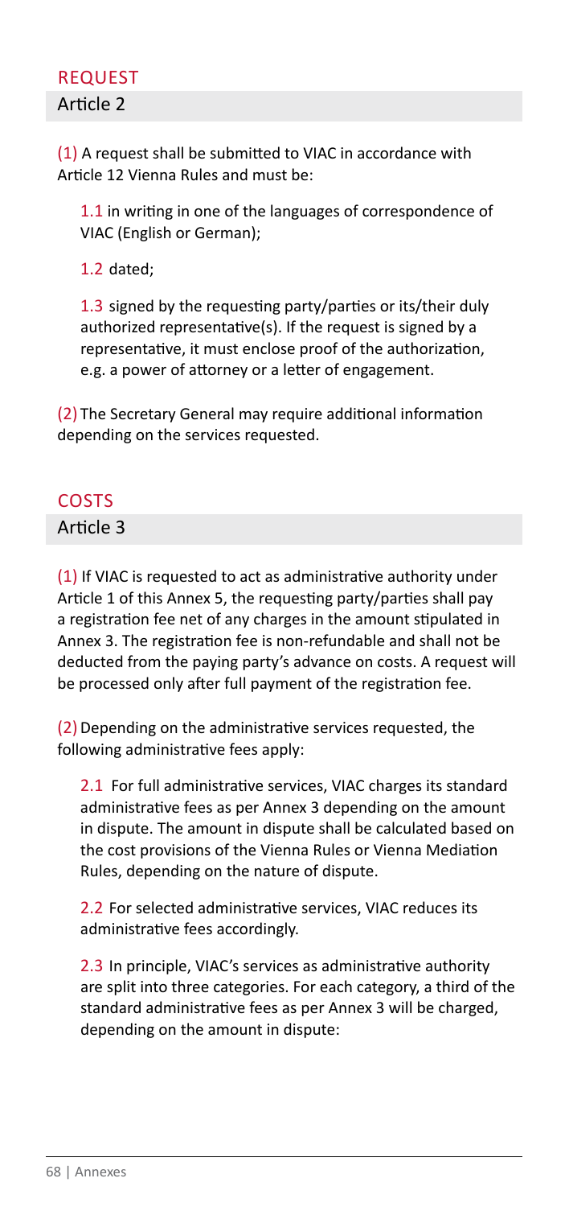## REQUEST

### Article 2

(1) A request shall be submitted to VIAC in accordance with Article 12 Vienna Rules and must be:

1.1 in writing in one of the languages of correspondence of VIAC (English or German);

1.2 dated;

1.3 signed by the requesting party/parties or its/their duly authorized representative(s). If the request is signed by a representative, it must enclose proof of the authorization, e.g. a power of attorney or a letter of engagement.

(2) The Secretary General may require additional information depending on the services requested.

## COSTS

### Article 3

(1) If VIAC is requested to act as administrative authority under Article 1 of this Annex 5, the requesting party/parties shall pay a registration fee net of any charges in the amount stipulated in Annex 3. The registration fee is non-refundable and shall not be deducted from the paying party's advance on costs. A request will be processed only after full payment of the registration fee.

(2) Depending on the administrative services requested, the following administrative fees apply:

2.1 For full administrative services, VIAC charges its standard administrative fees as per Annex 3 depending on the amount in dispute. The amount in dispute shall be calculated based on the cost provisions of the Vienna Rules or Vienna Mediation Rules, depending on the nature of dispute.

2.2 For selected administrative services, VIAC reduces its administrative fees accordingly.

2.3 In principle, VIAC's services as administrative authority are split into three categories. For each category, a third of the standard administrative fees as per Annex 3 will be charged, depending on the amount in dispute: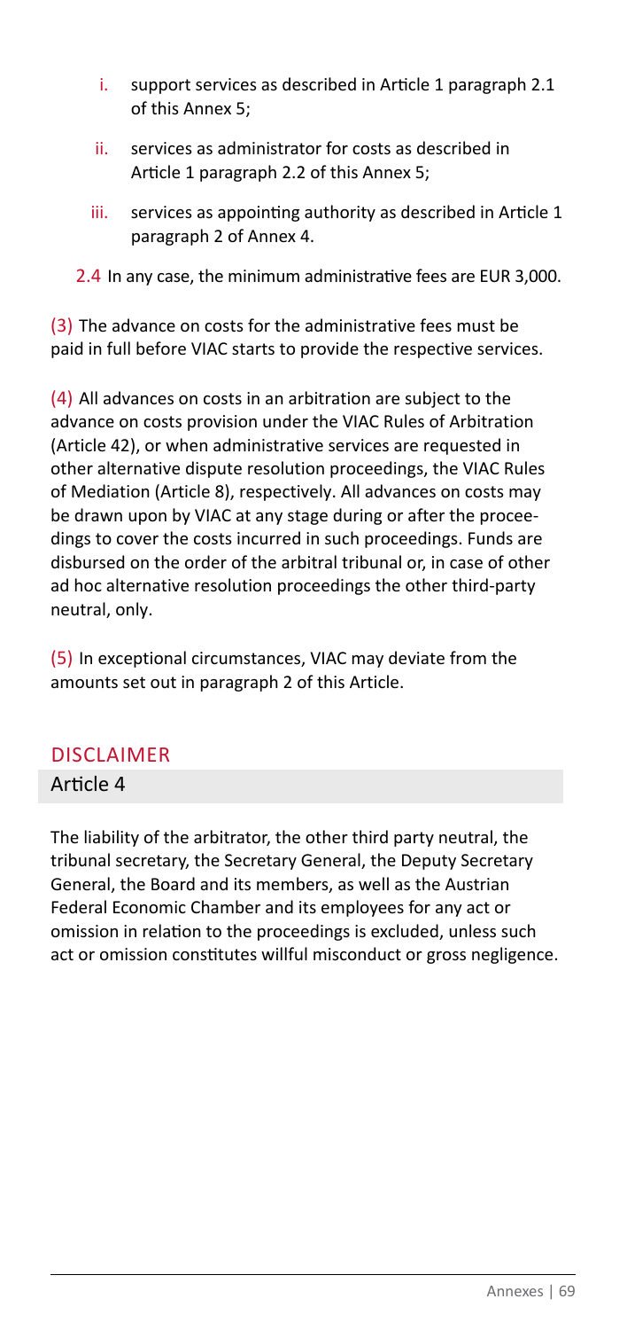i. support services as described in Article 1 paragraph 2.1 of this Annex 5;

ii. services as administrator for costs as described in Article 1 paragraph 2.2 of this Annex 5;

iii. services as appointing authority as described in Article 1 paragraph 2 of Annex 4.

2.4 In any case, the minimum administrative fees are EUR 3,000.

(3) The advance on costs for the administrative fees must be paid in full before VIAC starts to provide the respective services.

(4) All advances on costs in an arbitration are subject to the advance on costs provision under the VIAC Rules of Arbitration (Article 42), or when administrative services are requested in other alternative dispute resolution proceedings, the VIAC Rules of Mediation (Article 8), respectively. All advances on costs may be drawn upon by VIAC at any stage during or after the proceedings to cover the costs incurred in such proceedings. Funds are disbursed on the order of the arbitral tribunal or, in case of other ad hoc alternative resolution proceedings the other third-party neutral, only.

(5) In exceptional circumstances, VIAC may deviate from the amounts set out in paragraph 2 of this Article.

## DISCLAIMER

### Article 4

The liability of the arbitrator, the other third party neutral, the tribunal secretary, the Secretary General, the Deputy Secretary General, the Board and its members, as well as the Austrian Federal Economic Chamber and its employees for any act or omission in relation to the proceedings is excluded, unless such act or omission constitutes willful misconduct or gross negligence.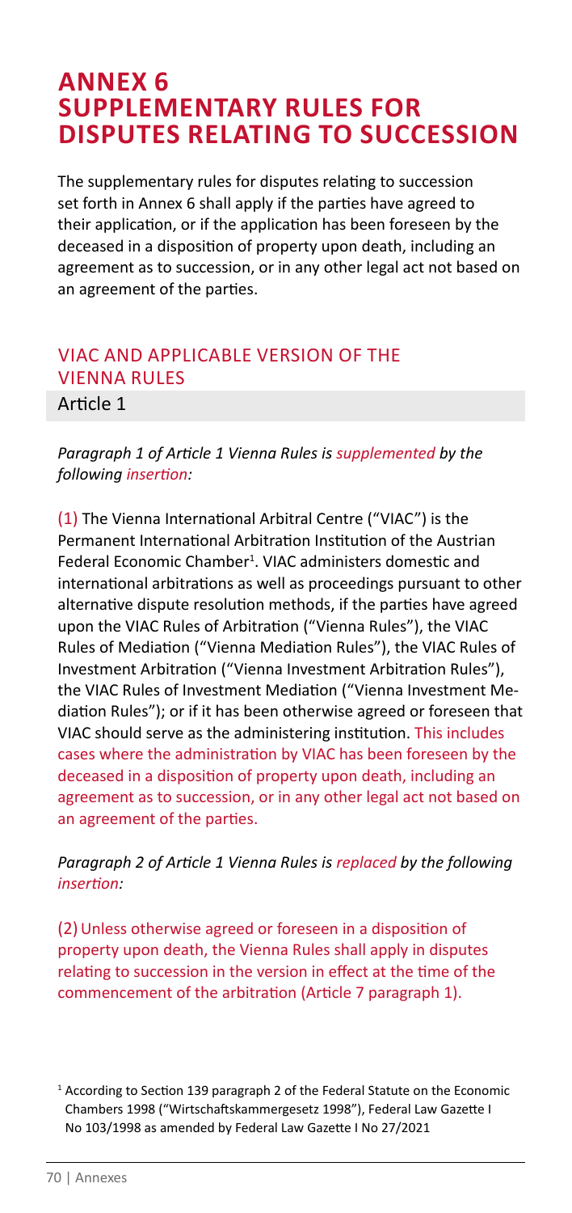# ANNEX 6 SUPPLEMENTARY RULES FOR DISPUTES RELATING TO SUCCESSION

The supplementary rules for disputes relating to succession set forth in Annex 6 shall apply if the parties have agreed to their application, or if the application has been foreseen by the deceased in a disposition of property upon death, including an agreement as to succession, or in any other legal act not based on an agreement of the parties.

## VIAC AND APPLICABLE VERSION OF THE VIENNA RULES

### Article 1

*Paragraph 1 of Article 1 Vienna Rules is supplemented by the following insertion:*

(1) The Vienna International Arbitral Centre ("VIAC") is the Permanent International Arbitration Institution of the Austrian Federal Economic Chamber[1]. VIAC administers domestic and international arbitrations as well as proceedings pursuant to other alternative dispute resolution methods, if the parties have agreed upon the VIAC Rules of Arbitration ("Vienna Rules"), the VIAC Rules of Mediation ("Vienna Mediation Rules"), the VIAC Rules of Investment Arbitration ("Vienna Investment Arbitration Rules"), the VIAC Rules of Investment Mediation ("Vienna Investment Mediation Rules"); or if it has been otherwise agreed or foreseen that VIAC should serve as the administering institution. This includes cases where the administration by VIAC has been foreseen by the deceased in a disposition of property upon death, including an agreement as to succession, or in any other legal act not based on an agreement of the parties.

*Paragraph 2 of Article 1 Vienna Rules is replaced by the following insertion:*

(2) Unless otherwise agreed or foreseen in a disposition of property upon death, the Vienna Rules shall apply in disputes relating to succession in the version in effect at the time of the commencement of the arbitration (Article 7 paragraph 1).

[1] According to Section 139 paragraph 2 of the Federal Statute on the Economic Chambers 1998 ("Wirtschaftskammergesetz 1998"), Federal Law Gazette I No 103/1998 as amended by Federal Law Gazette I No 27/2021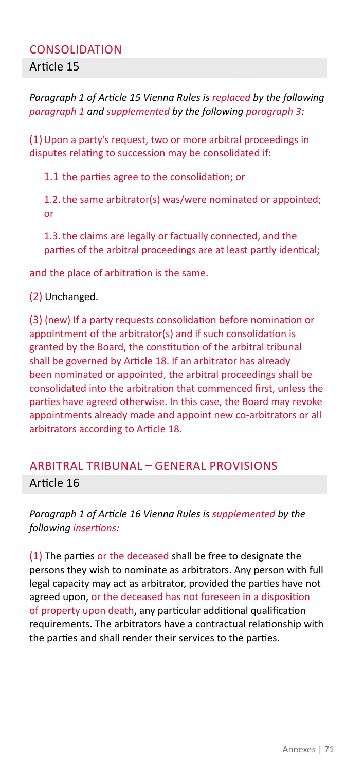## CONSOLIDATION

### Article 15

*Paragraph 1 of Article 15 Vienna Rules is replaced by the following paragraph 1 and supplemented by the following paragraph 3:*

(1) Upon a party's request, two or more arbitral proceedings in disputes relating to succession may be consolidated if:

1.1 the parties agree to the consolidation; or

1.2. the same arbitrator(s) was/were nominated or appointed; or

1.3. the claims are legally or factually connected, and the parties of the arbitral proceedings are at least partly identical;

and the place of arbitration is the same.

(2) Unchanged.

(3) (new) If a party requests consolidation before nomination or appointment of the arbitrator(s) and if such consolidation is granted by the Board, the constitution of the arbitral tribunal shall be governed by Article 18. If an arbitrator has already been nominated or appointed, the arbitral proceedings shall be consolidated into the arbitration that commenced first, unless the parties have agreed otherwise. In this case, the Board may revoke appointments already made and appoint new co-arbitrators or all arbitrators according to Article 18.

## ARBITRAL TRIBUNAL – GENERAL PROVISIONS

### Article 16

*Paragraph 1 of Article 16 Vienna Rules is supplemented by the following insertions:*

(1) The parties or the deceased shall be free to designate the persons they wish to nominate as arbitrators. Any person with full legal capacity may act as arbitrator, provided the parties have not agreed upon, or the deceased has not foreseen in a disposition of property upon death, any particular additional qualification requirements. The arbitrators have a contractual relationship with the parties and shall render their services to the parties.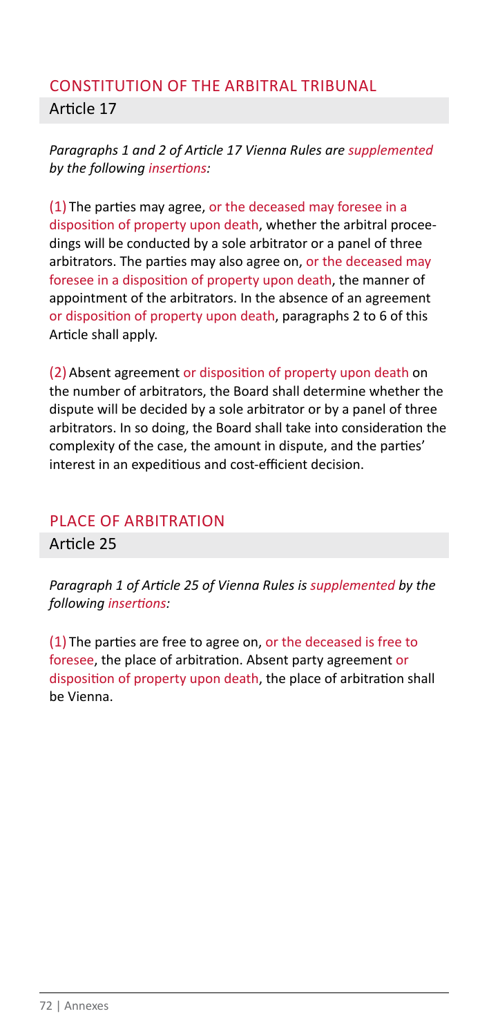## CONSTITUTION OF THE ARBITRAL TRIBUNAL

### Article 17

*Paragraphs 1 and 2 of Article 17 Vienna Rules are supplemented by the following insertions:*

(1) The parties may agree, or the deceased may foresee in a disposition of property upon death, whether the arbitral proceedings will be conducted by a sole arbitrator or a panel of three arbitrators. The parties may also agree on, or the deceased may foresee in a disposition of property upon death, the manner of appointment of the arbitrators. In the absence of an agreement or disposition of property upon death, paragraphs 2 to 6 of this Article shall apply.

(2) Absent agreement or disposition of property upon death on the number of arbitrators, the Board shall determine whether the dispute will be decided by a sole arbitrator or by a panel of three arbitrators. In so doing, the Board shall take into consideration the complexity of the case, the amount in dispute, and the parties' interest in an expeditious and cost-efficient decision.

## PLACE OF ARBITRATION

### Article 25

*Paragraph 1 of Article 25 of Vienna Rules is supplemented by the following insertions:*

(1) The parties are free to agree on, or the deceased is free to foresee, the place of arbitration. Absent party agreement or disposition of property upon death, the place of arbitration shall be Vienna.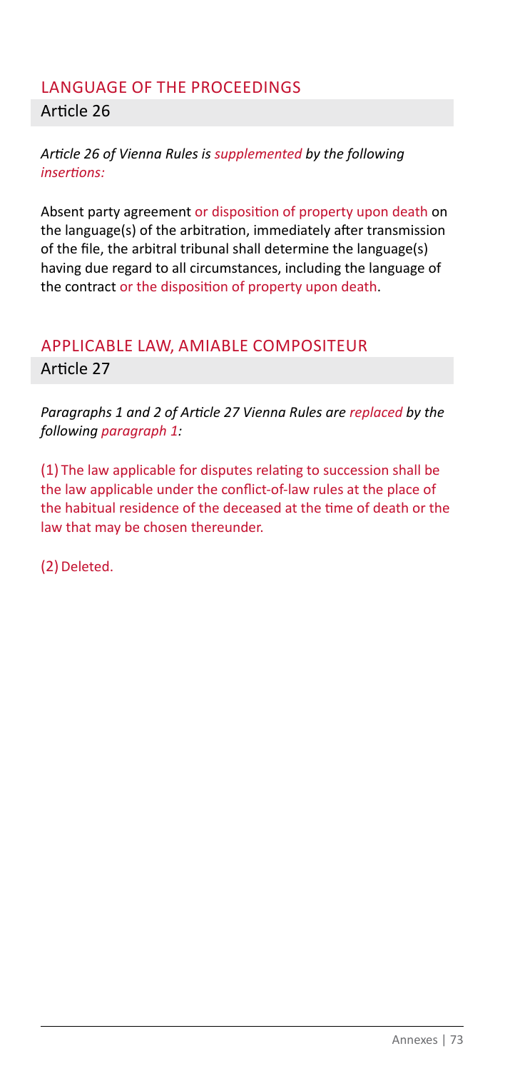## LANGUAGE OF THE PROCEEDINGS

### Article 26

*Article 26 of Vienna Rules is supplemented by the following insertions:*

Absent party agreement or disposition of property upon death on the language(s) of the arbitration, immediately after transmission of the file, the arbitral tribunal shall determine the language(s) having due regard to all circumstances, including the language of the contract or the disposition of property upon death.

## APPLICABLE LAW, AMIABLE COMPOSITEUR

### Article 27

*Paragraphs 1 and 2 of Article 27 Vienna Rules are replaced by the following paragraph 1:*

(1) The law applicable for disputes relating to succession shall be the law applicable under the conflict-of-law rules at the place of the habitual residence of the deceased at the time of death or the law that may be chosen thereunder.

(2) Deleted.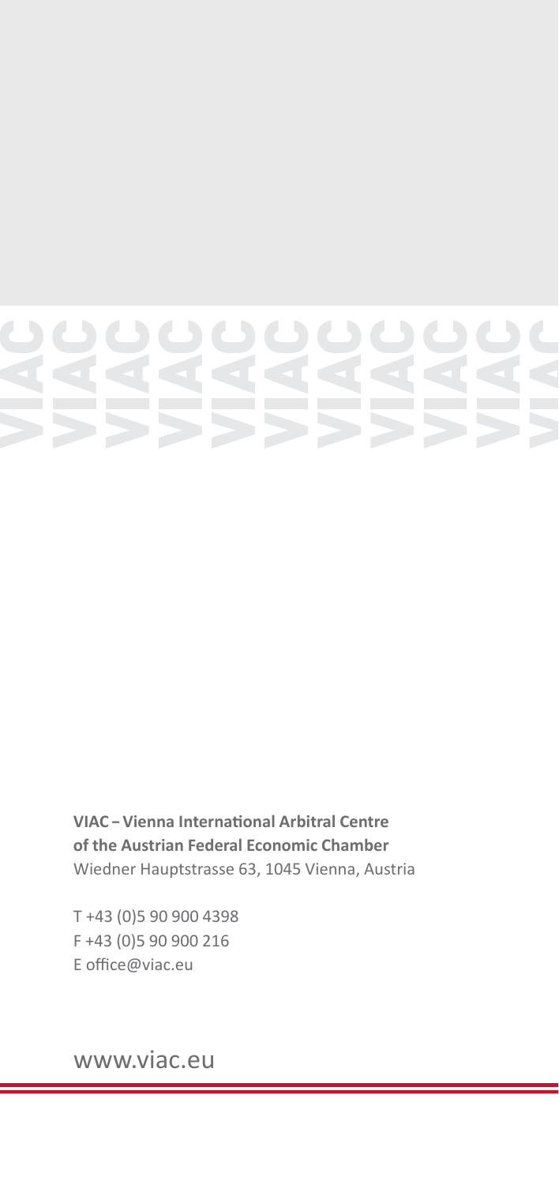**VIAC – Vienna International Arbitral Centre**
**of the Austrian Federal Economic Chamber**
Wiedner Hauptstrasse 63, 1045 Vienna, Austria

T +43 (0)5 90 900 4398
F +43 (0)5 90 900 216
E office@viac.eu

www.viac.eu